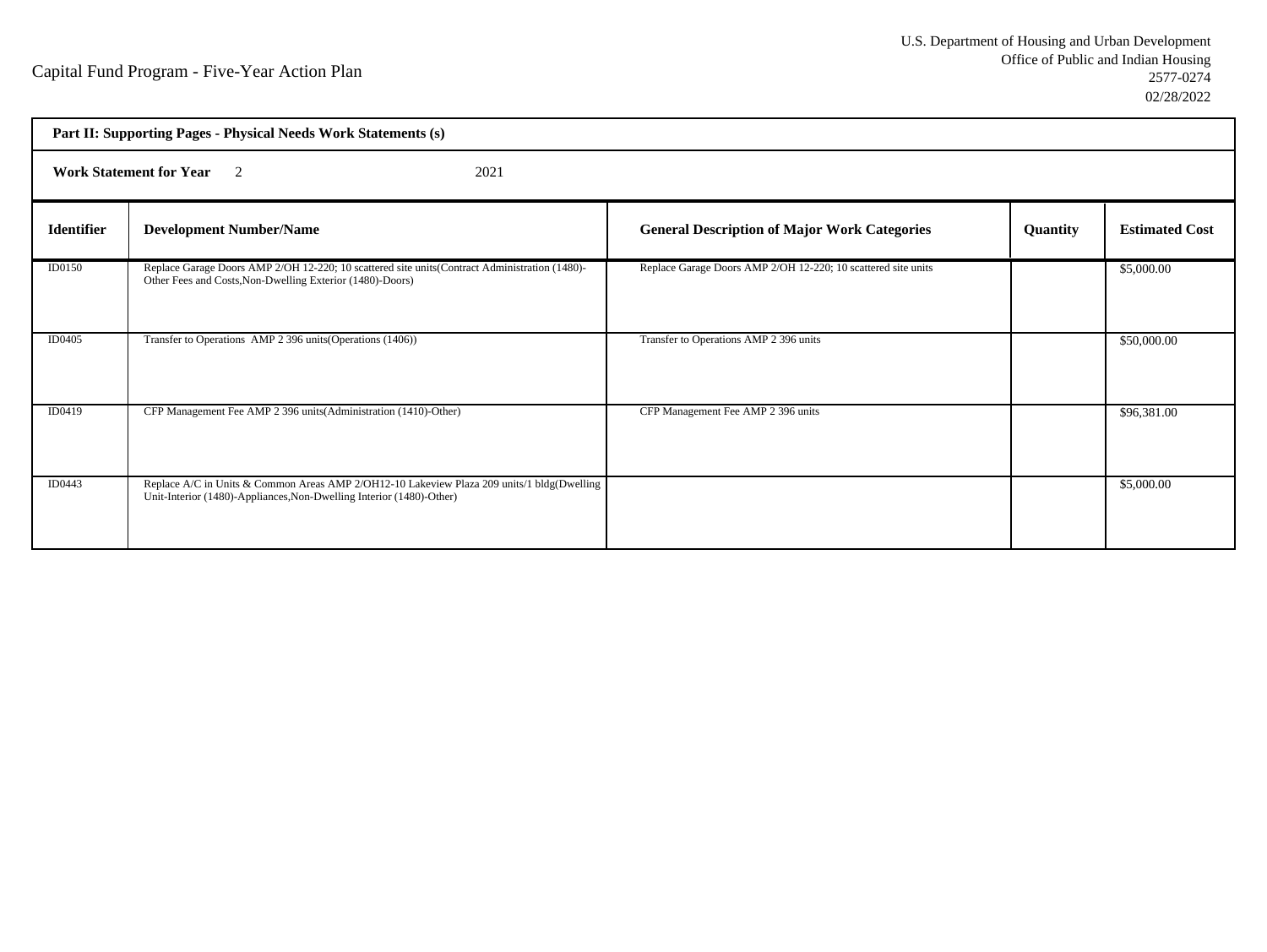Capital Fund Program - Five-Year Action Plan

U.S. Department of Housing and Urban Development
Office of Public and Indian Housing
2577-0274
02/28/2022

**Part II: Supporting Pages - Physical Needs Work Statements (s)**

**Work Statement for Year** 2 2021

| Identifier | Development Number/Name | General Description of Major Work Categories | Quantity | Estimated Cost |
|---|---|---|---|---|
| ID0150 | Replace Garage Doors AMP 2/OH 12-220; 10 scattered site units(Contract Administration (1480)-Other Fees and Costs,Non-Dwelling Exterior (1480)-Doors) | Replace Garage Doors AMP 2/OH 12-220; 10 scattered site units | | $5,000.00 |
| ID0405 | Transfer to Operations AMP 2 396 units(Operations (1406)) | Transfer to Operations AMP 2 396 units | | $50,000.00 |
| ID0419 | CFP Management Fee AMP 2 396 units(Administration (1410)-Other) | CFP Management Fee AMP 2 396 units | | $96,381.00 |
| ID0443 | Replace A/C in Units & Common Areas AMP 2/OH12-10 Lakeview Plaza 209 units/1 bldg(Dwelling Unit-Interior (1480)-Appliances,Non-Dwelling Interior (1480)-Other) | | | $5,000.00 |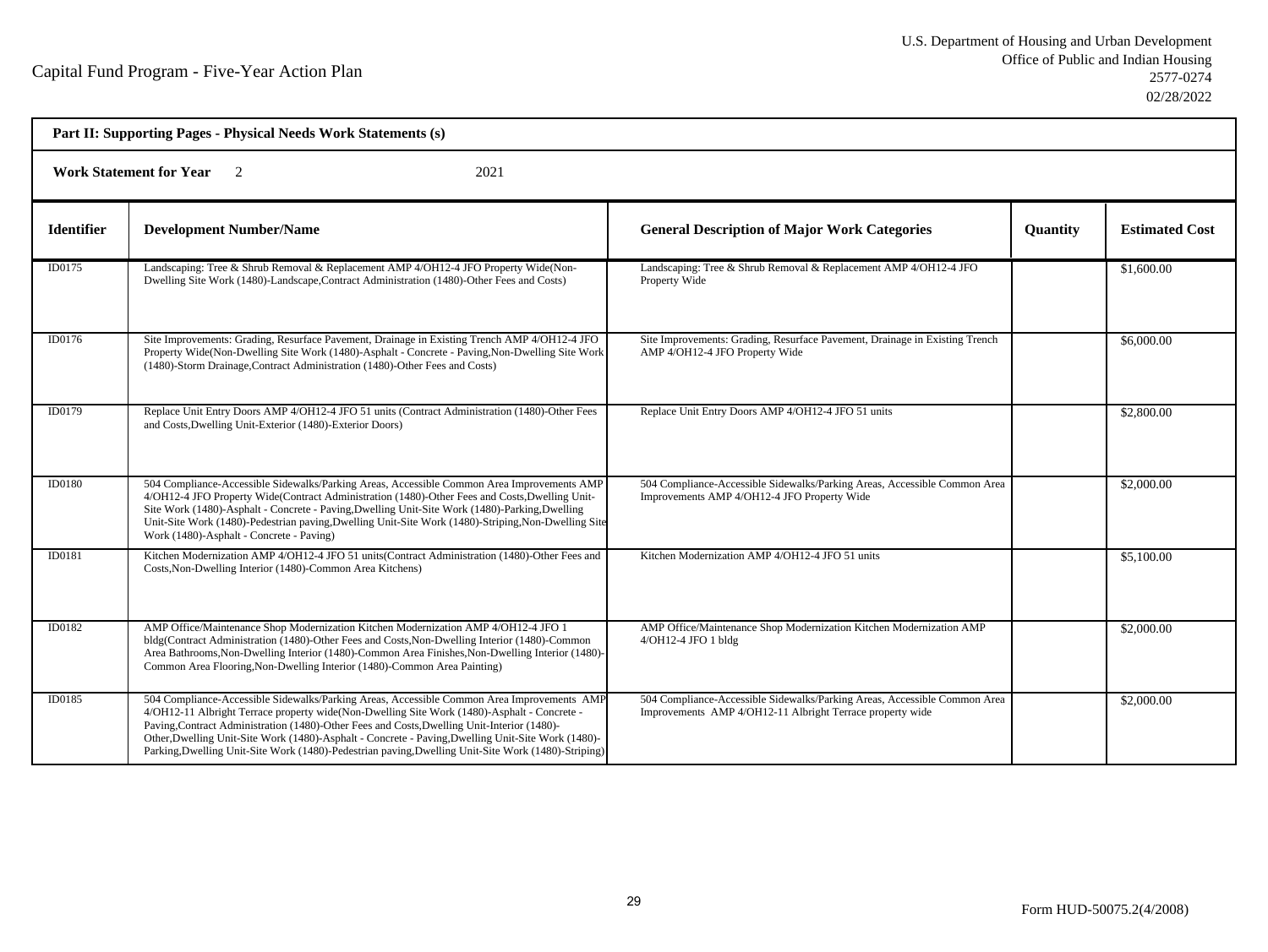Capital Fund Program - Five-Year Action Plan

U.S. Department of Housing and Urban Development
Office of Public and Indian Housing
2577-0274
02/28/2022

**Part II: Supporting Pages - Physical Needs Work Statements (s)**

**Work Statement for Year** 2 2021

| Identifier | Development Number/Name | General Description of Major Work Categories | Quantity | Estimated Cost |
|---|---|---|---|---|
| ID0175 | Landscaping: Tree & Shrub Removal & Replacement AMP 4/OH12-4 JFO Property Wide(Non-Dwelling Site Work (1480)-Landscape,Contract Administration (1480)-Other Fees and Costs) | Landscaping: Tree & Shrub Removal & Replacement AMP 4/OH12-4 JFO Property Wide | | $1,600.00 |
| ID0176 | Site Improvements: Grading, Resurface Pavement, Drainage in Existing Trench AMP 4/OH12-4 JFO Property Wide(Non-Dwelling Site Work (1480)-Asphalt - Concrete - Paving,Non-Dwelling Site Work (1480)-Storm Drainage,Contract Administration (1480)-Other Fees and Costs) | Site Improvements: Grading, Resurface Pavement, Drainage in Existing Trench AMP 4/OH12-4 JFO Property Wide | | $6,000.00 |
| ID0179 | Replace Unit Entry Doors AMP 4/OH12-4 JFO 51 units (Contract Administration (1480)-Other Fees and Costs,Dwelling Unit-Exterior (1480)-Exterior Doors) | Replace Unit Entry Doors AMP 4/OH12-4 JFO 51 units | | $2,800.00 |
| ID0180 | 504 Compliance-Accessible Sidewalks/Parking Areas, Accessible Common Area Improvements AMP 4/OH12-4 JFO Property Wide(Contract Administration (1480)-Other Fees and Costs,Dwelling Unit-Site Work (1480)-Asphalt - Concrete - Paving,Dwelling Unit-Site Work (1480)-Parking,Dwelling Unit-Site Work (1480)-Pedestrian paving,Dwelling Unit-Site Work (1480)-Striping,Non-Dwelling Site Work (1480)-Asphalt - Concrete - Paving) | 504 Compliance-Accessible Sidewalks/Parking Areas, Accessible Common Area Improvements AMP 4/OH12-4 JFO Property Wide | | $2,000.00 |
| ID0181 | Kitchen Modernization AMP 4/OH12-4 JFO 51 units(Contract Administration (1480)-Other Fees and Costs,Non-Dwelling Interior (1480)-Common Area Kitchens) | Kitchen Modernization AMP 4/OH12-4 JFO 51 units | | $5,100.00 |
| ID0182 | AMP Office/Maintenance Shop Modernization Kitchen Modernization AMP 4/OH12-4 JFO 1 bldg(Contract Administration (1480)-Other Fees and Costs,Non-Dwelling Interior (1480)-Common Area Bathrooms,Non-Dwelling Interior (1480)-Common Area Finishes,Non-Dwelling Interior (1480)-Common Area Flooring,Non-Dwelling Interior (1480)-Common Area Painting) | AMP Office/Maintenance Shop Modernization Kitchen Modernization AMP 4/OH12-4 JFO 1 bldg | | $2,000.00 |
| ID0185 | 504 Compliance-Accessible Sidewalks/Parking Areas, Accessible Common Area Improvements AMP 4/OH12-11 Albright Terrace property wide(Non-Dwelling Site Work (1480)-Asphalt - Concrete - Paving,Contract Administration (1480)-Other Fees and Costs,Dwelling Unit-Interior (1480)-Other,Dwelling Unit-Site Work (1480)-Asphalt - Concrete - Paving,Dwelling Unit-Site Work (1480)-Parking,Dwelling Unit-Site Work (1480)-Pedestrian paving,Dwelling Unit-Site Work (1480)-Striping) | 504 Compliance-Accessible Sidewalks/Parking Areas, Accessible Common Area Improvements AMP 4/OH12-11 Albright Terrace property wide | | $2,000.00 |

Form HUD-50075.2(4/2008)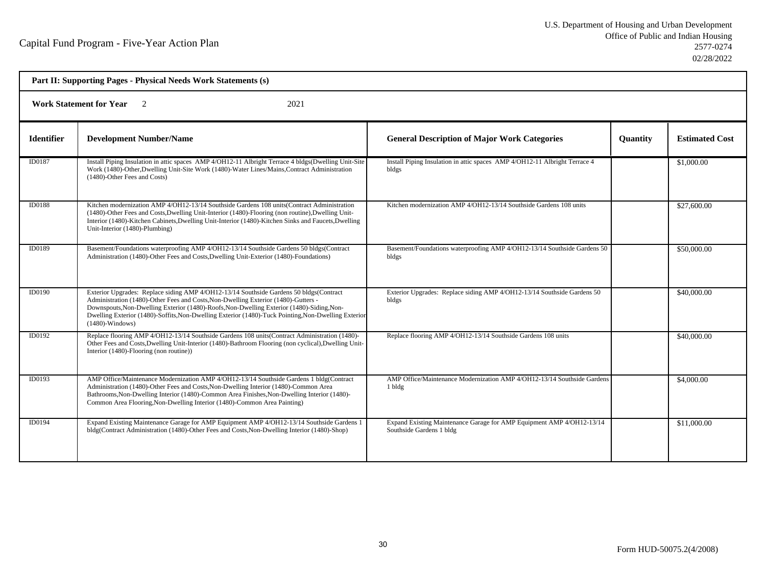Capital Fund Program - Five-Year Action Plan

U.S. Department of Housing and Urban Development
Office of Public and Indian Housing
2577-0274
02/28/2022

**Part II: Supporting Pages - Physical Needs Work Statements (s)**

**Work Statement for Year** 2 2021

| Identifier | Development Number/Name | General Description of Major Work Categories | Quantity | Estimated Cost |
|---|---|---|---|---|
| ID0187 | Install Piping Insulation in attic spaces AMP 4/OH12-11 Albright Terrace 4 bldgs(Dwelling Unit-Site Work (1480)-Other,Dwelling Unit-Site Work (1480)-Water Lines/Mains,Contract Administration (1480)-Other Fees and Costs) | Install Piping Insulation in attic spaces AMP 4/OH12-11 Albright Terrace 4 bldgs | | \$1,000.00 |
| ID0188 | Kitchen modernization AMP 4/OH12-13/14 Southside Gardens 108 units(Contract Administration (1480)-Other Fees and Costs,Dwelling Unit-Interior (1480)-Flooring (non routine),Dwelling Unit-Interior (1480)-Kitchen Cabinets,Dwelling Unit-Interior (1480)-Kitchen Sinks and Faucets,Dwelling Unit-Interior (1480)-Plumbing) | Kitchen modernization AMP 4/OH12-13/14 Southside Gardens 108 units | | \$27,600.00 |
| ID0189 | Basement/Foundations waterproofing AMP 4/OH12-13/14 Southside Gardens 50 bldgs(Contract Administration (1480)-Other Fees and Costs,Dwelling Unit-Exterior (1480)-Foundations) | Basement/Foundations waterproofing AMP 4/OH12-13/14 Southside Gardens 50 bldgs | | \$50,000.00 |
| ID0190 | Exterior Upgrades: Replace siding AMP 4/OH12-13/14 Southside Gardens 50 bldgs(Contract Administration (1480)-Other Fees and Costs,Non-Dwelling Exterior (1480)-Gutters - Downspouts,Non-Dwelling Exterior (1480)-Roofs,Non-Dwelling Exterior (1480)-Siding,Non-Dwelling Exterior (1480)-Soffits,Non-Dwelling Exterior (1480)-Tuck Pointing,Non-Dwelling Exterior (1480)-Windows) | Exterior Upgrades: Replace siding AMP 4/OH12-13/14 Southside Gardens 50 bldgs | | \$40,000.00 |
| ID0192 | Replace flooring AMP 4/OH12-13/14 Southside Gardens 108 units(Contract Administration (1480)-Other Fees and Costs,Dwelling Unit-Interior (1480)-Bathroom Flooring (non cyclical),Dwelling Unit-Interior (1480)-Flooring (non routine)) | Replace flooring AMP 4/OH12-13/14 Southside Gardens 108 units | | \$40,000.00 |
| ID0193 | AMP Office/Maintenance Modernization AMP 4/OH12-13/14 Southside Gardens 1 bldg(Contract Administration (1480)-Other Fees and Costs,Non-Dwelling Interior (1480)-Common Area Bathrooms,Non-Dwelling Interior (1480)-Common Area Finishes,Non-Dwelling Interior (1480)-Common Area Flooring,Non-Dwelling Interior (1480)-Common Area Painting) | AMP Office/Maintenance Modernization AMP 4/OH12-13/14 Southside Gardens 1 bldg | | \$4,000.00 |
| ID0194 | Expand Existing Maintenance Garage for AMP Equipment AMP 4/OH12-13/14 Southside Gardens 1 bldg(Contract Administration (1480)-Other Fees and Costs,Non-Dwelling Interior (1480)-Shop) | Expand Existing Maintenance Garage for AMP Equipment AMP 4/OH12-13/14 Southside Gardens 1 bldg | | \$11,000.00 |

Form HUD-50075.2(4/2008)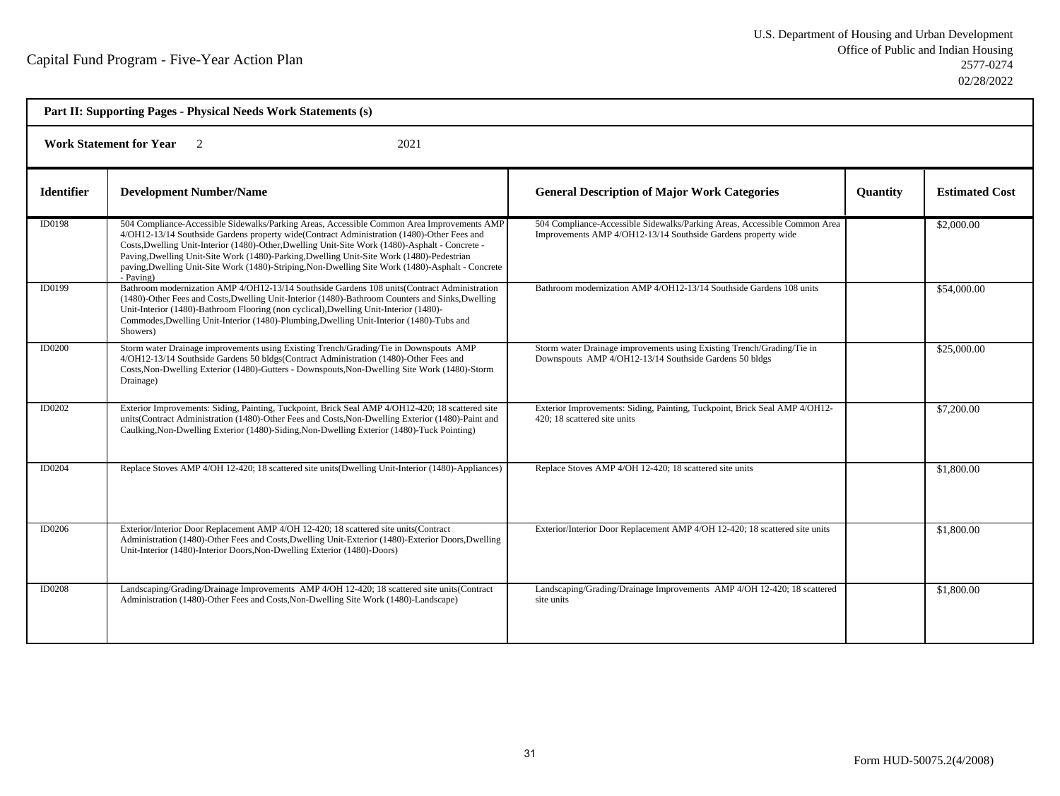Capital Fund Program - Five-Year Action Plan

U.S. Department of Housing and Urban Development
Office of Public and Indian Housing
2577-0274
02/28/2022

**Part II: Supporting Pages - Physical Needs Work Statements (s)**

**Work Statement for Year** 2 2021

| Identifier | Development Number/Name | General Description of Major Work Categories | Quantity | Estimated Cost |
|---|---|---|---|---|
| ID0198 | 504 Compliance-Accessible Sidewalks/Parking Areas, Accessible Common Area Improvements AMP 4/OH12-13/14 Southside Gardens property wide(Contract Administration (1480)-Other Fees and Costs,Dwelling Unit-Interior (1480)-Other,Dwelling Unit-Site Work (1480)-Asphalt - Concrete - Paving,Dwelling Unit-Site Work (1480)-Parking,Dwelling Unit-Site Work (1480)-Pedestrian paving,Dwelling Unit-Site Work (1480)-Striping,Non-Dwelling Site Work (1480)-Asphalt - Concrete - Paving) | 504 Compliance-Accessible Sidewalks/Parking Areas, Accessible Common Area Improvements AMP 4/OH12-13/14 Southside Gardens property wide | | $2,000.00 |
| ID0199 | Bathroom modernization AMP 4/OH12-13/14 Southside Gardens 108 units(Contract Administration (1480)-Other Fees and Costs,Dwelling Unit-Interior (1480)-Bathroom Counters and Sinks,Dwelling Unit-Interior (1480)-Bathroom Flooring (non cyclical),Dwelling Unit-Interior (1480)-Commodes,Dwelling Unit-Interior (1480)-Plumbing,Dwelling Unit-Interior (1480)-Tubs and Showers) | Bathroom modernization AMP 4/OH12-13/14 Southside Gardens 108 units | | $54,000.00 |
| ID0200 | Storm water Drainage improvements using Existing Trench/Grading/Tie in Downspouts AMP 4/OH12-13/14 Southside Gardens 50 bldgs(Contract Administration (1480)-Other Fees and Costs,Non-Dwelling Exterior (1480)-Gutters - Downspouts,Non-Dwelling Site Work (1480)-Storm Drainage) | Storm water Drainage improvements using Existing Trench/Grading/Tie in Downspouts AMP 4/OH12-13/14 Southside Gardens 50 bldgs | | $25,000.00 |
| ID0202 | Exterior Improvements: Siding, Painting, Tuckpoint, Brick Seal AMP 4/OH12-420; 18 scattered site units(Contract Administration (1480)-Other Fees and Costs,Non-Dwelling Exterior (1480)-Paint and Caulking,Non-Dwelling Exterior (1480)-Siding,Non-Dwelling Exterior (1480)-Tuck Pointing) | Exterior Improvements: Siding, Painting, Tuckpoint, Brick Seal AMP 4/OH12-420; 18 scattered site units | | $7,200.00 |
| ID0204 | Replace Stoves AMP 4/OH 12-420; 18 scattered site units(Dwelling Unit-Interior (1480)-Appliances) | Replace Stoves AMP 4/OH 12-420; 18 scattered site units | | $1,800.00 |
| ID0206 | Exterior/Interior Door Replacement AMP 4/OH 12-420; 18 scattered site units(Contract Administration (1480)-Other Fees and Costs,Dwelling Unit-Exterior (1480)-Exterior Doors,Dwelling Unit-Interior (1480)-Interior Doors,Non-Dwelling Exterior (1480)-Doors) | Exterior/Interior Door Replacement AMP 4/OH 12-420; 18 scattered site units | | $1,800.00 |
| ID0208 | Landscaping/Grading/Drainage Improvements AMP 4/OH 12-420; 18 scattered site units(Contract Administration (1480)-Other Fees and Costs,Non-Dwelling Site Work (1480)-Landscape) | Landscaping/Grading/Drainage Improvements AMP 4/OH 12-420; 18 scattered site units | | $1,800.00 |

Form HUD-50075.2(4/2008)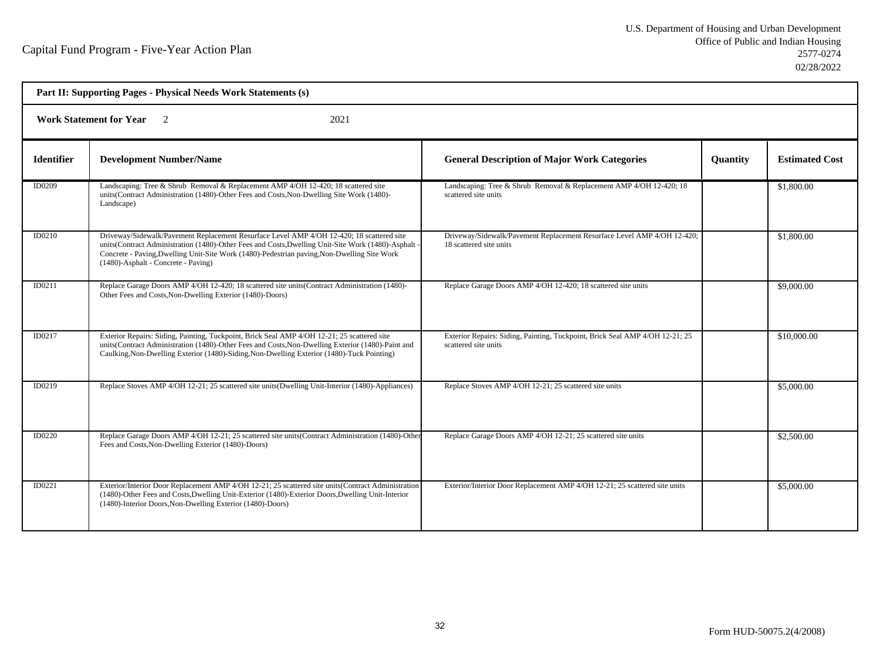Capital Fund Program - Five-Year Action Plan

U.S. Department of Housing and Urban Development
Office of Public and Indian Housing
2577-0274
02/28/2022

**Part II: Supporting Pages - Physical Needs Work Statements (s)**

**Work Statement for Year** 2 2021

| Identifier | Development Number/Name | General Description of Major Work Categories | Quantity | Estimated Cost |
|---|---|---|---|---|
| ID0209 | Landscaping: Tree & Shrub Removal & Replacement AMP 4/OH 12-420; 18 scattered site units(Contract Administration (1480)-Other Fees and Costs,Non-Dwelling Site Work (1480)-Landscape) | Landscaping: Tree & Shrub Removal & Replacement AMP 4/OH 12-420; 18 scattered site units | | $1,800.00 |
| ID0210 | Driveway/Sidewalk/Pavement Replacement Resurface Level AMP 4/OH 12-420; 18 scattered site units(Contract Administration (1480)-Other Fees and Costs,Dwelling Unit-Site Work (1480)-Asphalt - Concrete - Paving,Dwelling Unit-Site Work (1480)-Pedestrian paving,Non-Dwelling Site Work (1480)-Asphalt - Concrete - Paving) | Driveway/Sidewalk/Pavement Replacement Resurface Level AMP 4/OH 12-420; 18 scattered site units | | $1,800.00 |
| ID0211 | Replace Garage Doors AMP 4/OH 12-420; 18 scattered site units(Contract Administration (1480)-Other Fees and Costs,Non-Dwelling Exterior (1480)-Doors) | Replace Garage Doors AMP 4/OH 12-420; 18 scattered site units | | $9,000.00 |
| ID0217 | Exterior Repairs: Siding, Painting, Tuckpoint, Brick Seal AMP 4/OH 12-21; 25 scattered site units(Contract Administration (1480)-Other Fees and Costs,Non-Dwelling Exterior (1480)-Paint and Caulking,Non-Dwelling Exterior (1480)-Siding,Non-Dwelling Exterior (1480)-Tuck Pointing) | Exterior Repairs: Siding, Painting, Tuckpoint, Brick Seal AMP 4/OH 12-21; 25 scattered site units | | $10,000.00 |
| ID0219 | Replace Stoves AMP 4/OH 12-21; 25 scattered site units(Dwelling Unit-Interior (1480)-Appliances) | Replace Stoves AMP 4/OH 12-21; 25 scattered site units | | $5,000.00 |
| ID0220 | Replace Garage Doors AMP 4/OH 12-21; 25 scattered site units(Contract Administration (1480)-Other Fees and Costs,Non-Dwelling Exterior (1480)-Doors) | Replace Garage Doors AMP 4/OH 12-21; 25 scattered site units | | $2,500.00 |
| ID0221 | Exterior/Interior Door Replacement AMP 4/OH 12-21; 25 scattered site units(Contract Administration (1480)-Other Fees and Costs,Dwelling Unit-Exterior (1480)-Exterior Doors,Dwelling Unit-Interior (1480)-Interior Doors,Non-Dwelling Exterior (1480)-Doors) | Exterior/Interior Door Replacement AMP 4/OH 12-21; 25 scattered site units | | $5,000.00 |

Form HUD-50075.2(4/2008)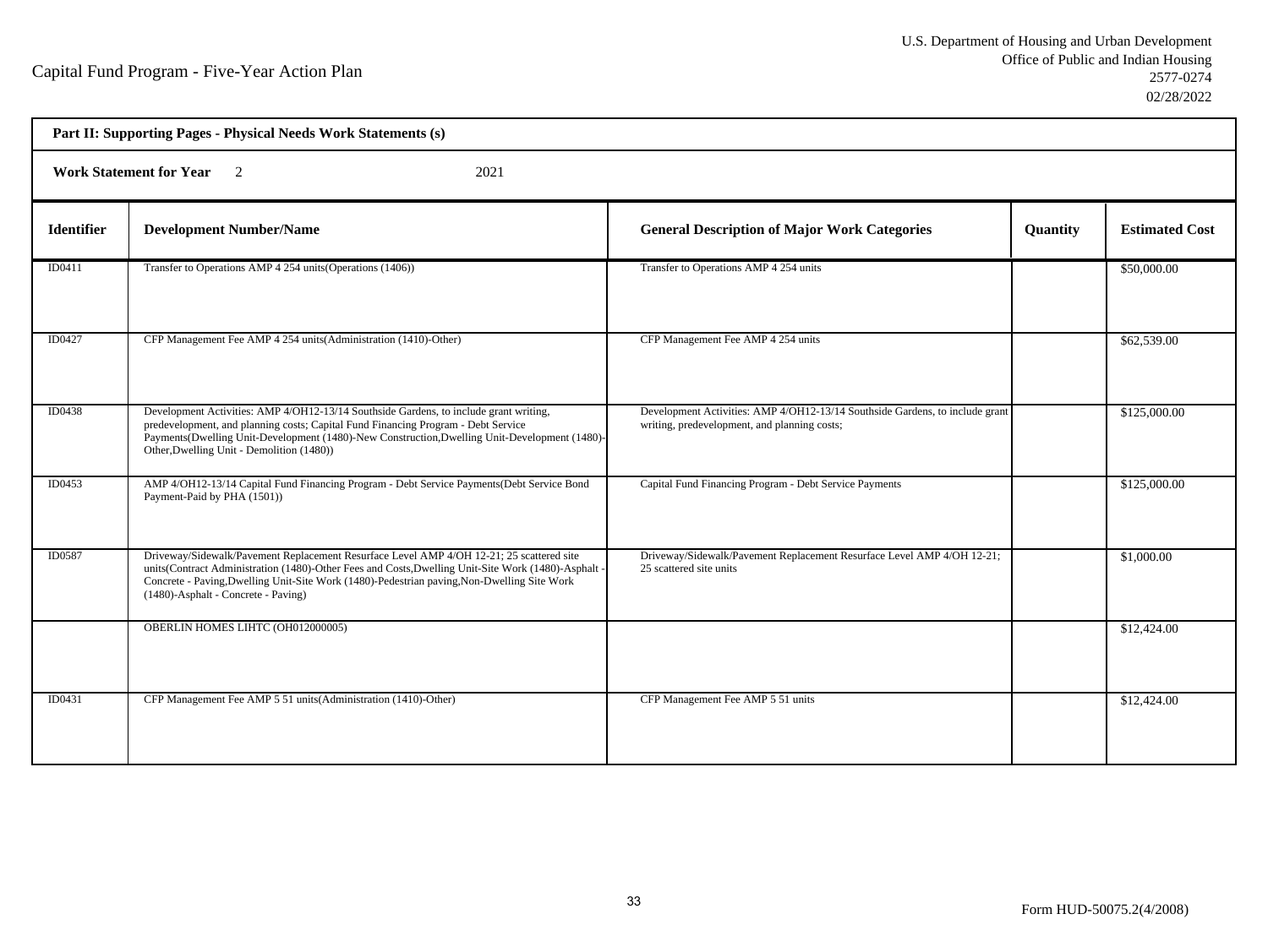Capital Fund Program - Five-Year Action Plan

U.S. Department of Housing and Urban Development
Office of Public and Indian Housing
2577-0274
02/28/2022

**Part II: Supporting Pages - Physical Needs Work Statements (s)**

**Work Statement for Year** 2 2021

| Identifier | Development Number/Name | General Description of Major Work Categories | Quantity | Estimated Cost |
|---|---|---|---|---|
| ID0411 | Transfer to Operations AMP 4 254 units(Operations (1406)) | Transfer to Operations AMP 4 254 units | | $50,000.00 |
| ID0427 | CFP Management Fee AMP 4 254 units(Administration (1410)-Other) | CFP Management Fee AMP 4 254 units | | $62,539.00 |
| ID0438 | Development Activities: AMP 4/OH12-13/14 Southside Gardens, to include grant writing, predevelopment, and planning costs; Capital Fund Financing Program - Debt Service Payments(Dwelling Unit-Development (1480)-New Construction,Dwelling Unit-Development (1480)-Other,Dwelling Unit - Demolition (1480)) | Development Activities: AMP 4/OH12-13/14 Southside Gardens, to include grant writing, predevelopment, and planning costs; | | $125,000.00 |
| ID0453 | AMP 4/OH12-13/14 Capital Fund Financing Program - Debt Service Payments(Debt Service Bond Payment-Paid by PHA (1501)) | Capital Fund Financing Program - Debt Service Payments | | $125,000.00 |
| ID0587 | Driveway/Sidewalk/Pavement Replacement Resurface Level AMP 4/OH 12-21; 25 scattered site units(Contract Administration (1480)-Other Fees and Costs,Dwelling Unit-Site Work (1480)-Asphalt - Concrete - Paving,Dwelling Unit-Site Work (1480)-Pedestrian paving,Non-Dwelling Site Work (1480)-Asphalt - Concrete - Paving) | Driveway/Sidewalk/Pavement Replacement Resurface Level AMP 4/OH 12-21; 25 scattered site units | | $1,000.00 |
| | OBERLIN HOMES LIHTC (OH012000005) | | | $12,424.00 |
| ID0431 | CFP Management Fee AMP 5 51 units(Administration (1410)-Other) | CFP Management Fee AMP 5 51 units | | $12,424.00 |

Form HUD-50075.2(4/2008)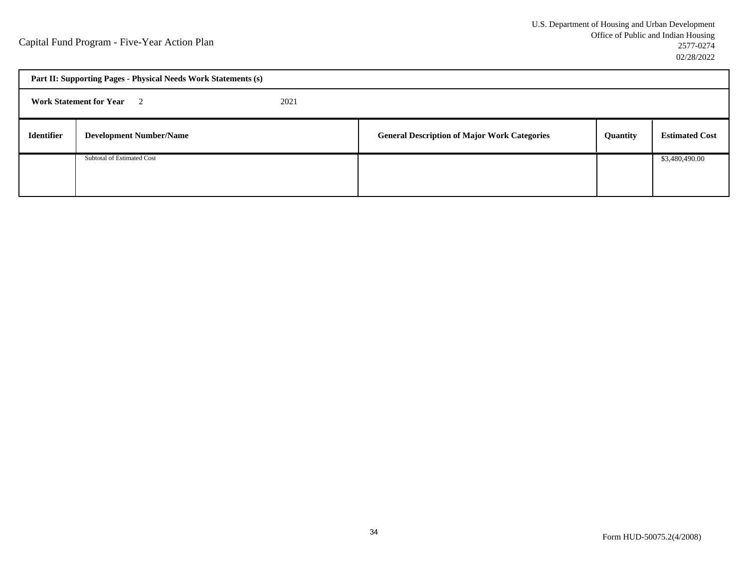Capital Fund Program - Five-Year Action Plan

U.S. Department of Housing and Urban Development
Office of Public and Indian Housing
2577-0274
02/28/2022

**Part II: Supporting Pages - Physical Needs Work Statements (s)**

**Work Statement for Year** 2 2021

| Identifier | Development Number/Name | General Description of Major Work Categories | Quantity | Estimated Cost |
|---|---|---|---|---|
| | Subtotal of Estimated Cost | | | $3,480,490.00 |

Form HUD-50075.2(4/2008)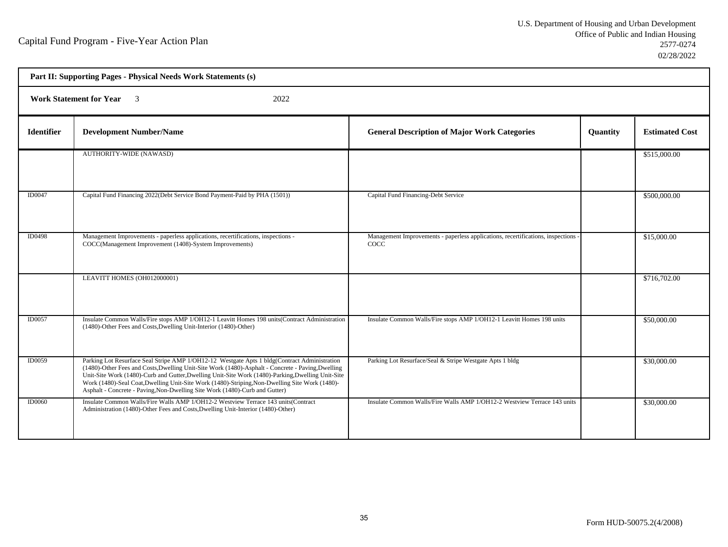Capital Fund Program - Five-Year Action Plan

U.S. Department of Housing and Urban Development
Office of Public and Indian Housing
2577-0274
02/28/2022

**Part II: Supporting Pages - Physical Needs Work Statements (s)**

**Work Statement for Year** 3 2022

| Identifier | Development Number/Name | General Description of Major Work Categories | Quantity | Estimated Cost |
|---|---|---|---|---|
| | AUTHORITY-WIDE (NAWASD) | | | $515,000.00 |
| ID0047 | Capital Fund Financing 2022(Debt Service Bond Payment-Paid by PHA (1501)) | Capital Fund Financing-Debt Service | | $500,000.00 |
| ID0498 | Management Improvements - paperless applications, recertifications, inspections - COCC(Management Improvement (1408)-System Improvements) | Management Improvements - paperless applications, recertifications, inspections - COCC | | $15,000.00 |
| | LEAVITT HOMES (OH012000001) | | | $716,702.00 |
| ID0057 | Insulate Common Walls/Fire stops AMP 1/OH12-1 Leavitt Homes 198 units(Contract Administration (1480)-Other Fees and Costs,Dwelling Unit-Interior (1480)-Other) | Insulate Common Walls/Fire stops AMP 1/OH12-1 Leavitt Homes 198 units | | $50,000.00 |
| ID0059 | Parking Lot Resurface Seal Stripe AMP 1/OH12-12 Westgate Apts 1 bldg(Contract Administration (1480)-Other Fees and Costs,Dwelling Unit-Site Work (1480)-Asphalt - Concrete - Paving,Dwelling Unit-Site Work (1480)-Curb and Gutter,Dwelling Unit-Site Work (1480)-Parking,Dwelling Unit-Site Work (1480)-Seal Coat,Dwelling Unit-Site Work (1480)-Striping,Non-Dwelling Site Work (1480)-Asphalt - Concrete - Paving,Non-Dwelling Site Work (1480)-Curb and Gutter) | Parking Lot Resurface/Seal & Stripe Westgate Apts 1 bldg | | $30,000.00 |
| ID0060 | Insulate Common Walls/Fire Walls AMP 1/OH12-2 Westview Terrace 143 units(Contract Administration (1480)-Other Fees and Costs,Dwelling Unit-Interior (1480)-Other) | Insulate Common Walls/Fire Walls AMP 1/OH12-2 Westview Terrace 143 units | | $30,000.00 |

Form HUD-50075.2(4/2008)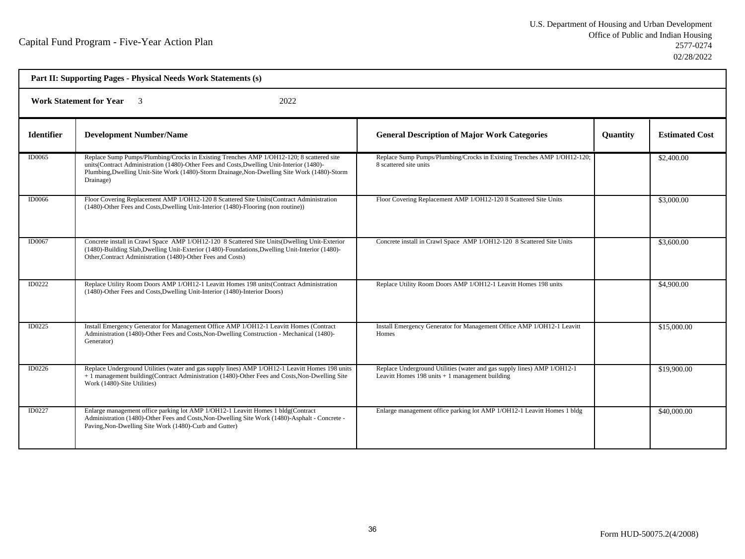Capital Fund Program - Five-Year Action Plan

U.S. Department of Housing and Urban Development
Office of Public and Indian Housing
2577-0274
02/28/2022

**Part II: Supporting Pages - Physical Needs Work Statements (s)**

**Work Statement for Year** 3 2022

| Identifier | Development Number/Name | General Description of Major Work Categories | Quantity | Estimated Cost |
|---|---|---|---|---|
| ID0065 | Replace Sump Pumps/Plumbing/Crocks in Existing Trenches AMP 1/OH12-120; 8 scattered site units(Contract Administration (1480)-Other Fees and Costs,Dwelling Unit-Interior (1480)-Plumbing,Dwelling Unit-Site Work (1480)-Storm Drainage,Non-Dwelling Site Work (1480)-Storm Drainage) | Replace Sump Pumps/Plumbing/Crocks in Existing Trenches AMP 1/OH12-120; 8 scattered site units | | $2,400.00 |
| ID0066 | Floor Covering Replacement AMP 1/OH12-120 8 Scattered Site Units(Contract Administration (1480)-Other Fees and Costs,Dwelling Unit-Interior (1480)-Flooring (non routine)) | Floor Covering Replacement AMP 1/OH12-120 8 Scattered Site Units | | $3,000.00 |
| ID0067 | Concrete install in Crawl Space AMP 1/OH12-120 8 Scattered Site Units(Dwelling Unit-Exterior (1480)-Building Slab,Dwelling Unit-Exterior (1480)-Foundations,Dwelling Unit-Interior (1480)-Other,Contract Administration (1480)-Other Fees and Costs) | Concrete install in Crawl Space AMP 1/OH12-120 8 Scattered Site Units | | $3,600.00 |
| ID0222 | Replace Utility Room Doors AMP 1/OH12-1 Leavitt Homes 198 units(Contract Administration (1480)-Other Fees and Costs,Dwelling Unit-Interior (1480)-Interior Doors) | Replace Utility Room Doors AMP 1/OH12-1 Leavitt Homes 198 units | | $4,900.00 |
| ID0225 | Install Emergency Generator for Management Office AMP 1/OH12-1 Leavitt Homes (Contract Administration (1480)-Other Fees and Costs,Non-Dwelling Construction - Mechanical (1480)-Generator) | Install Emergency Generator for Management Office AMP 1/OH12-1 Leavitt Homes | | $15,000.00 |
| ID0226 | Replace Underground Utilities (water and gas supply lines) AMP 1/OH12-1 Leavitt Homes 198 units + 1 management building(Contract Administration (1480)-Other Fees and Costs,Non-Dwelling Site Work (1480)-Site Utilities) | Replace Underground Utilities (water and gas supply lines) AMP 1/OH12-1 Leavitt Homes 198 units + 1 management building | | $19,900.00 |
| ID0227 | Enlarge management office parking lot AMP 1/OH12-1 Leavitt Homes 1 bldg(Contract Administration (1480)-Other Fees and Costs,Non-Dwelling Site Work (1480)-Asphalt - Concrete - Paving,Non-Dwelling Site Work (1480)-Curb and Gutter) | Enlarge management office parking lot AMP 1/OH12-1 Leavitt Homes 1 bldg | | $40,000.00 |

Form HUD-50075.2(4/2008)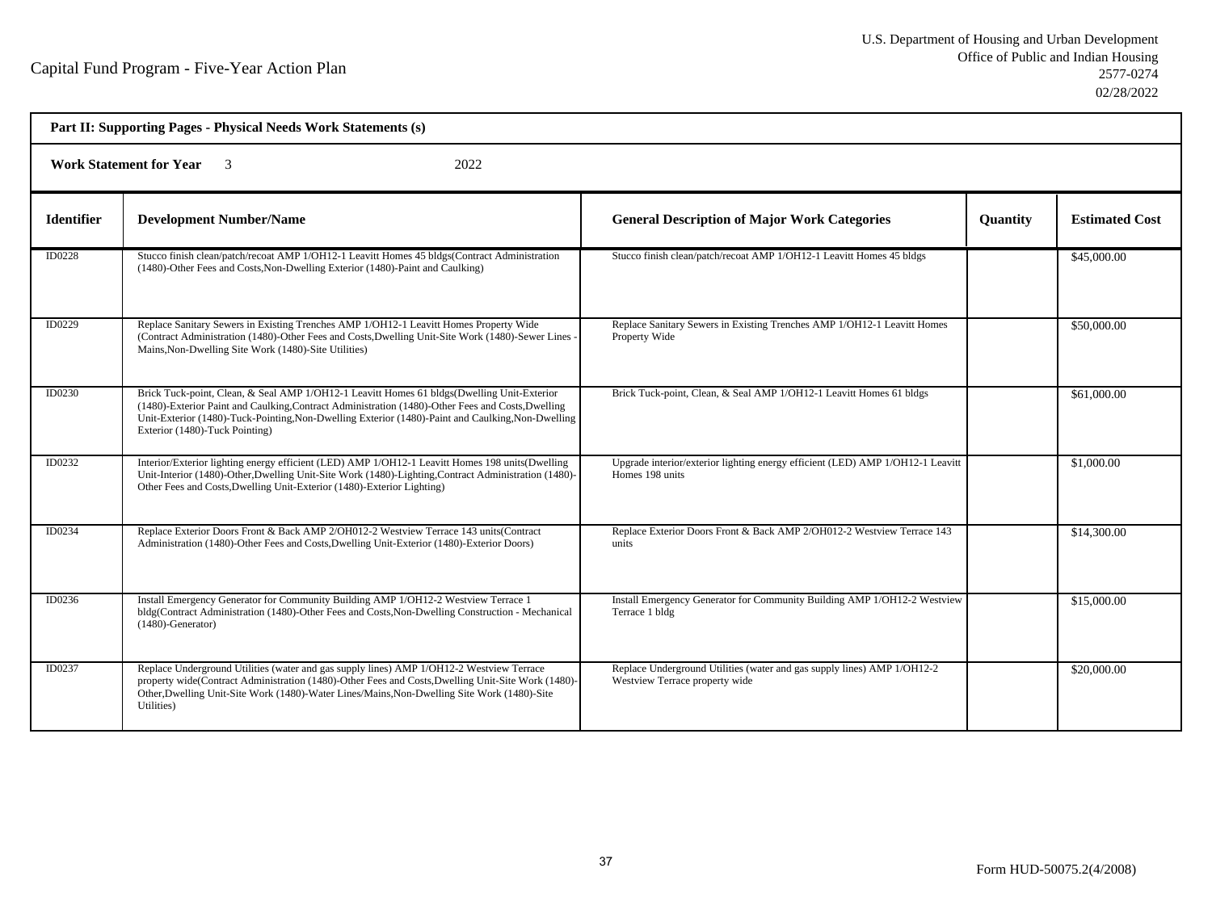Capital Fund Program - Five-Year Action Plan

U.S. Department of Housing and Urban Development
Office of Public and Indian Housing
2577-0274
02/28/2022

**Part II: Supporting Pages - Physical Needs Work Statements (s)**

**Work Statement for Year** 3 2022

| Identifier | Development Number/Name | General Description of Major Work Categories | Quantity | Estimated Cost |
|---|---|---|---|---|
| ID0228 | Stucco finish clean/patch/recoat AMP 1/OH12-1 Leavitt Homes 45 bldgs(Contract Administration (1480)-Other Fees and Costs,Non-Dwelling Exterior (1480)-Paint and Caulking) | Stucco finish clean/patch/recoat AMP 1/OH12-1 Leavitt Homes 45 bldgs | | $45,000.00 |
| ID0229 | Replace Sanitary Sewers in Existing Trenches AMP 1/OH12-1 Leavitt Homes Property Wide (Contract Administration (1480)-Other Fees and Costs,Dwelling Unit-Site Work (1480)-Sewer Lines - Mains,Non-Dwelling Site Work (1480)-Site Utilities) | Replace Sanitary Sewers in Existing Trenches AMP 1/OH12-1 Leavitt Homes Property Wide | | $50,000.00 |
| ID0230 | Brick Tuck-point, Clean, & Seal AMP 1/OH12-1 Leavitt Homes 61 bldgs(Dwelling Unit-Exterior (1480)-Exterior Paint and Caulking,Contract Administration (1480)-Other Fees and Costs,Dwelling Unit-Exterior (1480)-Tuck-Pointing,Non-Dwelling Exterior (1480)-Paint and Caulking,Non-Dwelling Exterior (1480)-Tuck Pointing) | Brick Tuck-point, Clean, & Seal AMP 1/OH12-1 Leavitt Homes 61 bldgs | | $61,000.00 |
| ID0232 | Interior/Exterior lighting energy efficient (LED) AMP 1/OH12-1 Leavitt Homes 198 units(Dwelling Unit-Interior (1480)-Other,Dwelling Unit-Site Work (1480)-Lighting,Contract Administration (1480)-Other Fees and Costs,Dwelling Unit-Exterior (1480)-Exterior Lighting) | Upgrade interior/exterior lighting energy efficient (LED) AMP 1/OH12-1 Leavitt Homes 198 units | | $1,000.00 |
| ID0234 | Replace Exterior Doors Front & Back AMP 2/OH012-2 Westview Terrace 143 units(Contract Administration (1480)-Other Fees and Costs,Dwelling Unit-Exterior (1480)-Exterior Doors) | Replace Exterior Doors Front & Back AMP 2/OH012-2 Westview Terrace 143 units | | $14,300.00 |
| ID0236 | Install Emergency Generator for Community Building AMP 1/OH12-2 Westview Terrace 1 bldg(Contract Administration (1480)-Other Fees and Costs,Non-Dwelling Construction - Mechanical (1480)-Generator) | Install Emergency Generator for Community Building AMP 1/OH12-2 Westview Terrace 1 bldg | | $15,000.00 |
| ID0237 | Replace Underground Utilities (water and gas supply lines) AMP 1/OH12-2 Westview Terrace property wide(Contract Administration (1480)-Other Fees and Costs,Dwelling Unit-Site Work (1480)-Other,Dwelling Unit-Site Work (1480)-Water Lines/Mains,Non-Dwelling Site Work (1480)-Site Utilities) | Replace Underground Utilities (water and gas supply lines) AMP 1/OH12-2 Westview Terrace property wide | | $20,000.00 |

Form HUD-50075.2(4/2008)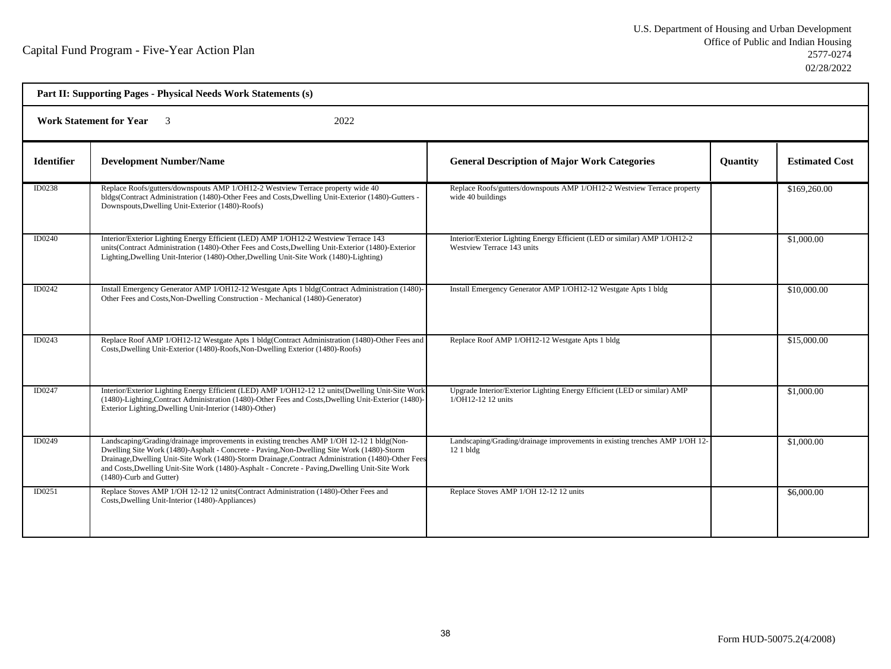Capital Fund Program - Five-Year Action Plan

U.S. Department of Housing and Urban Development
Office of Public and Indian Housing
2577-0274
02/28/2022

**Part II: Supporting Pages - Physical Needs Work Statements (s)**

**Work Statement for Year** 3 2022

| Identifier | Development Number/Name | General Description of Major Work Categories | Quantity | Estimated Cost |
|---|---|---|---|---|
| ID0238 | Replace Roofs/gutters/downspouts AMP 1/OH12-2 Westview Terrace property wide 40 bldgs(Contract Administration (1480)-Other Fees and Costs,Dwelling Unit-Exterior (1480)-Gutters - Downspouts,Dwelling Unit-Exterior (1480)-Roofs) | Replace Roofs/gutters/downspouts AMP 1/OH12-2 Westview Terrace property wide 40 buildings | | $169,260.00 |
| ID0240 | Interior/Exterior Lighting Energy Efficient (LED) AMP 1/OH12-2 Westview Terrace 143 units(Contract Administration (1480)-Other Fees and Costs,Dwelling Unit-Exterior (1480)-Exterior Lighting,Dwelling Unit-Interior (1480)-Other,Dwelling Unit-Site Work (1480)-Lighting) | Interior/Exterior Lighting Energy Efficient (LED or similar) AMP 1/OH12-2 Westview Terrace 143 units | | $1,000.00 |
| ID0242 | Install Emergency Generator AMP 1/OH12-12 Westgate Apts 1 bldg(Contract Administration (1480)-Other Fees and Costs,Non-Dwelling Construction - Mechanical (1480)-Generator) | Install Emergency Generator AMP 1/OH12-12 Westgate Apts 1 bldg | | $10,000.00 |
| ID0243 | Replace Roof AMP 1/OH12-12 Westgate Apts 1 bldg(Contract Administration (1480)-Other Fees and Costs,Dwelling Unit-Exterior (1480)-Roofs,Non-Dwelling Exterior (1480)-Roofs) | Replace Roof AMP 1/OH12-12 Westgate Apts 1 bldg | | $15,000.00 |
| ID0247 | Interior/Exterior Lighting Energy Efficient (LED) AMP 1/OH12-12 12 units(Dwelling Unit-Site Work (1480)-Lighting,Contract Administration (1480)-Other Fees and Costs,Dwelling Unit-Exterior (1480)-Exterior Lighting,Dwelling Unit-Interior (1480)-Other) | Upgrade Interior/Exterior Lighting Energy Efficient (LED or similar) AMP 1/OH12-12 12 units | | $1,000.00 |
| ID0249 | Landscaping/Grading/drainage improvements in existing trenches AMP 1/OH 12-12 1 bldg(Non-Dwelling Site Work (1480)-Asphalt - Concrete - Paving,Non-Dwelling Site Work (1480)-Storm Drainage,Dwelling Unit-Site Work (1480)-Storm Drainage,Contract Administration (1480)-Other Fees and Costs,Dwelling Unit-Site Work (1480)-Asphalt - Concrete - Paving,Dwelling Unit-Site Work (1480)-Curb and Gutter) | Landscaping/Grading/drainage improvements in existing trenches AMP 1/OH 12-12 1 bldg | | $1,000.00 |
| ID0251 | Replace Stoves AMP 1/OH 12-12 12 units(Contract Administration (1480)-Other Fees and Costs,Dwelling Unit-Interior (1480)-Appliances) | Replace Stoves AMP 1/OH 12-12 12 units | | $6,000.00 |

Form HUD-50075.2(4/2008)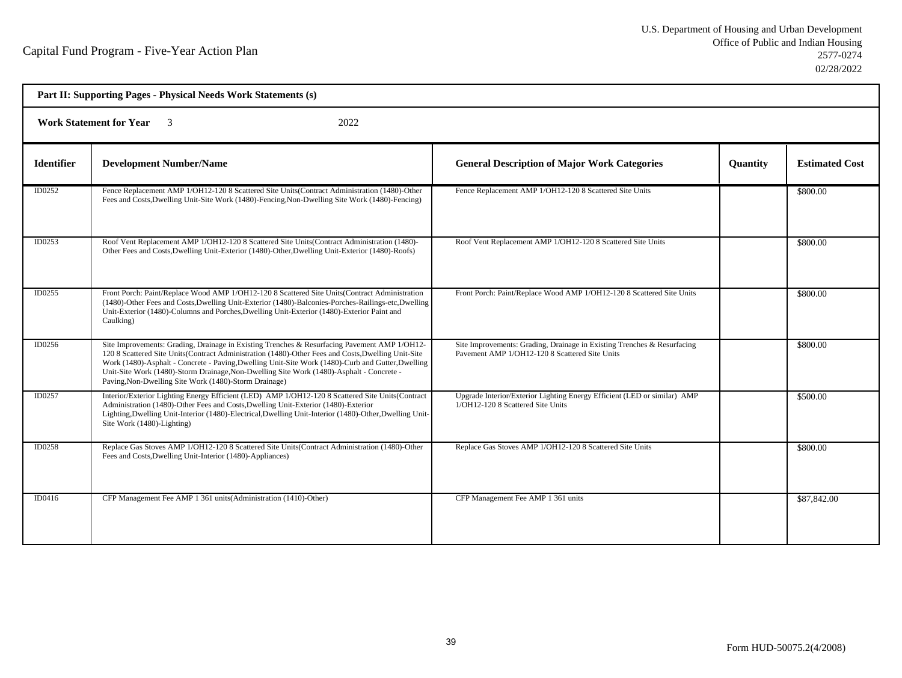Capital Fund Program - Five-Year Action Plan

U.S. Department of Housing and Urban Development
Office of Public and Indian Housing
2577-0274
02/28/2022

**Part II: Supporting Pages - Physical Needs Work Statements (s)**

**Work Statement for Year** 3 2022

| Identifier | Development Number/Name | General Description of Major Work Categories | Quantity | Estimated Cost |
|---|---|---|---|---|
| ID0252 | Fence Replacement AMP 1/OH12-120 8 Scattered Site Units(Contract Administration (1480)-Other Fees and Costs,Dwelling Unit-Site Work (1480)-Fencing,Non-Dwelling Site Work (1480)-Fencing) | Fence Replacement AMP 1/OH12-120 8 Scattered Site Units | | \$800.00 |
| ID0253 | Roof Vent Replacement AMP 1/OH12-120 8 Scattered Site Units(Contract Administration (1480)-Other Fees and Costs,Dwelling Unit-Exterior (1480)-Other,Dwelling Unit-Exterior (1480)-Roofs) | Roof Vent Replacement AMP 1/OH12-120 8 Scattered Site Units | | \$800.00 |
| ID0255 | Front Porch: Paint/Replace Wood AMP 1/OH12-120 8 Scattered Site Units(Contract Administration (1480)-Other Fees and Costs,Dwelling Unit-Exterior (1480)-Balconies-Porches-Railings-etc,Dwelling Unit-Exterior (1480)-Columns and Porches,Dwelling Unit-Exterior (1480)-Exterior Paint and Caulking) | Front Porch: Paint/Replace Wood AMP 1/OH12-120 8 Scattered Site Units | | \$800.00 |
| ID0256 | Site Improvements: Grading, Drainage in Existing Trenches & Resurfacing Pavement AMP 1/OH12-120 8 Scattered Site Units(Contract Administration (1480)-Other Fees and Costs,Dwelling Unit-Site Work (1480)-Asphalt - Concrete - Paving,Dwelling Unit-Site Work (1480)-Curb and Gutter,Dwelling Unit-Site Work (1480)-Storm Drainage,Non-Dwelling Site Work (1480)-Asphalt - Concrete - Paving,Non-Dwelling Site Work (1480)-Storm Drainage) | Site Improvements: Grading, Drainage in Existing Trenches & Resurfacing Pavement AMP 1/OH12-120 8 Scattered Site Units | | \$800.00 |
| ID0257 | Interior/Exterior Lighting Energy Efficient (LED) AMP 1/OH12-120 8 Scattered Site Units(Contract Administration (1480)-Other Fees and Costs,Dwelling Unit-Exterior (1480)-Exterior Lighting,Dwelling Unit-Interior (1480)-Electrical,Dwelling Unit-Interior (1480)-Other,Dwelling Unit-Site Work (1480)-Lighting) | Upgrade Interior/Exterior Lighting Energy Efficient (LED or similar) AMP 1/OH12-120 8 Scattered Site Units | | \$500.00 |
| ID0258 | Replace Gas Stoves AMP 1/OH12-120 8 Scattered Site Units(Contract Administration (1480)-Other Fees and Costs,Dwelling Unit-Interior (1480)-Appliances) | Replace Gas Stoves AMP 1/OH12-120 8 Scattered Site Units | | \$800.00 |
| ID0416 | CFP Management Fee AMP 1 361 units(Administration (1410)-Other) | CFP Management Fee AMP 1 361 units | | \$87,842.00 |

Form HUD-50075.2(4/2008)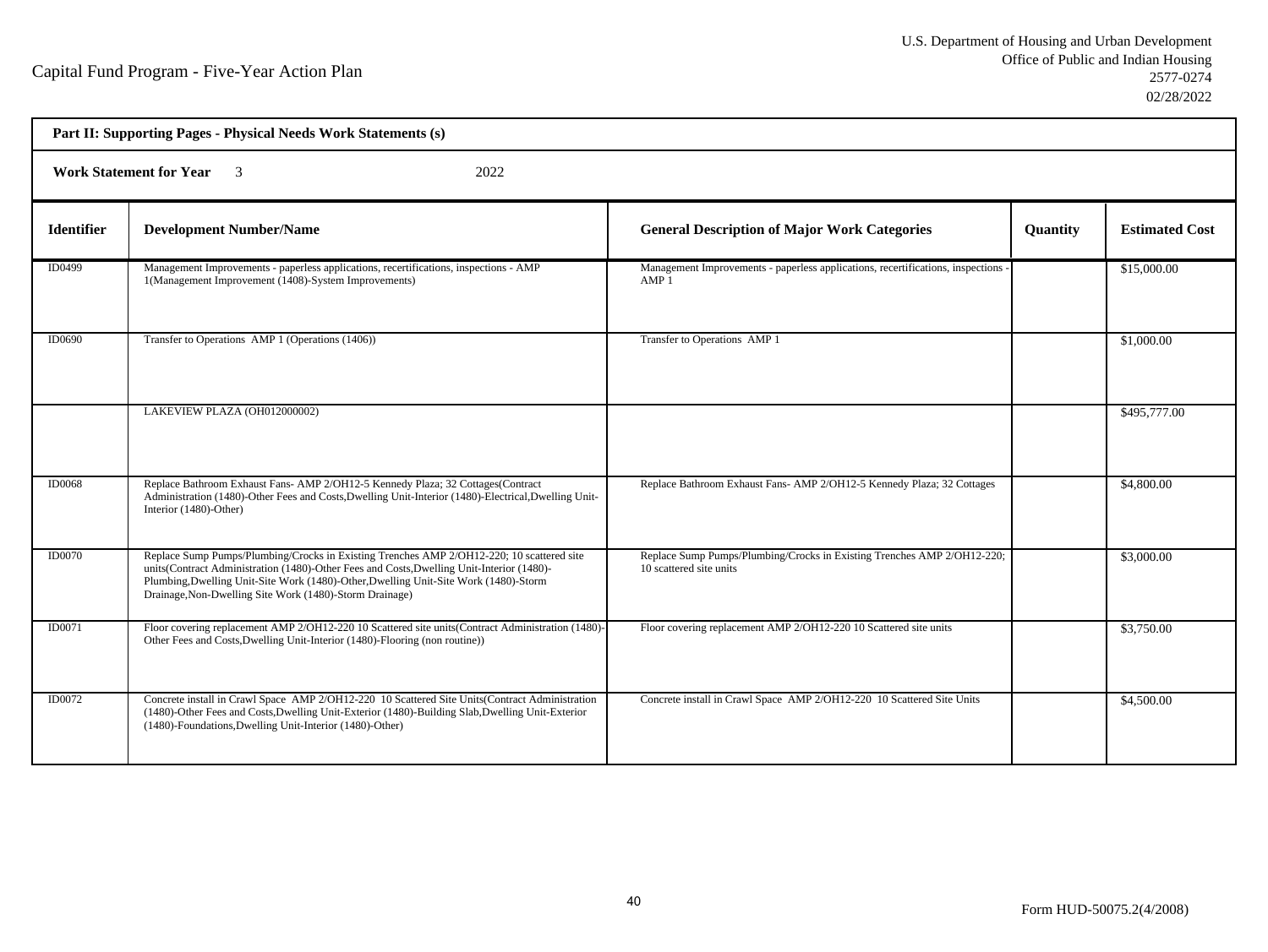Capital Fund Program - Five-Year Action Plan

U.S. Department of Housing and Urban Development
Office of Public and Indian Housing
2577-0274
02/28/2022

**Part II: Supporting Pages - Physical Needs Work Statements (s)**

**Work Statement for Year** 3 2022

| Identifier | Development Number/Name | General Description of Major Work Categories | Quantity | Estimated Cost |
|---|---|---|---|---|
| ID0499 | Management Improvements - paperless applications, recertifications, inspections - AMP 1(Management Improvement (1408)-System Improvements) | Management Improvements - paperless applications, recertifications, inspections - AMP 1 | | $15,000.00 |
| ID0690 | Transfer to Operations AMP 1 (Operations (1406)) | Transfer to Operations AMP 1 | | $1,000.00 |
| | LAKEVIEW PLAZA (OH012000002) | | | $495,777.00 |
| ID0068 | Replace Bathroom Exhaust Fans- AMP 2/OH12-5 Kennedy Plaza; 32 Cottages(Contract Administration (1480)-Other Fees and Costs,Dwelling Unit-Interior (1480)-Electrical,Dwelling Unit-Interior (1480)-Other) | Replace Bathroom Exhaust Fans- AMP 2/OH12-5 Kennedy Plaza; 32 Cottages | | $4,800.00 |
| ID0070 | Replace Sump Pumps/Plumbing/Crocks in Existing Trenches AMP 2/OH12-220; 10 scattered site units(Contract Administration (1480)-Other Fees and Costs,Dwelling Unit-Interior (1480)-Plumbing,Dwelling Unit-Site Work (1480)-Other,Dwelling Unit-Site Work (1480)-Storm Drainage,Non-Dwelling Site Work (1480)-Storm Drainage) | Replace Sump Pumps/Plumbing/Crocks in Existing Trenches AMP 2/OH12-220; 10 scattered site units | | $3,000.00 |
| ID0071 | Floor covering replacement AMP 2/OH12-220 10 Scattered site units(Contract Administration (1480)-Other Fees and Costs,Dwelling Unit-Interior (1480)-Flooring (non routine)) | Floor covering replacement AMP 2/OH12-220 10 Scattered site units | | $3,750.00 |
| ID0072 | Concrete install in Crawl Space AMP 2/OH12-220 10 Scattered Site Units(Contract Administration (1480)-Other Fees and Costs,Dwelling Unit-Exterior (1480)-Building Slab,Dwelling Unit-Exterior (1480)-Foundations,Dwelling Unit-Interior (1480)-Other) | Concrete install in Crawl Space AMP 2/OH12-220 10 Scattered Site Units | | $4,500.00 |

Form HUD-50075.2(4/2008)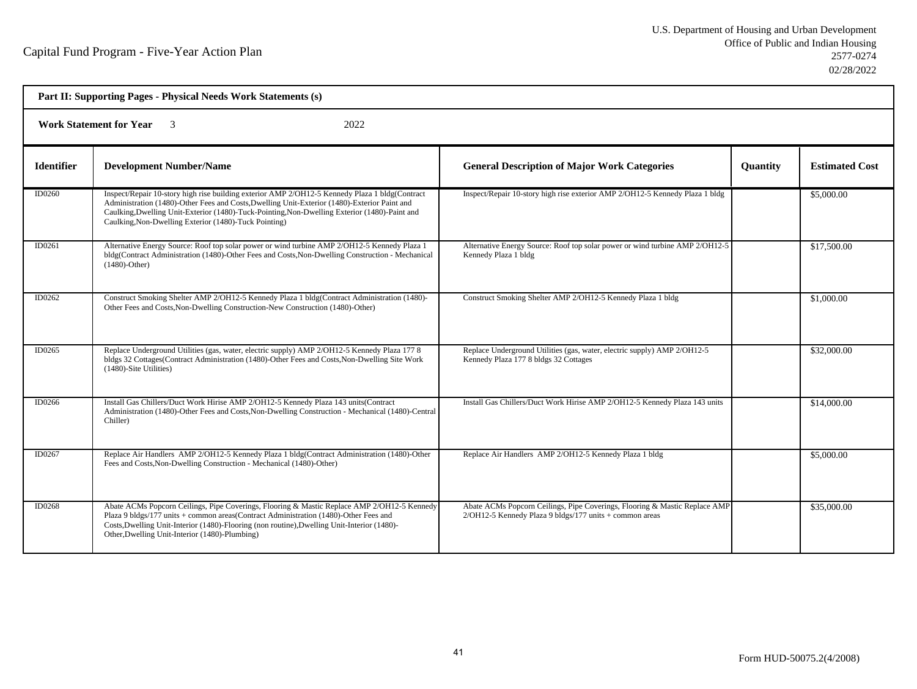Capital Fund Program - Five-Year Action Plan

U.S. Department of Housing and Urban Development
Office of Public and Indian Housing
2577-0274
02/28/2022

**Part II: Supporting Pages - Physical Needs Work Statements (s)**

**Work Statement for Year** 3 2022

| Identifier | Development Number/Name | General Description of Major Work Categories | Quantity | Estimated Cost |
|---|---|---|---|---|
| ID0260 | Inspect/Repair 10-story high rise building exterior AMP 2/OH12-5 Kennedy Plaza 1 bldg(Contract Administration (1480)-Other Fees and Costs,Dwelling Unit-Exterior (1480)-Exterior Paint and Caulking,Dwelling Unit-Exterior (1480)-Tuck-Pointing,Non-Dwelling Exterior (1480)-Paint and Caulking,Non-Dwelling Exterior (1480)-Tuck Pointing) | Inspect/Repair 10-story high rise exterior AMP 2/OH12-5 Kennedy Plaza 1 bldg | | $5,000.00 |
| ID0261 | Alternative Energy Source: Roof top solar power or wind turbine AMP 2/OH12-5 Kennedy Plaza 1 bldg(Contract Administration (1480)-Other Fees and Costs,Non-Dwelling Construction - Mechanical (1480)-Other) | Alternative Energy Source: Roof top solar power or wind turbine AMP 2/OH12-5 Kennedy Plaza 1 bldg | | $17,500.00 |
| ID0262 | Construct Smoking Shelter AMP 2/OH12-5 Kennedy Plaza 1 bldg(Contract Administration (1480)-Other Fees and Costs,Non-Dwelling Construction-New Construction (1480)-Other) | Construct Smoking Shelter AMP 2/OH12-5 Kennedy Plaza 1 bldg | | $1,000.00 |
| ID0265 | Replace Underground Utilities (gas, water, electric supply) AMP 2/OH12-5 Kennedy Plaza 177 8 bldgs 32 Cottages(Contract Administration (1480)-Other Fees and Costs,Non-Dwelling Site Work (1480)-Site Utilities) | Replace Underground Utilities (gas, water, electric supply) AMP 2/OH12-5 Kennedy Plaza 177 8 bldgs 32 Cottages | | $32,000.00 |
| ID0266 | Install Gas Chillers/Duct Work Hirise AMP 2/OH12-5 Kennedy Plaza 143 units(Contract Administration (1480)-Other Fees and Costs,Non-Dwelling Construction - Mechanical (1480)-Central Chiller) | Install Gas Chillers/Duct Work Hirise AMP 2/OH12-5 Kennedy Plaza 143 units | | $14,000.00 |
| ID0267 | Replace Air Handlers AMP 2/OH12-5 Kennedy Plaza 1 bldg(Contract Administration (1480)-Other Fees and Costs,Non-Dwelling Construction - Mechanical (1480)-Other) | Replace Air Handlers AMP 2/OH12-5 Kennedy Plaza 1 bldg | | $5,000.00 |
| ID0268 | Abate ACMs Popcorn Ceilings, Pipe Coverings, Flooring & Mastic Replace AMP 2/OH12-5 Kennedy Plaza 9 bldgs/177 units + common areas(Contract Administration (1480)-Other Fees and Costs,Dwelling Unit-Interior (1480)-Flooring (non routine),Dwelling Unit-Interior (1480)-Other,Dwelling Unit-Interior (1480)-Plumbing) | Abate ACMs Popcorn Ceilings, Pipe Coverings, Flooring & Mastic Replace AMP 2/OH12-5 Kennedy Plaza 9 bldgs/177 units + common areas | | $35,000.00 |

Form HUD-50075.2(4/2008)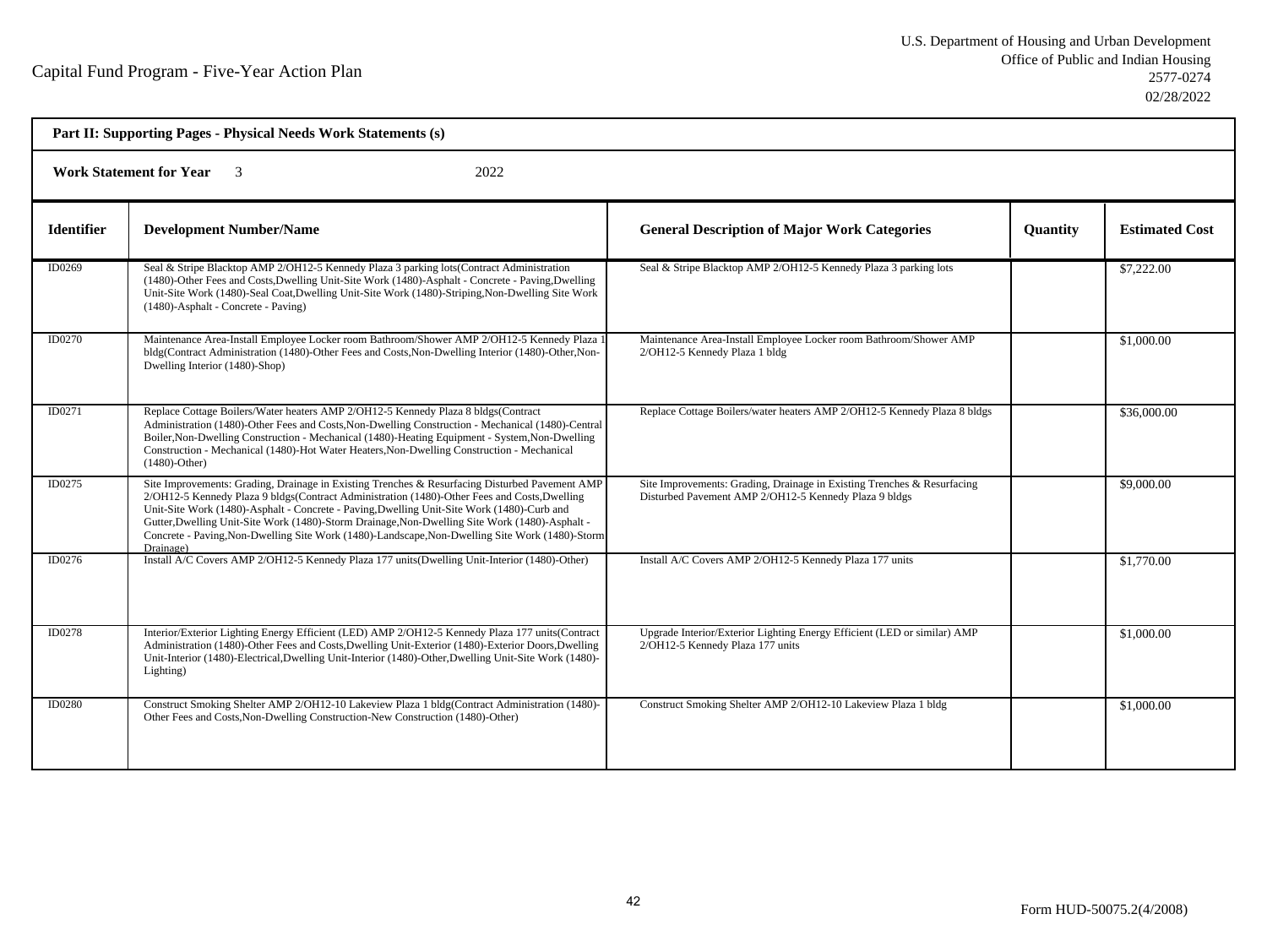Capital Fund Program - Five-Year Action Plan

U.S. Department of Housing and Urban Development
Office of Public and Indian Housing
2577-0274
02/28/2022

**Part II: Supporting Pages - Physical Needs Work Statements (s)**

**Work Statement for Year** 3 2022

| Identifier | Development Number/Name | General Description of Major Work Categories | Quantity | Estimated Cost |
|---|---|---|---|---|
| ID0269 | Seal & Stripe Blacktop AMP 2/OH12-5 Kennedy Plaza 3 parking lots(Contract Administration (1480)-Other Fees and Costs,Dwelling Unit-Site Work (1480)-Asphalt - Concrete - Paving,Dwelling Unit-Site Work (1480)-Seal Coat,Dwelling Unit-Site Work (1480)-Striping,Non-Dwelling Site Work (1480)-Asphalt - Concrete - Paving) | Seal & Stripe Blacktop AMP 2/OH12-5 Kennedy Plaza 3 parking lots | | $7,222.00 |
| ID0270 | Maintenance Area-Install Employee Locker room Bathroom/Shower AMP 2/OH12-5 Kennedy Plaza 1 bldg(Contract Administration (1480)-Other Fees and Costs,Non-Dwelling Interior (1480)-Other,Non-Dwelling Interior (1480)-Shop) | Maintenance Area-Install Employee Locker room Bathroom/Shower AMP 2/OH12-5 Kennedy Plaza 1 bldg | | $1,000.00 |
| ID0271 | Replace Cottage Boilers/Water heaters AMP 2/OH12-5 Kennedy Plaza 8 bldgs(Contract Administration (1480)-Other Fees and Costs,Non-Dwelling Construction - Mechanical (1480)-Central Boiler,Non-Dwelling Construction - Mechanical (1480)-Heating Equipment - System,Non-Dwelling Construction - Mechanical (1480)-Hot Water Heaters,Non-Dwelling Construction - Mechanical (1480)-Other) | Replace Cottage Boilers/water heaters AMP 2/OH12-5 Kennedy Plaza 8 bldgs | | $36,000.00 |
| ID0275 | Site Improvements: Grading, Drainage in Existing Trenches & Resurfacing Disturbed Pavement AMP 2/OH12-5 Kennedy Plaza 9 bldgs(Contract Administration (1480)-Other Fees and Costs,Dwelling Unit-Site Work (1480)-Asphalt - Concrete - Paving,Dwelling Unit-Site Work (1480)-Curb and Gutter,Dwelling Unit-Site Work (1480)-Storm Drainage,Non-Dwelling Site Work (1480)-Asphalt - Concrete - Paving,Non-Dwelling Site Work (1480)-Landscape,Non-Dwelling Site Work (1480)-Storm Drainage) | Site Improvements: Grading, Drainage in Existing Trenches & Resurfacing Disturbed Pavement AMP 2/OH12-5 Kennedy Plaza 9 bldgs | | $9,000.00 |
| ID0276 | Install A/C Covers AMP 2/OH12-5 Kennedy Plaza 177 units(Dwelling Unit-Interior (1480)-Other) | Install A/C Covers AMP 2/OH12-5 Kennedy Plaza 177 units | | $1,770.00 |
| ID0278 | Interior/Exterior Lighting Energy Efficient (LED) AMP 2/OH12-5 Kennedy Plaza 177 units(Contract Administration (1480)-Other Fees and Costs,Dwelling Unit-Exterior (1480)-Exterior Doors,Dwelling Unit-Interior (1480)-Electrical,Dwelling Unit-Interior (1480)-Other,Dwelling Unit-Site Work (1480)-Lighting) | Upgrade Interior/Exterior Lighting Energy Efficient (LED or similar) AMP 2/OH12-5 Kennedy Plaza 177 units | | $1,000.00 |
| ID0280 | Construct Smoking Shelter AMP 2/OH12-10 Lakeview Plaza 1 bldg(Contract Administration (1480)-Other Fees and Costs,Non-Dwelling Construction-New Construction (1480)-Other) | Construct Smoking Shelter AMP 2/OH12-10 Lakeview Plaza 1 bldg | | $1,000.00 |

Form HUD-50075.2(4/2008)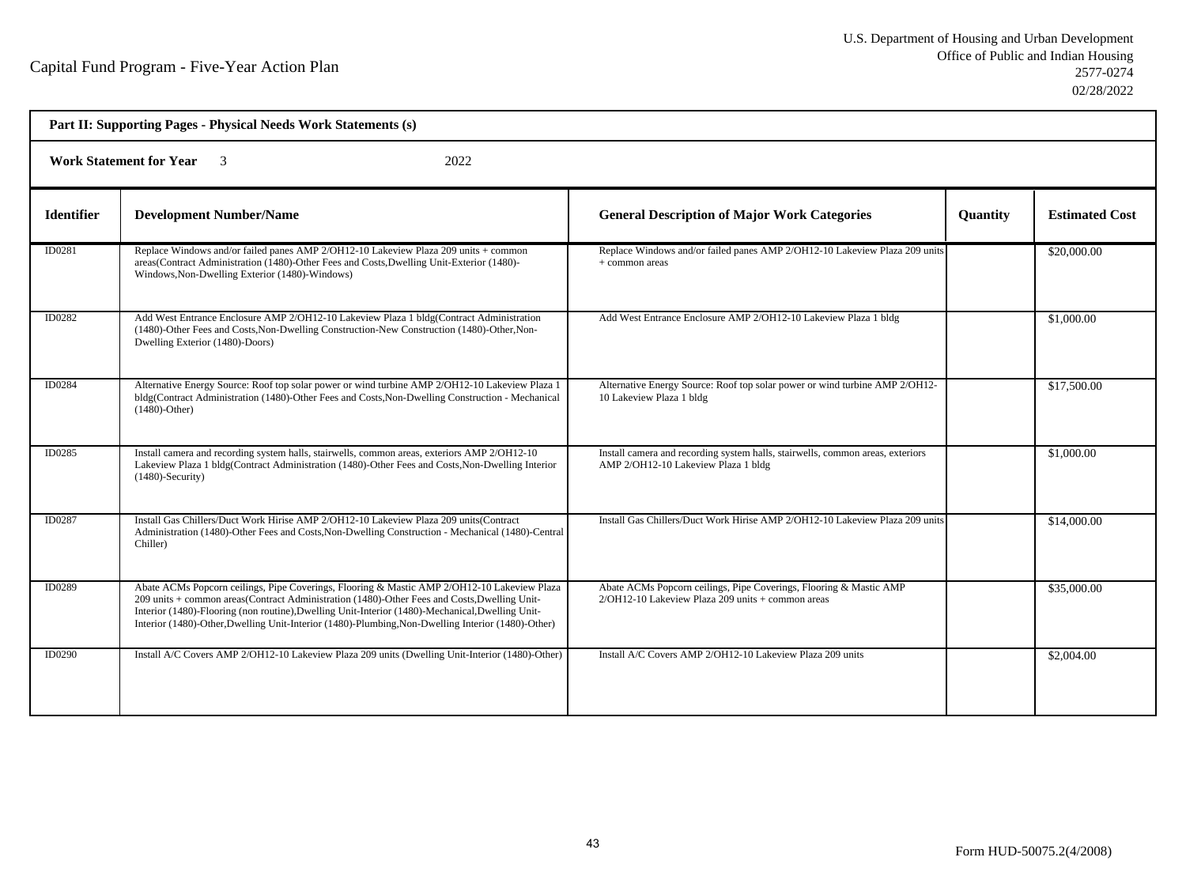Capital Fund Program - Five-Year Action Plan

U.S. Department of Housing and Urban Development
Office of Public and Indian Housing
2577-0274
02/28/2022

**Part II: Supporting Pages - Physical Needs Work Statements (s)**

**Work Statement for Year** 3 2022

| Identifier | Development Number/Name | General Description of Major Work Categories | Quantity | Estimated Cost |
|---|---|---|---|---|
| ID0281 | Replace Windows and/or failed panes AMP 2/OH12-10 Lakeview Plaza 209 units + common areas(Contract Administration (1480)-Other Fees and Costs,Dwelling Unit-Exterior (1480)-Windows,Non-Dwelling Exterior (1480)-Windows) | Replace Windows and/or failed panes AMP 2/OH12-10 Lakeview Plaza 209 units + common areas | | $20,000.00 |
| ID0282 | Add West Entrance Enclosure AMP 2/OH12-10 Lakeview Plaza 1 bldg(Contract Administration (1480)-Other Fees and Costs,Non-Dwelling Construction-New Construction (1480)-Other,Non-Dwelling Exterior (1480)-Doors) | Add West Entrance Enclosure AMP 2/OH12-10 Lakeview Plaza 1 bldg | | $1,000.00 |
| ID0284 | Alternative Energy Source: Roof top solar power or wind turbine AMP 2/OH12-10 Lakeview Plaza 1 bldg(Contract Administration (1480)-Other Fees and Costs,Non-Dwelling Construction - Mechanical (1480)-Other) | Alternative Energy Source: Roof top solar power or wind turbine AMP 2/OH12-10 Lakeview Plaza 1 bldg | | $17,500.00 |
| ID0285 | Install camera and recording system halls, stairwells, common areas, exteriors AMP 2/OH12-10 Lakeview Plaza 1 bldg(Contract Administration (1480)-Other Fees and Costs,Non-Dwelling Interior (1480)-Security) | Install camera and recording system halls, stairwells, common areas, exteriors AMP 2/OH12-10 Lakeview Plaza 1 bldg | | $1,000.00 |
| ID0287 | Install Gas Chillers/Duct Work Hirise AMP 2/OH12-10 Lakeview Plaza 209 units(Contract Administration (1480)-Other Fees and Costs,Non-Dwelling Construction - Mechanical (1480)-Central Chiller) | Install Gas Chillers/Duct Work Hirise AMP 2/OH12-10 Lakeview Plaza 209 units | | $14,000.00 |
| ID0289 | Abate ACMs Popcorn ceilings, Pipe Coverings, Flooring & Mastic AMP 2/OH12-10 Lakeview Plaza 209 units + common areas(Contract Administration (1480)-Other Fees and Costs,Dwelling Unit-Interior (1480)-Flooring (non routine),Dwelling Unit-Interior (1480)-Mechanical,Dwelling Unit-Interior (1480)-Other,Dwelling Unit-Interior (1480)-Plumbing,Non-Dwelling Interior (1480)-Other) | Abate ACMs Popcorn ceilings, Pipe Coverings, Flooring & Mastic AMP 2/OH12-10 Lakeview Plaza 209 units + common areas | | $35,000.00 |
| ID0290 | Install A/C Covers AMP 2/OH12-10 Lakeview Plaza 209 units (Dwelling Unit-Interior (1480)-Other) | Install A/C Covers AMP 2/OH12-10 Lakeview Plaza 209 units | | $2,004.00 |

Form HUD-50075.2(4/2008)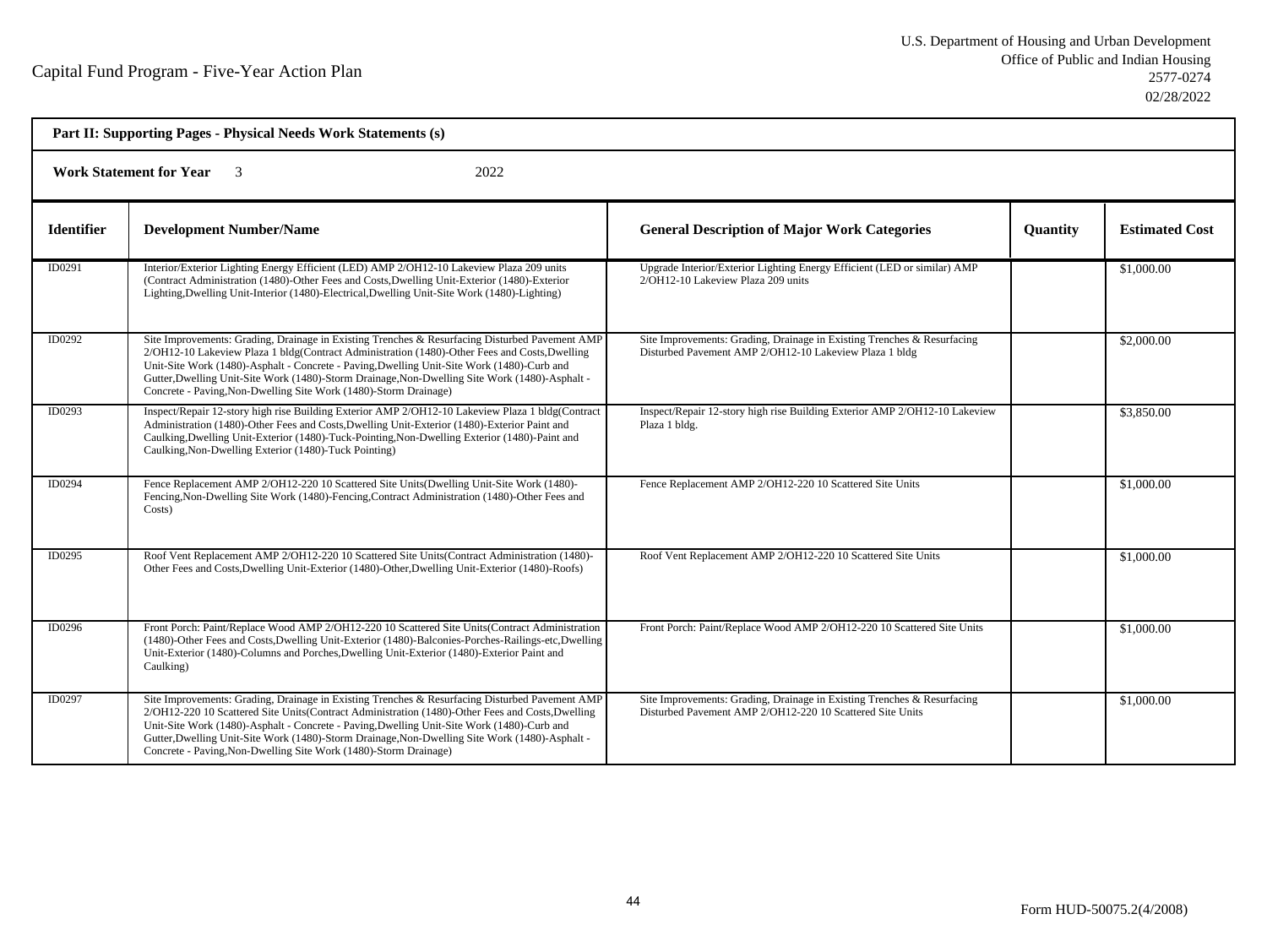## Part II: Supporting Pages - Physical Needs Work Statements (s)

**Work Statement for Year** 3 2022

| Identifier | Development Number/Name | General Description of Major Work Categories | Quantity | Estimated Cost |
|---|---|---|---|---|
| ID0291 | Interior/Exterior Lighting Energy Efficient (LED) AMP 2/OH12-10 Lakeview Plaza 209 units (Contract Administration (1480)-Other Fees and Costs,Dwelling Unit-Exterior (1480)-Exterior Lighting,Dwelling Unit-Interior (1480)-Electrical,Dwelling Unit-Site Work (1480)-Lighting) | Upgrade Interior/Exterior Lighting Energy Efficient (LED or similar) AMP 2/OH12-10 Lakeview Plaza 209 units | | $1,000.00 |
| ID0292 | Site Improvements: Grading, Drainage in Existing Trenches & Resurfacing Disturbed Pavement AMP 2/OH12-10 Lakeview Plaza 1 bldg(Contract Administration (1480)-Other Fees and Costs,Dwelling Unit-Site Work (1480)-Asphalt - Concrete - Paving,Dwelling Unit-Site Work (1480)-Curb and Gutter,Dwelling Unit-Site Work (1480)-Storm Drainage,Non-Dwelling Site Work (1480)-Asphalt - Concrete - Paving,Non-Dwelling Site Work (1480)-Storm Drainage) | Site Improvements: Grading, Drainage in Existing Trenches & Resurfacing Disturbed Pavement AMP 2/OH12-10 Lakeview Plaza 1 bldg | | $2,000.00 |
| ID0293 | Inspect/Repair 12-story high rise Building Exterior AMP 2/OH12-10 Lakeview Plaza 1 bldg(Contract Administration (1480)-Other Fees and Costs,Dwelling Unit-Exterior (1480)-Exterior Paint and Caulking,Dwelling Unit-Exterior (1480)-Tuck-Pointing,Non-Dwelling Exterior (1480)-Paint and Caulking,Non-Dwelling Exterior (1480)-Tuck Pointing) | Inspect/Repair 12-story high rise Building Exterior AMP 2/OH12-10 Lakeview Plaza 1 bldg. | | $3,850.00 |
| ID0294 | Fence Replacement AMP 2/OH12-220 10 Scattered Site Units(Dwelling Unit-Site Work (1480)-Fencing,Non-Dwelling Site Work (1480)-Fencing,Contract Administration (1480)-Other Fees and Costs) | Fence Replacement AMP 2/OH12-220 10 Scattered Site Units | | $1,000.00 |
| ID0295 | Roof Vent Replacement AMP 2/OH12-220 10 Scattered Site Units(Contract Administration (1480)-Other Fees and Costs,Dwelling Unit-Exterior (1480)-Other,Dwelling Unit-Exterior (1480)-Roofs) | Roof Vent Replacement AMP 2/OH12-220 10 Scattered Site Units | | $1,000.00 |
| ID0296 | Front Porch: Paint/Replace Wood AMP 2/OH12-220 10 Scattered Site Units(Contract Administration (1480)-Other Fees and Costs,Dwelling Unit-Exterior (1480)-Balconies-Porches-Railings-etc,Dwelling Unit-Exterior (1480)-Columns and Porches,Dwelling Unit-Exterior (1480)-Exterior Paint and Caulking) | Front Porch: Paint/Replace Wood AMP 2/OH12-220 10 Scattered Site Units | | $1,000.00 |
| ID0297 | Site Improvements: Grading, Drainage in Existing Trenches & Resurfacing Disturbed Pavement AMP 2/OH12-220 10 Scattered Site Units(Contract Administration (1480)-Other Fees and Costs,Dwelling Unit-Site Work (1480)-Asphalt - Concrete - Paving,Dwelling Unit-Site Work (1480)-Curb and Gutter,Dwelling Unit-Site Work (1480)-Storm Drainage,Non-Dwelling Site Work (1480)-Asphalt - Concrete - Paving,Non-Dwelling Site Work (1480)-Storm Drainage) | Site Improvements: Grading, Drainage in Existing Trenches & Resurfacing Disturbed Pavement AMP 2/OH12-220 10 Scattered Site Units | | $1,000.00 |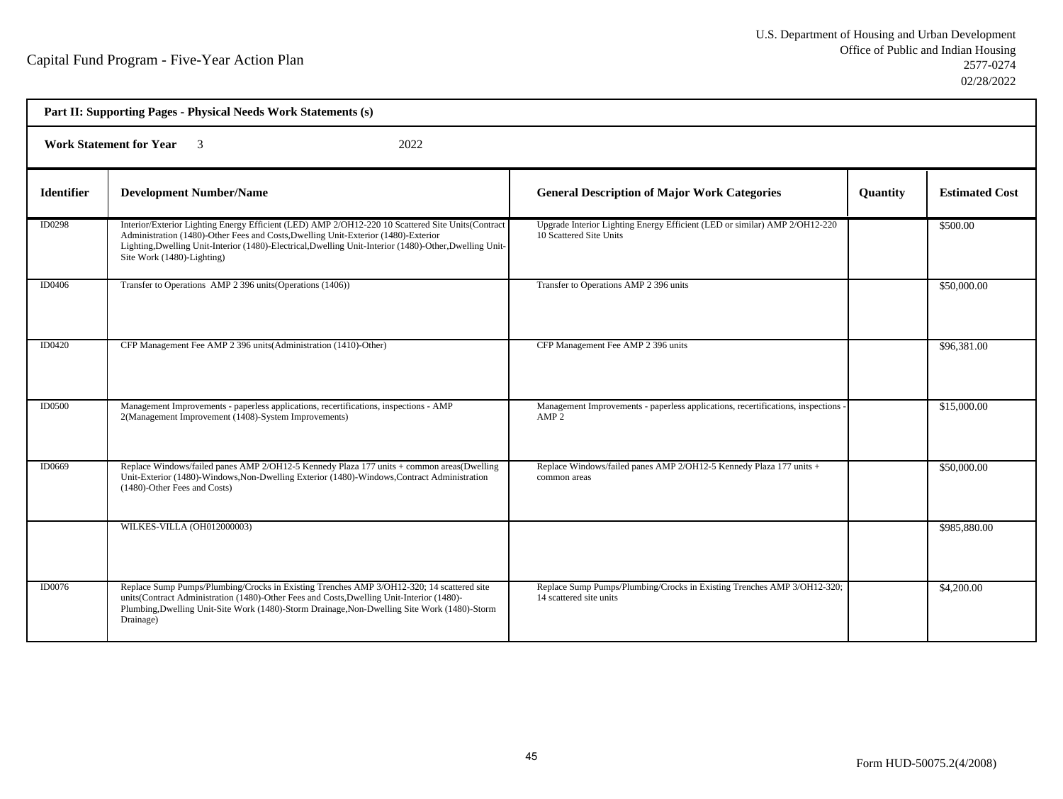Capital Fund Program - Five-Year Action Plan

U.S. Department of Housing and Urban Development
Office of Public and Indian Housing
2577-0274
02/28/2022

**Part II: Supporting Pages - Physical Needs Work Statements (s)**

**Work Statement for Year** 3 2022

| Identifier | Development Number/Name | General Description of Major Work Categories | Quantity | Estimated Cost |
|---|---|---|---|---|
| ID0298 | Interior/Exterior Lighting Energy Efficient (LED) AMP 2/OH12-220 10 Scattered Site Units(Contract Administration (1480)-Other Fees and Costs,Dwelling Unit-Exterior (1480)-Exterior Lighting,Dwelling Unit-Interior (1480)-Electrical,Dwelling Unit-Interior (1480)-Other,Dwelling Unit-Site Work (1480)-Lighting) | Upgrade Interior Lighting Energy Efficient (LED or similar) AMP 2/OH12-220 10 Scattered Site Units | | $500.00 |
| ID0406 | Transfer to Operations AMP 2 396 units(Operations (1406)) | Transfer to Operations AMP 2 396 units | | $50,000.00 |
| ID0420 | CFP Management Fee AMP 2 396 units(Administration (1410)-Other) | CFP Management Fee AMP 2 396 units | | $96,381.00 |
| ID0500 | Management Improvements - paperless applications, recertifications, inspections - AMP 2(Management Improvement (1408)-System Improvements) | Management Improvements - paperless applications, recertifications, inspections - AMP 2 | | $15,000.00 |
| ID0669 | Replace Windows/failed panes AMP 2/OH12-5 Kennedy Plaza 177 units + common areas(Dwelling Unit-Exterior (1480)-Windows,Non-Dwelling Exterior (1480)-Windows,Contract Administration (1480)-Other Fees and Costs) | Replace Windows/failed panes AMP 2/OH12-5 Kennedy Plaza 177 units + common areas | | $50,000.00 |
| | WILKES-VILLA (OH012000003) | | | $985,880.00 |
| ID0076 | Replace Sump Pumps/Plumbing/Crocks in Existing Trenches AMP 3/OH12-320; 14 scattered site units(Contract Administration (1480)-Other Fees and Costs,Dwelling Unit-Interior (1480)-Plumbing,Dwelling Unit-Site Work (1480)-Storm Drainage,Non-Dwelling Site Work (1480)-Storm Drainage) | Replace Sump Pumps/Plumbing/Crocks in Existing Trenches AMP 3/OH12-320; 14 scattered site units | | $4,200.00 |

Form HUD-50075.2(4/2008)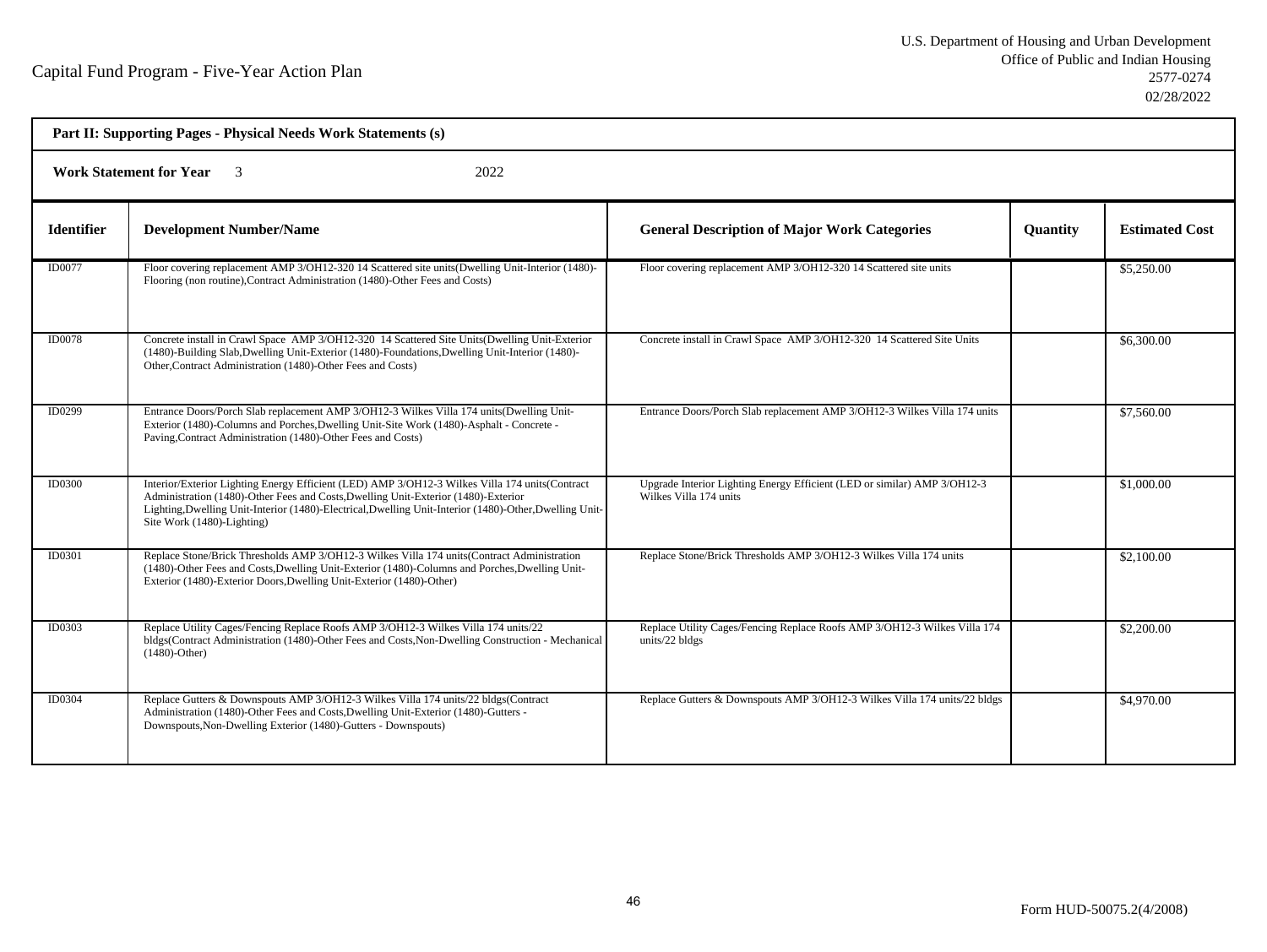Capital Fund Program - Five-Year Action Plan

U.S. Department of Housing and Urban Development
Office of Public and Indian Housing
2577-0274
02/28/2022

**Part II: Supporting Pages - Physical Needs Work Statements (s)**

**Work Statement for Year** 3 2022

| Identifier | Development Number/Name | General Description of Major Work Categories | Quantity | Estimated Cost |
|---|---|---|---|---|
| ID0077 | Floor covering replacement AMP 3/OH12-320 14 Scattered site units(Dwelling Unit-Interior (1480)-Flooring (non routine),Contract Administration (1480)-Other Fees and Costs) | Floor covering replacement AMP 3/OH12-320 14 Scattered site units | | $5,250.00 |
| ID0078 | Concrete install in Crawl Space AMP 3/OH12-320 14 Scattered Site Units(Dwelling Unit-Exterior (1480)-Building Slab,Dwelling Unit-Exterior (1480)-Foundations,Dwelling Unit-Interior (1480)-Other,Contract Administration (1480)-Other Fees and Costs) | Concrete install in Crawl Space AMP 3/OH12-320 14 Scattered Site Units | | $6,300.00 |
| ID0299 | Entrance Doors/Porch Slab replacement AMP 3/OH12-3 Wilkes Villa 174 units(Dwelling Unit-Exterior (1480)-Columns and Porches,Dwelling Unit-Site Work (1480)-Asphalt - Concrete - Paving,Contract Administration (1480)-Other Fees and Costs) | Entrance Doors/Porch Slab replacement AMP 3/OH12-3 Wilkes Villa 174 units | | $7,560.00 |
| ID0300 | Interior/Exterior Lighting Energy Efficient (LED) AMP 3/OH12-3 Wilkes Villa 174 units(Contract Administration (1480)-Other Fees and Costs,Dwelling Unit-Exterior (1480)-Exterior Lighting,Dwelling Unit-Interior (1480)-Electrical,Dwelling Unit-Interior (1480)-Other,Dwelling Unit-Site Work (1480)-Lighting) | Upgrade Interior Lighting Energy Efficient (LED or similar) AMP 3/OH12-3 Wilkes Villa 174 units | | $1,000.00 |
| ID0301 | Replace Stone/Brick Thresholds AMP 3/OH12-3 Wilkes Villa 174 units(Contract Administration (1480)-Other Fees and Costs,Dwelling Unit-Exterior (1480)-Columns and Porches,Dwelling Unit-Exterior (1480)-Exterior Doors,Dwelling Unit-Exterior (1480)-Other) | Replace Stone/Brick Thresholds AMP 3/OH12-3 Wilkes Villa 174 units | | $2,100.00 |
| ID0303 | Replace Utility Cages/Fencing Replace Roofs AMP 3/OH12-3 Wilkes Villa 174 units/22 bldgs(Contract Administration (1480)-Other Fees and Costs,Non-Dwelling Construction - Mechanical (1480)-Other) | Replace Utility Cages/Fencing Replace Roofs AMP 3/OH12-3 Wilkes Villa 174 units/22 bldgs | | $2,200.00 |
| ID0304 | Replace Gutters & Downspouts AMP 3/OH12-3 Wilkes Villa 174 units/22 bldgs(Contract Administration (1480)-Other Fees and Costs,Dwelling Unit-Exterior (1480)-Gutters - Downspouts,Non-Dwelling Exterior (1480)-Gutters - Downspouts) | Replace Gutters & Downspouts AMP 3/OH12-3 Wilkes Villa 174 units/22 bldgs | | $4,970.00 |

Form HUD-50075.2(4/2008)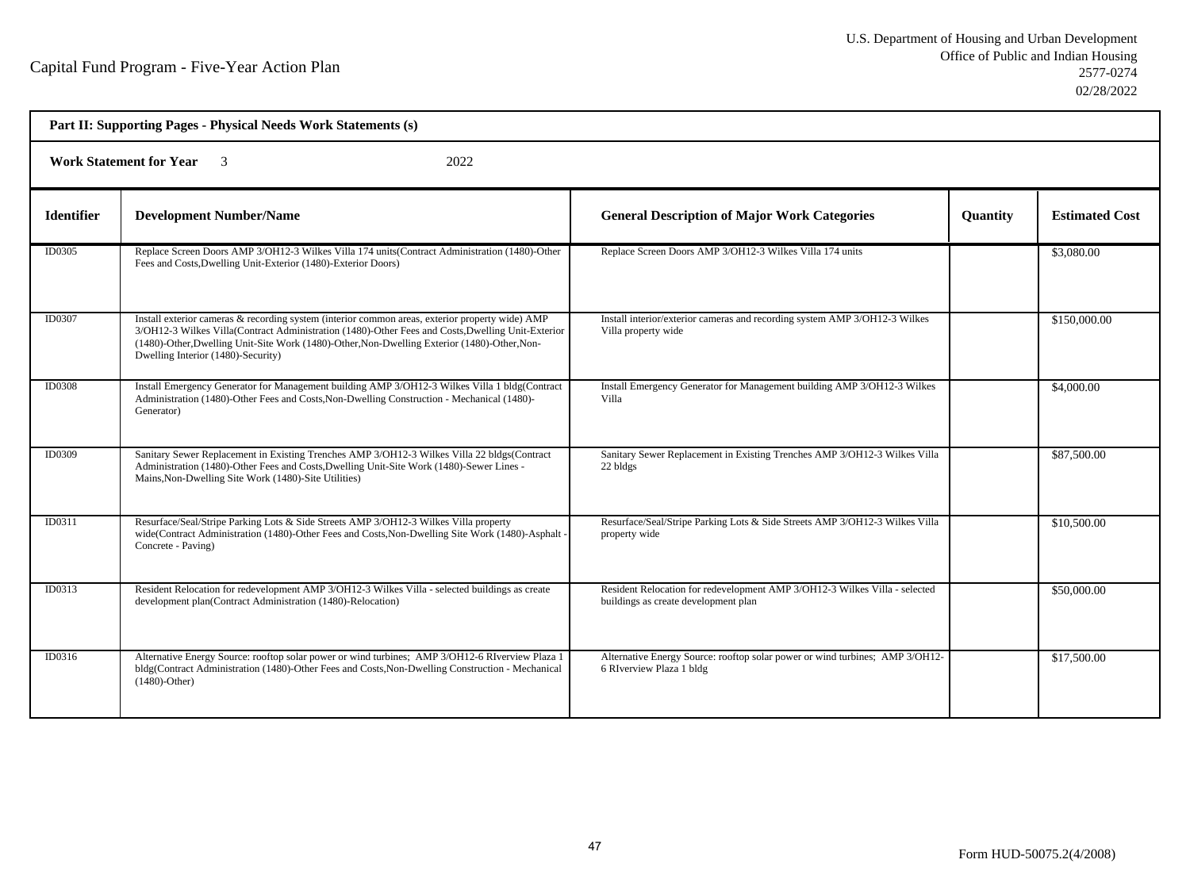Capital Fund Program - Five-Year Action Plan

U.S. Department of Housing and Urban Development
Office of Public and Indian Housing
2577-0274
02/28/2022

**Part II: Supporting Pages - Physical Needs Work Statements (s)**

**Work Statement for Year** 3 2022

| Identifier | Development Number/Name | General Description of Major Work Categories | Quantity | Estimated Cost |
|---|---|---|---|---|
| ID0305 | Replace Screen Doors AMP 3/OH12-3 Wilkes Villa 174 units(Contract Administration (1480)-Other Fees and Costs,Dwelling Unit-Exterior (1480)-Exterior Doors) | Replace Screen Doors AMP 3/OH12-3 Wilkes Villa 174 units | | $3,080.00 |
| ID0307 | Install exterior cameras & recording system (interior common areas, exterior property wide) AMP 3/OH12-3 Wilkes Villa(Contract Administration (1480)-Other Fees and Costs,Dwelling Unit-Exterior (1480)-Other,Dwelling Unit-Site Work (1480)-Other,Non-Dwelling Exterior (1480)-Other,Non-Dwelling Interior (1480)-Security) | Install interior/exterior cameras and recording system AMP 3/OH12-3 Wilkes Villa property wide | | $150,000.00 |
| ID0308 | Install Emergency Generator for Management building AMP 3/OH12-3 Wilkes Villa 1 bldg(Contract Administration (1480)-Other Fees and Costs,Non-Dwelling Construction - Mechanical (1480)-Generator) | Install Emergency Generator for Management building AMP 3/OH12-3 Wilkes Villa | | $4,000.00 |
| ID0309 | Sanitary Sewer Replacement in Existing Trenches AMP 3/OH12-3 Wilkes Villa 22 bldgs(Contract Administration (1480)-Other Fees and Costs,Dwelling Unit-Site Work (1480)-Sewer Lines - Mains,Non-Dwelling Site Work (1480)-Site Utilities) | Sanitary Sewer Replacement in Existing Trenches AMP 3/OH12-3 Wilkes Villa 22 bldgs | | $87,500.00 |
| ID0311 | Resurface/Seal/Stripe Parking Lots & Side Streets AMP 3/OH12-3 Wilkes Villa property wide(Contract Administration (1480)-Other Fees and Costs,Non-Dwelling Site Work (1480)-Asphalt - Concrete - Paving) | Resurface/Seal/Stripe Parking Lots & Side Streets AMP 3/OH12-3 Wilkes Villa property wide | | $10,500.00 |
| ID0313 | Resident Relocation for redevelopment AMP 3/OH12-3 Wilkes Villa - selected buildings as create development plan(Contract Administration (1480)-Relocation) | Resident Relocation for redevelopment AMP 3/OH12-3 Wilkes Villa - selected buildings as create development plan | | $50,000.00 |
| ID0316 | Alternative Energy Source: rooftop solar power or wind turbines; AMP 3/OH12-6 RIverview Plaza 1 bldg(Contract Administration (1480)-Other Fees and Costs,Non-Dwelling Construction - Mechanical (1480)-Other) | Alternative Energy Source: rooftop solar power or wind turbines; AMP 3/OH12-6 RIverview Plaza 1 bldg | | $17,500.00 |

Form HUD-50075.2(4/2008)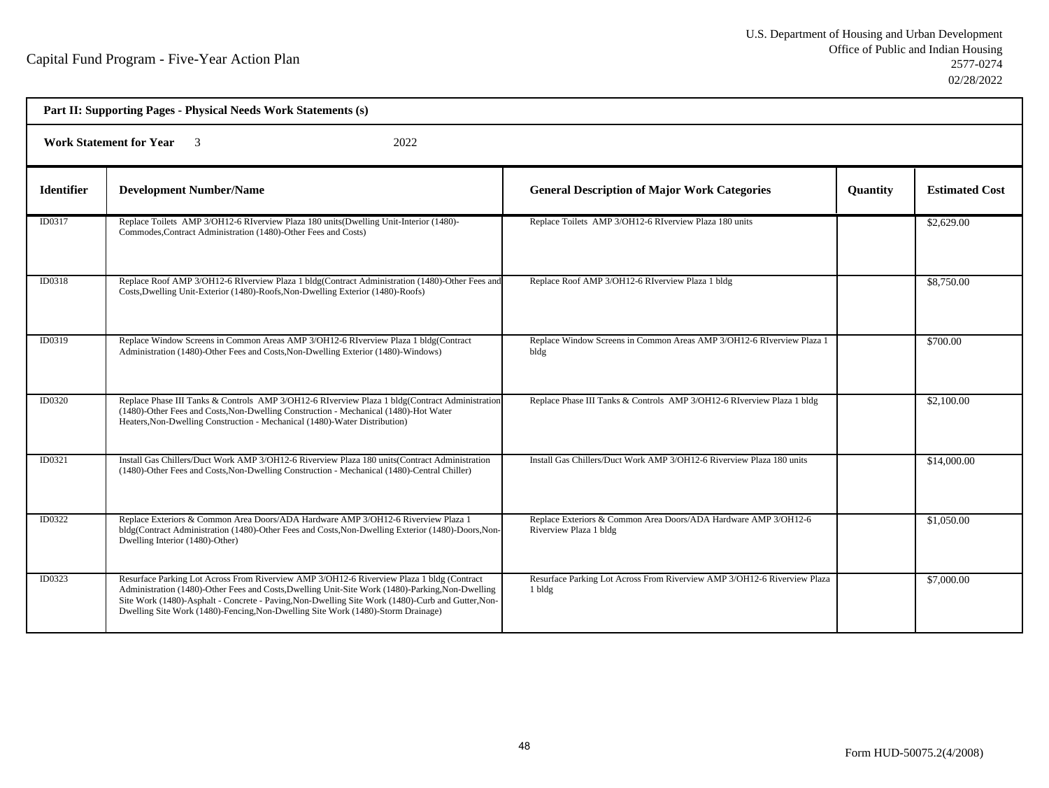## Part II: Supporting Pages - Physical Needs Work Statements (s)

**Work Statement for Year** 3 2022

| Identifier | Development Number/Name | General Description of Major Work Categories | Quantity | Estimated Cost |
|---|---|---|---|---|
| ID0317 | Replace Toilets AMP 3/OH12-6 RIverview Plaza 180 units(Dwelling Unit-Interior (1480)-Commodes,Contract Administration (1480)-Other Fees and Costs) | Replace Toilets AMP 3/OH12-6 RIverview Plaza 180 units | | $2,629.00 |
| ID0318 | Replace Roof AMP 3/OH12-6 RIverview Plaza 1 bldg(Contract Administration (1480)-Other Fees and Costs,Dwelling Unit-Exterior (1480)-Roofs,Non-Dwelling Exterior (1480)-Roofs) | Replace Roof AMP 3/OH12-6 RIverview Plaza 1 bldg | | $8,750.00 |
| ID0319 | Replace Window Screens in Common Areas AMP 3/OH12-6 RIverview Plaza 1 bldg(Contract Administration (1480)-Other Fees and Costs,Non-Dwelling Exterior (1480)-Windows) | Replace Window Screens in Common Areas AMP 3/OH12-6 RIverview Plaza 1 bldg | | $700.00 |
| ID0320 | Replace Phase III Tanks & Controls AMP 3/OH12-6 RIverview Plaza 1 bldg(Contract Administration (1480)-Other Fees and Costs,Non-Dwelling Construction - Mechanical (1480)-Hot Water Heaters,Non-Dwelling Construction - Mechanical (1480)-Water Distribution) | Replace Phase III Tanks & Controls AMP 3/OH12-6 RIverview Plaza 1 bldg | | $2,100.00 |
| ID0321 | Install Gas Chillers/Duct Work AMP 3/OH12-6 Riverview Plaza 180 units(Contract Administration (1480)-Other Fees and Costs,Non-Dwelling Construction - Mechanical (1480)-Central Chiller) | Install Gas Chillers/Duct Work AMP 3/OH12-6 Riverview Plaza 180 units | | $14,000.00 |
| ID0322 | Replace Exteriors & Common Area Doors/ADA Hardware AMP 3/OH12-6 Riverview Plaza 1 bldg(Contract Administration (1480)-Other Fees and Costs,Non-Dwelling Exterior (1480)-Doors,Non-Dwelling Interior (1480)-Other) | Replace Exteriors & Common Area Doors/ADA Hardware AMP 3/OH12-6 Riverview Plaza 1 bldg | | $1,050.00 |
| ID0323 | Resurface Parking Lot Across From Riverview AMP 3/OH12-6 Riverview Plaza 1 bldg (Contract Administration (1480)-Other Fees and Costs,Dwelling Unit-Site Work (1480)-Parking,Non-Dwelling Site Work (1480)-Asphalt - Concrete - Paving,Non-Dwelling Site Work (1480)-Curb and Gutter,Non-Dwelling Site Work (1480)-Fencing,Non-Dwelling Site Work (1480)-Storm Drainage) | Resurface Parking Lot Across From Riverview AMP 3/OH12-6 Riverview Plaza 1 bldg | | $7,000.00 |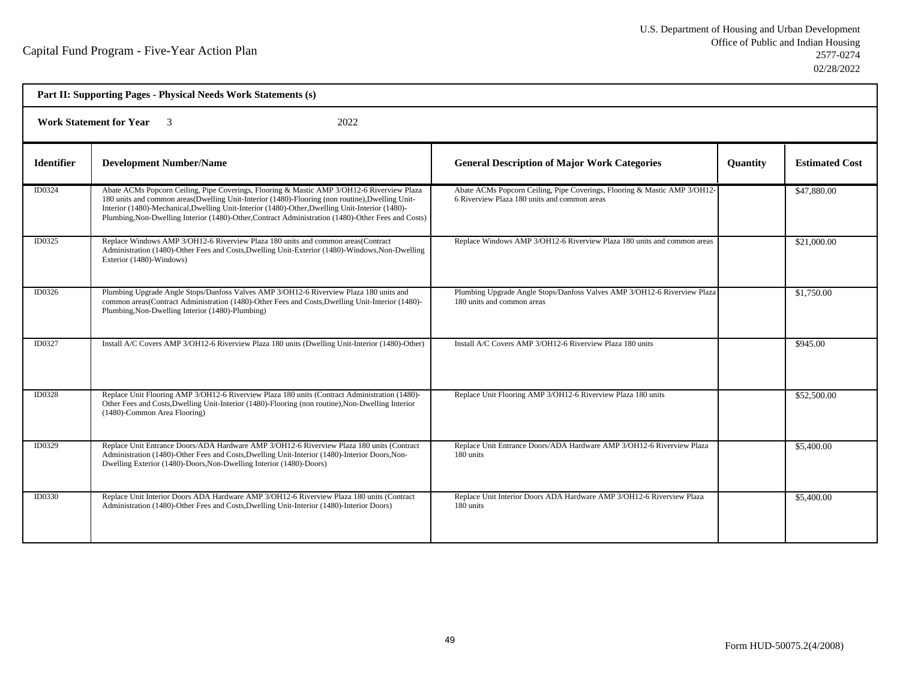Capital Fund Program - Five-Year Action Plan

U.S. Department of Housing and Urban Development
Office of Public and Indian Housing
2577-0274
02/28/2022

**Part II: Supporting Pages - Physical Needs Work Statements (s)**

**Work Statement for Year** 3 2022

| Identifier | Development Number/Name | General Description of Major Work Categories | Quantity | Estimated Cost |
|---|---|---|---|---|
| ID0324 | Abate ACMs Popcorn Ceiling, Pipe Coverings, Flooring & Mastic AMP 3/OH12-6 Riverview Plaza 180 units and common areas(Dwelling Unit-Interior (1480)-Flooring (non routine),Dwelling Unit-Interior (1480)-Mechanical,Dwelling Unit-Interior (1480)-Other,Dwelling Unit-Interior (1480)-Plumbing,Non-Dwelling Interior (1480)-Other,Contract Administration (1480)-Other Fees and Costs) | Abate ACMs Popcorn Ceiling, Pipe Coverings, Flooring & Mastic AMP 3/OH12-6 Riverview Plaza 180 units and common areas | | $47,880.00 |
| ID0325 | Replace Windows AMP 3/OH12-6 Riverview Plaza 180 units and common areas(Contract Administration (1480)-Other Fees and Costs,Dwelling Unit-Exterior (1480)-Windows,Non-Dwelling Exterior (1480)-Windows) | Replace Windows AMP 3/OH12-6 Riverview Plaza 180 units and common areas | | $21,000.00 |
| ID0326 | Plumbing Upgrade Angle Stops/Danfoss Valves AMP 3/OH12-6 Riverview Plaza 180 units and common areas(Contract Administration (1480)-Other Fees and Costs,Dwelling Unit-Interior (1480)-Plumbing,Non-Dwelling Interior (1480)-Plumbing) | Plumbing Upgrade Angle Stops/Danfoss Valves AMP 3/OH12-6 Riverview Plaza 180 units and common areas | | $1,750.00 |
| ID0327 | Install A/C Covers AMP 3/OH12-6 Riverview Plaza 180 units (Dwelling Unit-Interior (1480)-Other) | Install A/C Covers AMP 3/OH12-6 Riverview Plaza 180 units | | $945.00 |
| ID0328 | Replace Unit Flooring AMP 3/OH12-6 Riverview Plaza 180 units (Contract Administration (1480)-Other Fees and Costs,Dwelling Unit-Interior (1480)-Flooring (non routine),Non-Dwelling Interior (1480)-Common Area Flooring) | Replace Unit Flooring AMP 3/OH12-6 Riverview Plaza 180 units | | $52,500.00 |
| ID0329 | Replace Unit Entrance Doors/ADA Hardware AMP 3/OH12-6 Riverview Plaza 180 units (Contract Administration (1480)-Other Fees and Costs,Dwelling Unit-Interior (1480)-Interior Doors,Non-Dwelling Exterior (1480)-Doors,Non-Dwelling Interior (1480)-Doors) | Replace Unit Entrance Doors/ADA Hardware AMP 3/OH12-6 Riverview Plaza 180 units | | $5,400.00 |
| ID0330 | Replace Unit Interior Doors ADA Hardware AMP 3/OH12-6 Riverview Plaza 180 units (Contract Administration (1480)-Other Fees and Costs,Dwelling Unit-Interior (1480)-Interior Doors) | Replace Unit Interior Doors ADA Hardware AMP 3/OH12-6 Riverview Plaza 180 units | | $5,400.00 |

Form HUD-50075.2(4/2008)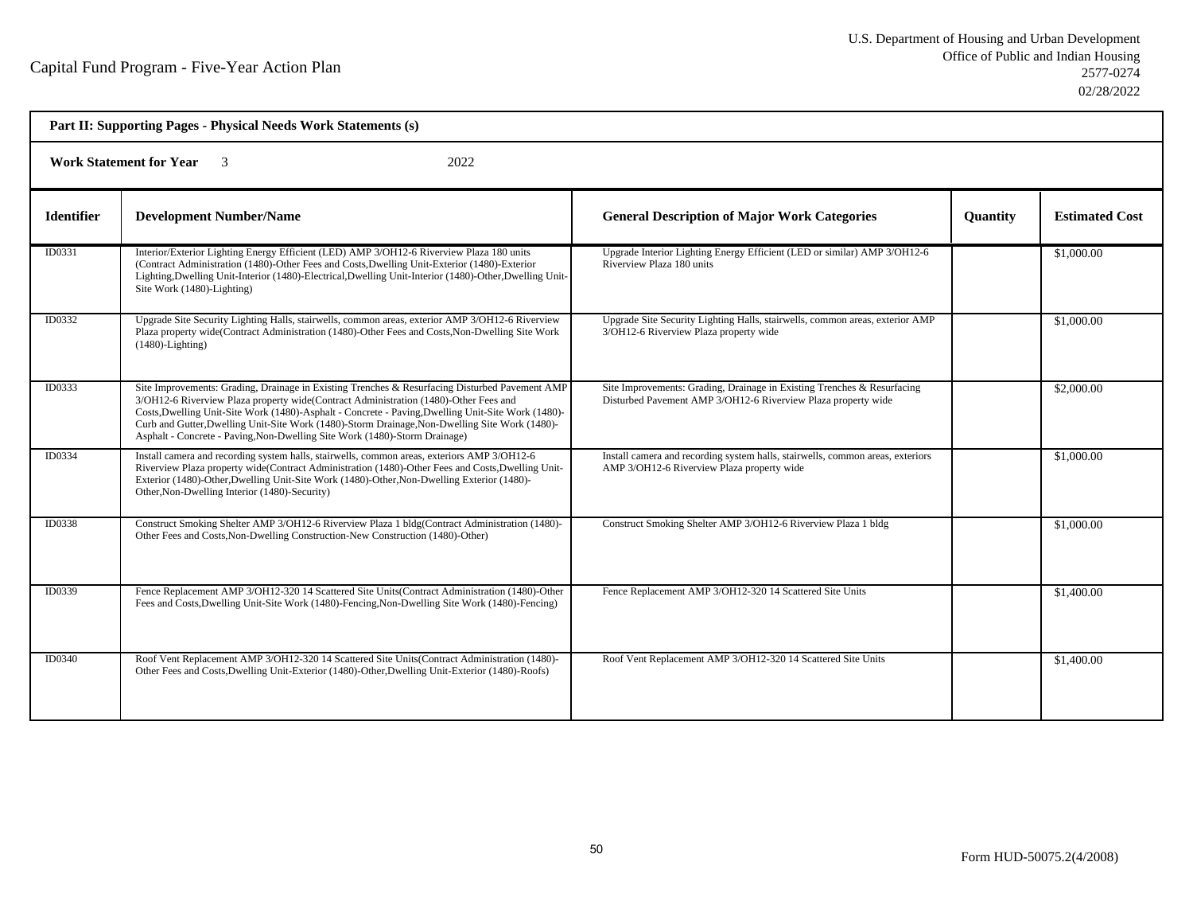Capital Fund Program - Five-Year Action Plan

U.S. Department of Housing and Urban Development
Office of Public and Indian Housing
2577-0274
02/28/2022

**Part II: Supporting Pages - Physical Needs Work Statements (s)**

**Work Statement for Year** 3 2022

| Identifier | Development Number/Name | General Description of Major Work Categories | Quantity | Estimated Cost |
|---|---|---|---|---|
| ID0331 | Interior/Exterior Lighting Energy Efficient (LED) AMP 3/OH12-6 Riverview Plaza 180 units (Contract Administration (1480)-Other Fees and Costs,Dwelling Unit-Exterior (1480)-Exterior Lighting,Dwelling Unit-Interior (1480)-Electrical,Dwelling Unit-Interior (1480)-Other,Dwelling Unit-Site Work (1480)-Lighting) | Upgrade Interior Lighting Energy Efficient (LED or similar) AMP 3/OH12-6 Riverview Plaza 180 units | | $1,000.00 |
| ID0332 | Upgrade Site Security Lighting Halls, stairwells, common areas, exterior AMP 3/OH12-6 Riverview Plaza property wide(Contract Administration (1480)-Other Fees and Costs,Non-Dwelling Site Work (1480)-Lighting) | Upgrade Site Security Lighting Halls, stairwells, common areas, exterior AMP 3/OH12-6 Riverview Plaza property wide | | $1,000.00 |
| ID0333 | Site Improvements: Grading, Drainage in Existing Trenches & Resurfacing Disturbed Pavement AMP 3/OH12-6 Riverview Plaza property wide(Contract Administration (1480)-Other Fees and Costs,Dwelling Unit-Site Work (1480)-Asphalt - Concrete - Paving,Dwelling Unit-Site Work (1480)-Curb and Gutter,Dwelling Unit-Site Work (1480)-Storm Drainage,Non-Dwelling Site Work (1480)-Asphalt - Concrete - Paving,Non-Dwelling Site Work (1480)-Storm Drainage) | Site Improvements: Grading, Drainage in Existing Trenches & Resurfacing Disturbed Pavement AMP 3/OH12-6 Riverview Plaza property wide | | $2,000.00 |
| ID0334 | Install camera and recording system halls, stairwells, common areas, exteriors AMP 3/OH12-6 Riverview Plaza property wide(Contract Administration (1480)-Other Fees and Costs,Dwelling Unit-Exterior (1480)-Other,Dwelling Unit-Site Work (1480)-Other,Non-Dwelling Exterior (1480)-Other,Non-Dwelling Interior (1480)-Security) | Install camera and recording system halls, stairwells, common areas, exteriors AMP 3/OH12-6 Riverview Plaza property wide | | $1,000.00 |
| ID0338 | Construct Smoking Shelter AMP 3/OH12-6 Riverview Plaza 1 bldg(Contract Administration (1480)-Other Fees and Costs,Non-Dwelling Construction-New Construction (1480)-Other) | Construct Smoking Shelter AMP 3/OH12-6 Riverview Plaza 1 bldg | | $1,000.00 |
| ID0339 | Fence Replacement AMP 3/OH12-320 14 Scattered Site Units(Contract Administration (1480)-Other Fees and Costs,Dwelling Unit-Site Work (1480)-Fencing,Non-Dwelling Site Work (1480)-Fencing) | Fence Replacement AMP 3/OH12-320 14 Scattered Site Units | | $1,400.00 |
| ID0340 | Roof Vent Replacement AMP 3/OH12-320 14 Scattered Site Units(Contract Administration (1480)-Other Fees and Costs,Dwelling Unit-Exterior (1480)-Other,Dwelling Unit-Exterior (1480)-Roofs) | Roof Vent Replacement AMP 3/OH12-320 14 Scattered Site Units | | $1,400.00 |

Form HUD-50075.2(4/2008)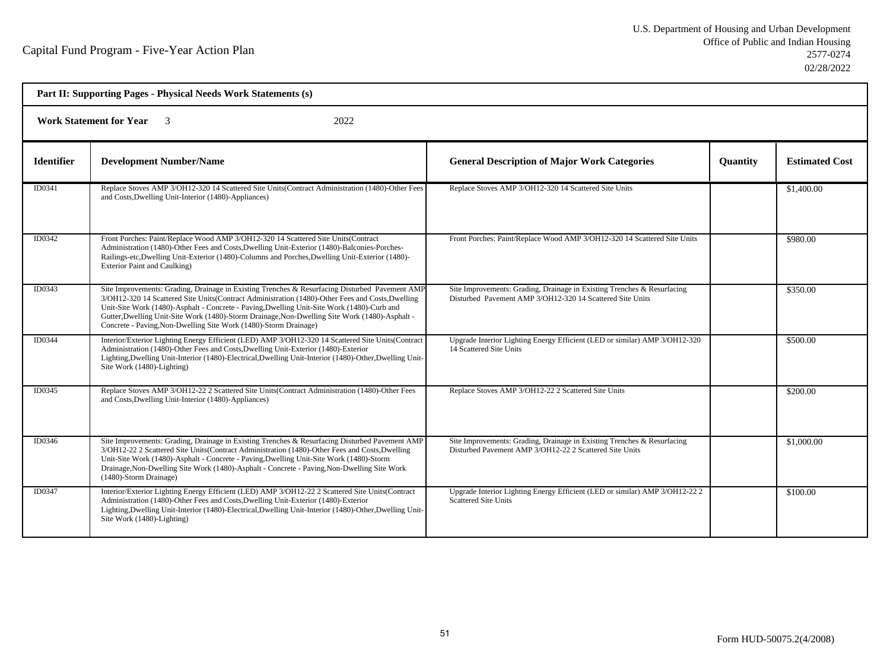Capital Fund Program - Five-Year Action Plan

U.S. Department of Housing and Urban Development
Office of Public and Indian Housing
2577-0274
02/28/2022

**Part II: Supporting Pages - Physical Needs Work Statements (s)**

**Work Statement for Year** 3 2022

| Identifier | Development Number/Name | General Description of Major Work Categories | Quantity | Estimated Cost |
|---|---|---|---|---|
| ID0341 | Replace Stoves AMP 3/OH12-320 14 Scattered Site Units(Contract Administration (1480)-Other Fees and Costs,Dwelling Unit-Interior (1480)-Appliances) | Replace Stoves AMP 3/OH12-320 14 Scattered Site Units | | $1,400.00 |
| ID0342 | Front Porches: Paint/Replace Wood AMP 3/OH12-320 14 Scattered Site Units(Contract Administration (1480)-Other Fees and Costs,Dwelling Unit-Exterior (1480)-Balconies-Porches-Railings-etc,Dwelling Unit-Exterior (1480)-Columns and Porches,Dwelling Unit-Exterior (1480)-Exterior Paint and Caulking) | Front Porches: Paint/Replace Wood AMP 3/OH12-320 14 Scattered Site Units | | $980.00 |
| ID0343 | Site Improvements: Grading, Drainage in Existing Trenches & Resurfacing Disturbed Pavement AMP 3/OH12-320 14 Scattered Site Units(Contract Administration (1480)-Other Fees and Costs,Dwelling Unit-Site Work (1480)-Asphalt - Concrete - Paving,Dwelling Unit-Site Work (1480)-Curb and Gutter,Dwelling Unit-Site Work (1480)-Storm Drainage,Non-Dwelling Site Work (1480)-Asphalt - Concrete - Paving,Non-Dwelling Site Work (1480)-Storm Drainage) | Site Improvements: Grading, Drainage in Existing Trenches & Resurfacing Disturbed Pavement AMP 3/OH12-320 14 Scattered Site Units | | $350.00 |
| ID0344 | Interior/Exterior Lighting Energy Efficient (LED) AMP 3/OH12-320 14 Scattered Site Units(Contract Administration (1480)-Other Fees and Costs,Dwelling Unit-Exterior (1480)-Exterior Lighting,Dwelling Unit-Interior (1480)-Electrical,Dwelling Unit-Interior (1480)-Other,Dwelling Unit-Site Work (1480)-Lighting) | Upgrade Interior Lighting Energy Efficient (LED or similar) AMP 3/OH12-320 14 Scattered Site Units | | $500.00 |
| ID0345 | Replace Stoves AMP 3/OH12-22 2 Scattered Site Units(Contract Administration (1480)-Other Fees and Costs,Dwelling Unit-Interior (1480)-Appliances) | Replace Stoves AMP 3/OH12-22 2 Scattered Site Units | | $200.00 |
| ID0346 | Site Improvements: Grading, Drainage in Existing Trenches & Resurfacing Disturbed Pavement AMP 3/OH12-22 2 Scattered Site Units(Contract Administration (1480)-Other Fees and Costs,Dwelling Unit-Site Work (1480)-Asphalt - Concrete - Paving,Dwelling Unit-Site Work (1480)-Storm Drainage,Non-Dwelling Site Work (1480)-Asphalt - Concrete - Paving,Non-Dwelling Site Work (1480)-Storm Drainage) | Site Improvements: Grading, Drainage in Existing Trenches & Resurfacing Disturbed Pavement AMP 3/OH12-22 2 Scattered Site Units | | $1,000.00 |
| ID0347 | Interior/Exterior Lighting Energy Efficient (LED) AMP 3/OH12-22 2 Scattered Site Units(Contract Administration (1480)-Other Fees and Costs,Dwelling Unit-Exterior (1480)-Exterior Lighting,Dwelling Unit-Interior (1480)-Electrical,Dwelling Unit-Interior (1480)-Other,Dwelling Unit-Site Work (1480)-Lighting) | Upgrade Interior Lighting Energy Efficient (LED or similar) AMP 3/OH12-22 2 Scattered Site Units | | $100.00 |

Form HUD-50075.2(4/2008)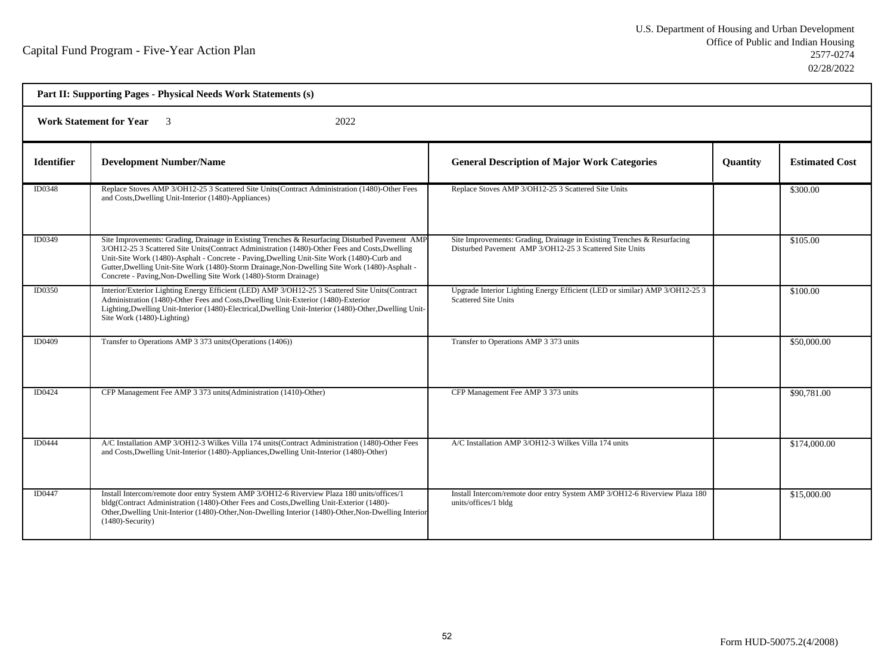Capital Fund Program - Five-Year Action Plan

U.S. Department of Housing and Urban Development
Office of Public and Indian Housing
2577-0274
02/28/2022

**Part II: Supporting Pages - Physical Needs Work Statements (s)**

**Work Statement for Year** 3 2022

| Identifier | Development Number/Name | General Description of Major Work Categories | Quantity | Estimated Cost |
|---|---|---|---|---|
| ID0348 | Replace Stoves AMP 3/OH12-25 3 Scattered Site Units(Contract Administration (1480)-Other Fees and Costs,Dwelling Unit-Interior (1480)-Appliances) | Replace Stoves AMP 3/OH12-25 3 Scattered Site Units | | $300.00 |
| ID0349 | Site Improvements: Grading, Drainage in Existing Trenches & Resurfacing Disturbed Pavement AMP 3/OH12-25 3 Scattered Site Units(Contract Administration (1480)-Other Fees and Costs,Dwelling Unit-Site Work (1480)-Asphalt - Concrete - Paving,Dwelling Unit-Site Work (1480)-Curb and Gutter,Dwelling Unit-Site Work (1480)-Storm Drainage,Non-Dwelling Site Work (1480)-Asphalt - Concrete - Paving,Non-Dwelling Site Work (1480)-Storm Drainage) | Site Improvements: Grading, Drainage in Existing Trenches & Resurfacing Disturbed Pavement AMP 3/OH12-25 3 Scattered Site Units | | $105.00 |
| ID0350 | Interior/Exterior Lighting Energy Efficient (LED) AMP 3/OH12-25 3 Scattered Site Units(Contract Administration (1480)-Other Fees and Costs,Dwelling Unit-Exterior (1480)-Exterior Lighting,Dwelling Unit-Interior (1480)-Electrical,Dwelling Unit-Interior (1480)-Other,Dwelling Unit-Site Work (1480)-Lighting) | Upgrade Interior Lighting Energy Efficient (LED or similar) AMP 3/OH12-25 3 Scattered Site Units | | $100.00 |
| ID0409 | Transfer to Operations AMP 3 373 units(Operations (1406)) | Transfer to Operations AMP 3 373 units | | $50,000.00 |
| ID0424 | CFP Management Fee AMP 3 373 units(Administration (1410)-Other) | CFP Management Fee AMP 3 373 units | | $90,781.00 |
| ID0444 | A/C Installation AMP 3/OH12-3 Wilkes Villa 174 units(Contract Administration (1480)-Other Fees and Costs,Dwelling Unit-Interior (1480)-Appliances,Dwelling Unit-Interior (1480)-Other) | A/C Installation AMP 3/OH12-3 Wilkes Villa 174 units | | $174,000.00 |
| ID0447 | Install Intercom/remote door entry System AMP 3/OH12-6 Riverview Plaza 180 units/offices/1 bldg(Contract Administration (1480)-Other Fees and Costs,Dwelling Unit-Exterior (1480)-Other,Dwelling Unit-Interior (1480)-Other,Non-Dwelling Interior (1480)-Other,Non-Dwelling Interior (1480)-Security) | Install Intercom/remote door entry System AMP 3/OH12-6 Riverview Plaza 180 units/offices/1 bldg | | $15,000.00 |

Form HUD-50075.2(4/2008)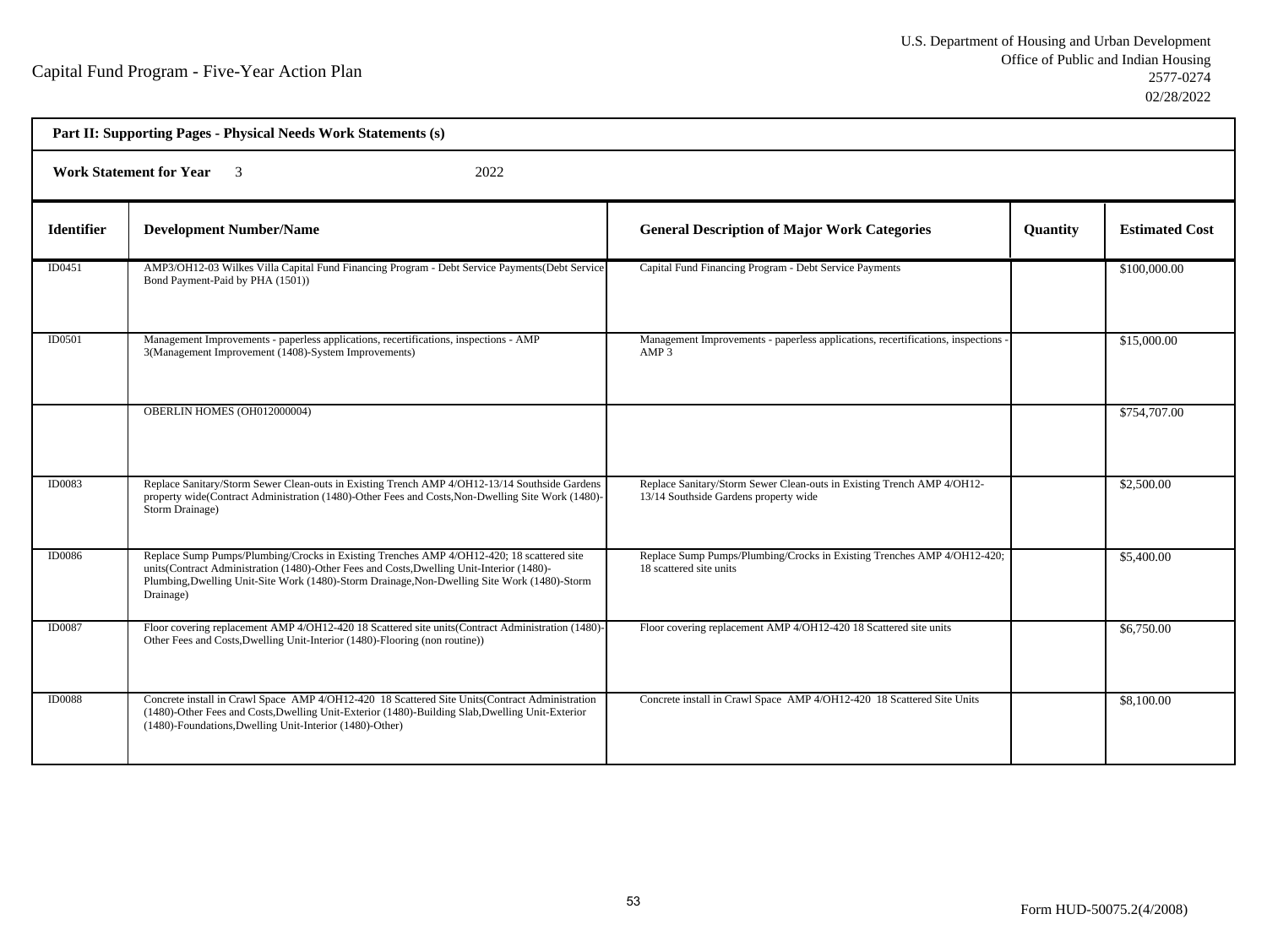Capital Fund Program - Five-Year Action Plan

U.S. Department of Housing and Urban Development
Office of Public and Indian Housing
2577-0274
02/28/2022

**Part II: Supporting Pages - Physical Needs Work Statements (s)**

**Work Statement for Year** 3 2022

| Identifier | Development Number/Name | General Description of Major Work Categories | Quantity | Estimated Cost |
|---|---|---|---|---|
| ID0451 | AMP3/OH12-03 Wilkes Villa Capital Fund Financing Program - Debt Service Payments(Debt Service Bond Payment-Paid by PHA (1501)) | Capital Fund Financing Program - Debt Service Payments | | $100,000.00 |
| ID0501 | Management Improvements - paperless applications, recertifications, inspections - AMP 3(Management Improvement (1408)-System Improvements) | Management Improvements - paperless applications, recertifications, inspections - AMP 3 | | $15,000.00 |
| | OBERLIN HOMES (OH012000004) | | | $754,707.00 |
| ID0083 | Replace Sanitary/Storm Sewer Clean-outs in Existing Trench AMP 4/OH12-13/14 Southside Gardens property wide(Contract Administration (1480)-Other Fees and Costs,Non-Dwelling Site Work (1480)-Storm Drainage) | Replace Sanitary/Storm Sewer Clean-outs in Existing Trench AMP 4/OH12-13/14 Southside Gardens property wide | | $2,500.00 |
| ID0086 | Replace Sump Pumps/Plumbing/Crocks in Existing Trenches AMP 4/OH12-420; 18 scattered site units(Contract Administration (1480)-Other Fees and Costs,Dwelling Unit-Interior (1480)-Plumbing,Dwelling Unit-Site Work (1480)-Storm Drainage,Non-Dwelling Site Work (1480)-Storm Drainage) | Replace Sump Pumps/Plumbing/Crocks in Existing Trenches AMP 4/OH12-420; 18 scattered site units | | $5,400.00 |
| ID0087 | Floor covering replacement AMP 4/OH12-420 18 Scattered site units(Contract Administration (1480)-Other Fees and Costs,Dwelling Unit-Interior (1480)-Flooring (non routine)) | Floor covering replacement AMP 4/OH12-420 18 Scattered site units | | $6,750.00 |
| ID0088 | Concrete install in Crawl Space AMP 4/OH12-420 18 Scattered Site Units(Contract Administration (1480)-Other Fees and Costs,Dwelling Unit-Exterior (1480)-Building Slab,Dwelling Unit-Exterior (1480)-Foundations,Dwelling Unit-Interior (1480)-Other) | Concrete install in Crawl Space AMP 4/OH12-420 18 Scattered Site Units | | $8,100.00 |

Form HUD-50075.2(4/2008)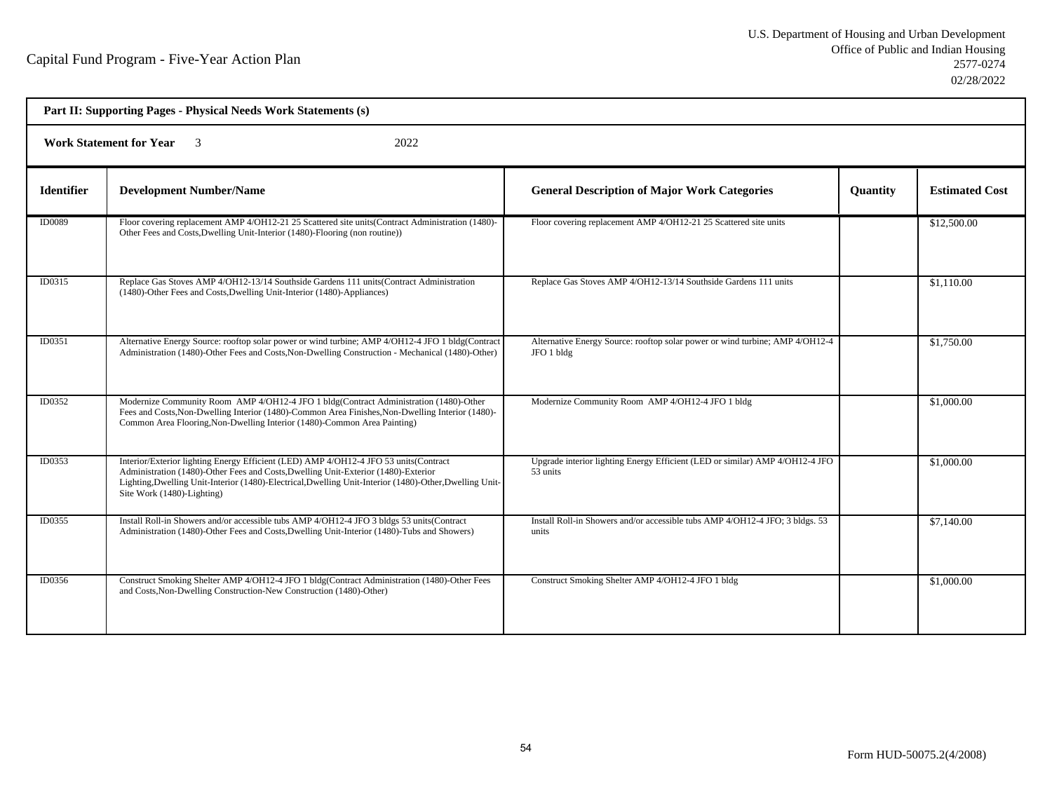Capital Fund Program - Five-Year Action Plan

U.S. Department of Housing and Urban Development
Office of Public and Indian Housing
2577-0274
02/28/2022

**Part II: Supporting Pages - Physical Needs Work Statements (s)**

**Work Statement for Year** 3 2022

| Identifier | Development Number/Name | General Description of Major Work Categories | Quantity | Estimated Cost |
|---|---|---|---|---|
| ID0089 | Floor covering replacement AMP 4/OH12-21 25 Scattered site units(Contract Administration (1480)-Other Fees and Costs,Dwelling Unit-Interior (1480)-Flooring (non routine)) | Floor covering replacement AMP 4/OH12-21 25 Scattered site units | | $12,500.00 |
| ID0315 | Replace Gas Stoves AMP 4/OH12-13/14 Southside Gardens 111 units(Contract Administration (1480)-Other Fees and Costs,Dwelling Unit-Interior (1480)-Appliances) | Replace Gas Stoves AMP 4/OH12-13/14 Southside Gardens 111 units | | $1,110.00 |
| ID0351 | Alternative Energy Source: rooftop solar power or wind turbine; AMP 4/OH12-4 JFO 1 bldg(Contract Administration (1480)-Other Fees and Costs,Non-Dwelling Construction - Mechanical (1480)-Other) | Alternative Energy Source: rooftop solar power or wind turbine; AMP 4/OH12-4 JFO 1 bldg | | $1,750.00 |
| ID0352 | Modernize Community Room AMP 4/OH12-4 JFO 1 bldg(Contract Administration (1480)-Other Fees and Costs,Non-Dwelling Interior (1480)-Common Area Finishes,Non-Dwelling Interior (1480)-Common Area Flooring,Non-Dwelling Interior (1480)-Common Area Painting) | Modernize Community Room AMP 4/OH12-4 JFO 1 bldg | | $1,000.00 |
| ID0353 | Interior/Exterior lighting Energy Efficient (LED) AMP 4/OH12-4 JFO 53 units(Contract Administration (1480)-Other Fees and Costs,Dwelling Unit-Exterior (1480)-Exterior Lighting,Dwelling Unit-Interior (1480)-Electrical,Dwelling Unit-Interior (1480)-Other,Dwelling Unit-Site Work (1480)-Lighting) | Upgrade interior lighting Energy Efficient (LED or similar) AMP 4/OH12-4 JFO 53 units | | $1,000.00 |
| ID0355 | Install Roll-in Showers and/or accessible tubs AMP 4/OH12-4 JFO 3 bldgs 53 units(Contract Administration (1480)-Other Fees and Costs,Dwelling Unit-Interior (1480)-Tubs and Showers) | Install Roll-in Showers and/or accessible tubs AMP 4/OH12-4 JFO; 3 bldgs. 53 units | | $7,140.00 |
| ID0356 | Construct Smoking Shelter AMP 4/OH12-4 JFO 1 bldg(Contract Administration (1480)-Other Fees and Costs,Non-Dwelling Construction-New Construction (1480)-Other) | Construct Smoking Shelter AMP 4/OH12-4 JFO 1 bldg | | $1,000.00 |

Form HUD-50075.2(4/2008)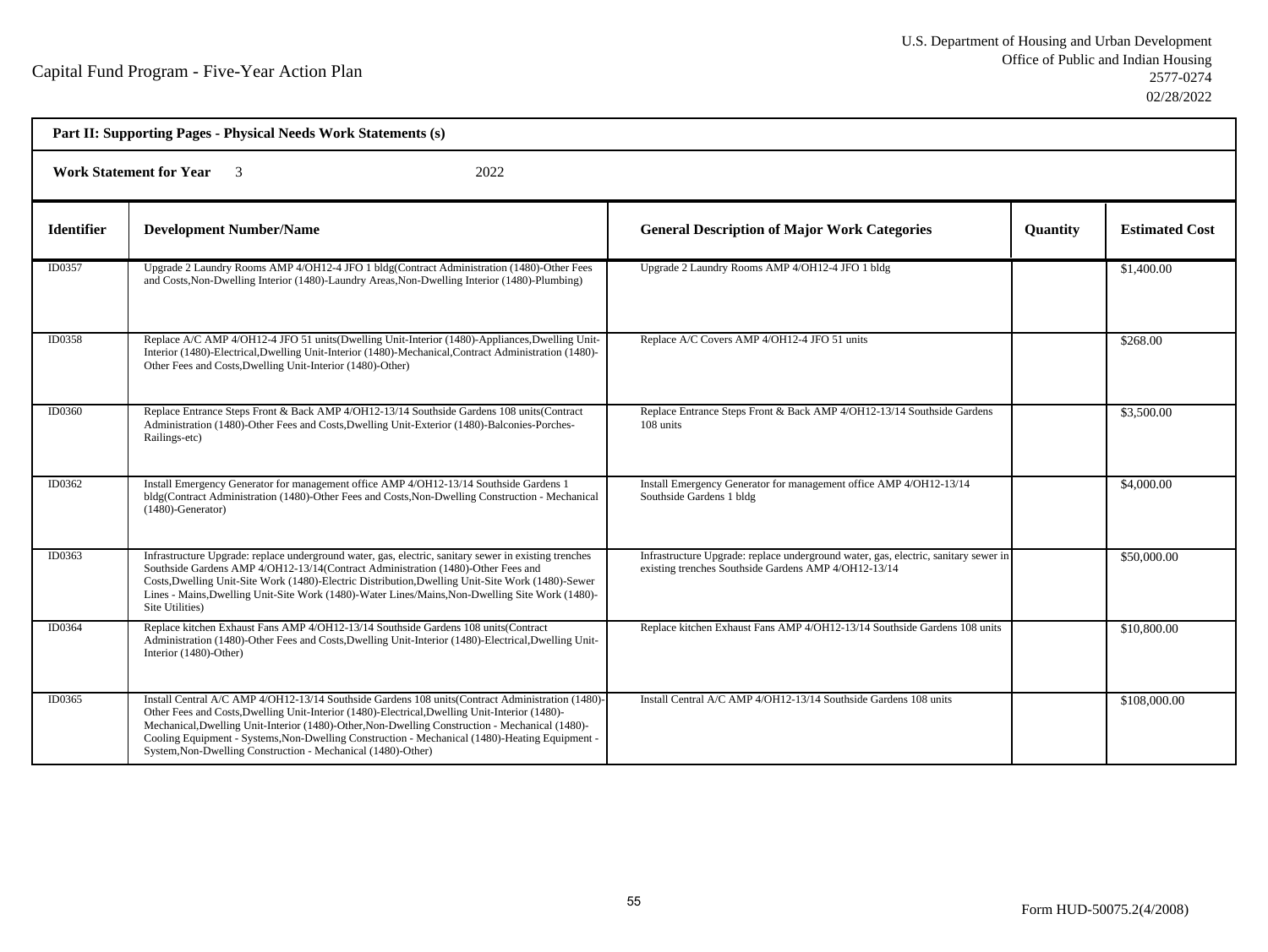Capital Fund Program - Five-Year Action Plan

U.S. Department of Housing and Urban Development
Office of Public and Indian Housing
2577-0274
02/28/2022

**Part II: Supporting Pages - Physical Needs Work Statements (s)**

**Work Statement for Year** 3 2022

| Identifier | Development Number/Name | General Description of Major Work Categories | Quantity | Estimated Cost |
|---|---|---|---|---|
| ID0357 | Upgrade 2 Laundry Rooms AMP 4/OH12-4 JFO 1 bldg(Contract Administration (1480)-Other Fees and Costs,Non-Dwelling Interior (1480)-Laundry Areas,Non-Dwelling Interior (1480)-Plumbing) | Upgrade 2 Laundry Rooms AMP 4/OH12-4 JFO 1 bldg | | $1,400.00 |
| ID0358 | Replace A/C AMP 4/OH12-4 JFO 51 units(Dwelling Unit-Interior (1480)-Appliances,Dwelling Unit-Interior (1480)-Electrical,Dwelling Unit-Interior (1480)-Mechanical,Contract Administration (1480)-Other Fees and Costs,Dwelling Unit-Interior (1480)-Other) | Replace A/C Covers AMP 4/OH12-4 JFO 51 units | | $268.00 |
| ID0360 | Replace Entrance Steps Front & Back AMP 4/OH12-13/14 Southside Gardens 108 units(Contract Administration (1480)-Other Fees and Costs,Dwelling Unit-Exterior (1480)-Balconies-Porches-Railings-etc) | Replace Entrance Steps Front & Back AMP 4/OH12-13/14 Southside Gardens 108 units | | $3,500.00 |
| ID0362 | Install Emergency Generator for management office AMP 4/OH12-13/14 Southside Gardens 1 bldg(Contract Administration (1480)-Other Fees and Costs,Non-Dwelling Construction - Mechanical (1480)-Generator) | Install Emergency Generator for management office AMP 4/OH12-13/14 Southside Gardens 1 bldg | | $4,000.00 |
| ID0363 | Infrastructure Upgrade: replace underground water, gas, electric, sanitary sewer in existing trenches Southside Gardens AMP 4/OH12-13/14(Contract Administration (1480)-Other Fees and Costs,Dwelling Unit-Site Work (1480)-Electric Distribution,Dwelling Unit-Site Work (1480)-Sewer Lines - Mains,Dwelling Unit-Site Work (1480)-Water Lines/Mains,Non-Dwelling Site Work (1480)-Site Utilities) | Infrastructure Upgrade: replace underground water, gas, electric, sanitary sewer in existing trenches Southside Gardens AMP 4/OH12-13/14 | | $50,000.00 |
| ID0364 | Replace kitchen Exhaust Fans AMP 4/OH12-13/14 Southside Gardens 108 units(Contract Administration (1480)-Other Fees and Costs,Dwelling Unit-Interior (1480)-Electrical,Dwelling Unit-Interior (1480)-Other) | Replace kitchen Exhaust Fans AMP 4/OH12-13/14 Southside Gardens 108 units | | $10,800.00 |
| ID0365 | Install Central A/C AMP 4/OH12-13/14 Southside Gardens 108 units(Contract Administration (1480)-Other Fees and Costs,Dwelling Unit-Interior (1480)-Electrical,Dwelling Unit-Interior (1480)-Mechanical,Dwelling Unit-Interior (1480)-Other,Non-Dwelling Construction - Mechanical (1480)-Cooling Equipment - Systems,Non-Dwelling Construction - Mechanical (1480)-Heating Equipment - System,Non-Dwelling Construction - Mechanical (1480)-Other) | Install Central A/C AMP 4/OH12-13/14 Southside Gardens 108 units | | $108,000.00 |

Form HUD-50075.2(4/2008)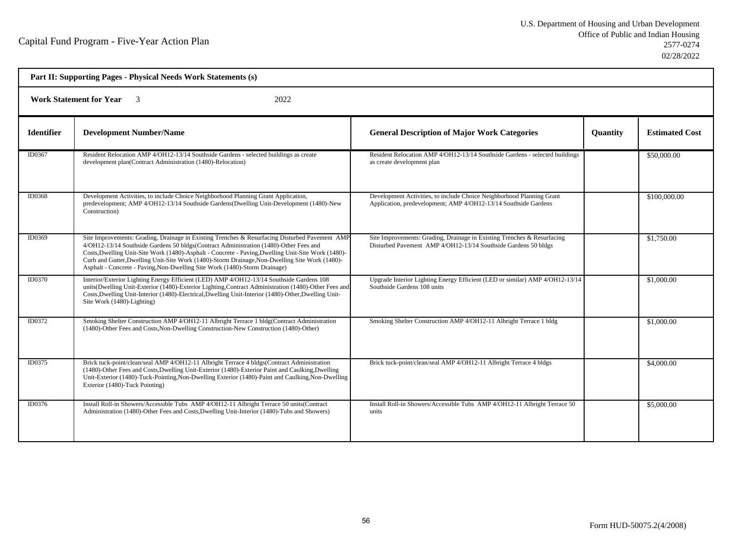Capital Fund Program - Five-Year Action Plan

U.S. Department of Housing and Urban Development
Office of Public and Indian Housing
2577-0274
02/28/2022

**Part II: Supporting Pages - Physical Needs Work Statements (s)**

**Work Statement for Year** 3 2022

| Identifier | Development Number/Name | General Description of Major Work Categories | Quantity | Estimated Cost |
|---|---|---|---|---|
| ID0367 | Resident Relocation AMP 4/OH12-13/14 Southside Gardens - selected buildings as create development plan(Contract Administration (1480)-Relocation) | Resident Relocation AMP 4/OH12-13/14 Southside Gardens - selected buildings as create development plan | | $50,000.00 |
| ID0368 | Development Activities, to include Choice Neighborhood Planning Grant Application, predevelopment; AMP 4/OH12-13/14 Southside Gardens(Dwelling Unit-Development (1480)-New Construction) | Development Activities, to include Choice Neighborhood Planning Grant Application, predevelopment; AMP 4/OH12-13/14 Southside Gardens | | $100,000.00 |
| ID0369 | Site Improvements: Grading, Drainage in Existing Trenches & Resurfacing Disturbed Pavement AMP 4/OH12-13/14 Southside Gardens 50 bldgs(Contract Administration (1480)-Other Fees and Costs,Dwelling Unit-Site Work (1480)-Asphalt - Concrete - Paving,Dwelling Unit-Site Work (1480)-Curb and Gutter,Dwelling Unit-Site Work (1480)-Storm Drainage,Non-Dwelling Site Work (1480)-Asphalt - Concrete - Paving,Non-Dwelling Site Work (1480)-Storm Drainage) | Site Improvements: Grading, Drainage in Existing Trenches & Resurfacing Disturbed Pavement AMP 4/OH12-13/14 Southside Gardens 50 bldgs | | $1,750.00 |
| ID0370 | Interior/Exterior Lighting Energy Efficient (LED) AMP 4/OH12-13/14 Southside Gardens 108 units(Dwelling Unit-Exterior (1480)-Exterior Lighting,Contract Administration (1480)-Other Fees and Costs,Dwelling Unit-Interior (1480)-Electrical,Dwelling Unit-Interior (1480)-Other,Dwelling Unit-Site Work (1480)-Lighting) | Upgrade Interior Lighting Energy Efficient (LED or similar) AMP 4/OH12-13/14 Southside Gardens 108 units | | $1,000.00 |
| ID0372 | Smoking Shelter Construction AMP 4/OH12-11 Albright Terrace 1 bldg(Contract Administration (1480)-Other Fees and Costs,Non-Dwelling Construction-New Construction (1480)-Other) | Smoking Shelter Construction AMP 4/OH12-11 Albright Terrace 1 bldg | | $1,000.00 |
| ID0375 | Brick tuck-point/clean/seal AMP 4/OH12-11 Albright Terrace 4 bldgs(Contract Administration (1480)-Other Fees and Costs,Dwelling Unit-Exterior (1480)-Exterior Paint and Caulking,Dwelling Unit-Exterior (1480)-Tuck-Pointing,Non-Dwelling Exterior (1480)-Paint and Caulking,Non-Dwelling Exterior (1480)-Tuck Pointing) | Brick tuck-point/clean/seal AMP 4/OH12-11 Albright Terrace 4 bldgs | | $4,000.00 |
| ID0376 | Install Roll-in Showers/Accessible Tubs AMP 4/OH12-11 Albright Terrace 50 units(Contract Administration (1480)-Other Fees and Costs,Dwelling Unit-Interior (1480)-Tubs and Showers) | Install Roll-in Showers/Accessible Tubs AMP 4/OH12-11 Albright Terrace 50 units | | $5,000.00 |

Form HUD-50075.2(4/2008)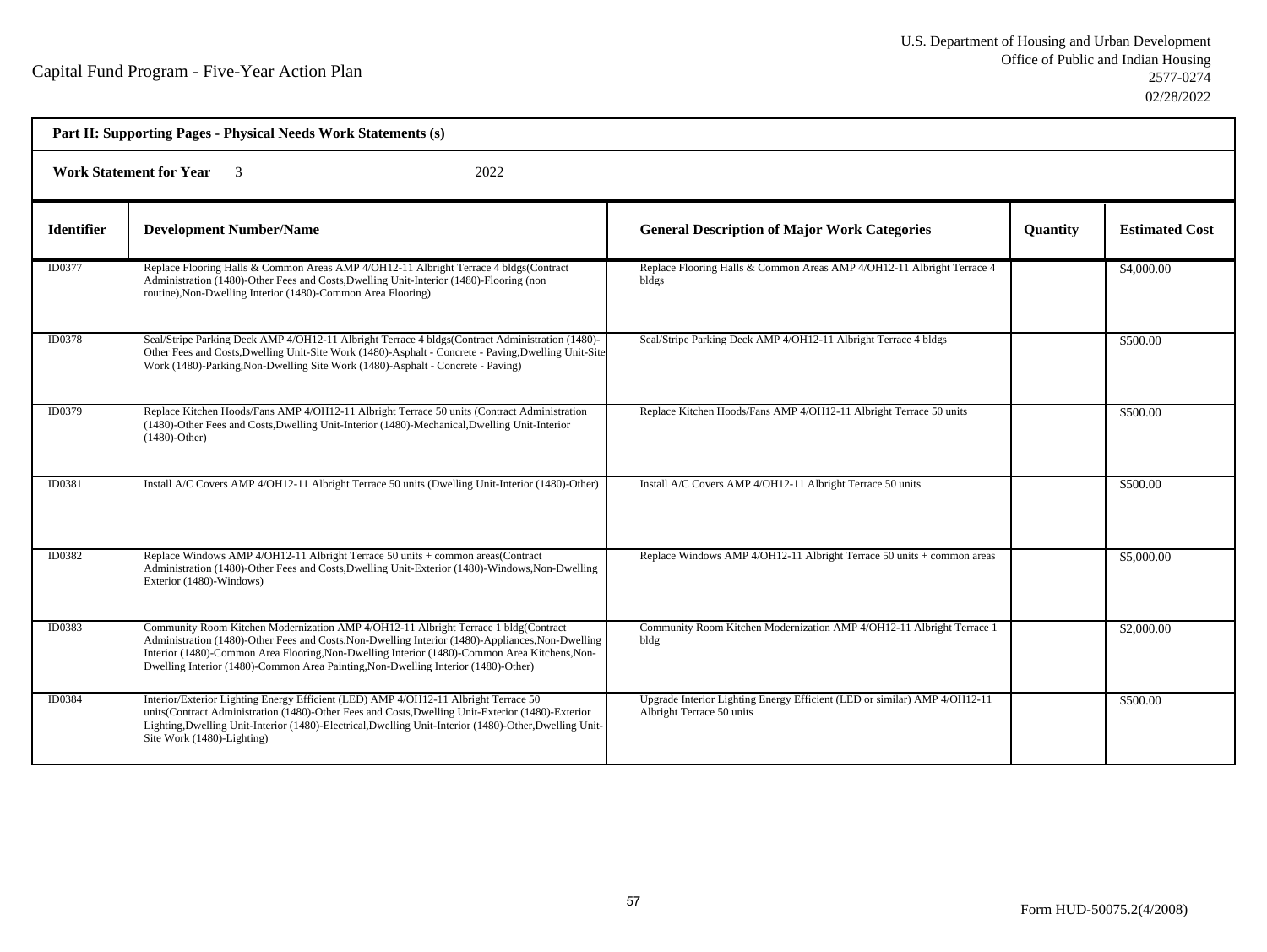Capital Fund Program - Five-Year Action Plan

U.S. Department of Housing and Urban Development
Office of Public and Indian Housing
2577-0274
02/28/2022

**Part II: Supporting Pages - Physical Needs Work Statements (s)**

**Work Statement for Year** 3 2022

| Identifier | Development Number/Name | General Description of Major Work Categories | Quantity | Estimated Cost |
|---|---|---|---|---|
| ID0377 | Replace Flooring Halls & Common Areas AMP 4/OH12-11 Albright Terrace 4 bldgs(Contract Administration (1480)-Other Fees and Costs,Dwelling Unit-Interior (1480)-Flooring (non routine),Non-Dwelling Interior (1480)-Common Area Flooring) | Replace Flooring Halls & Common Areas AMP 4/OH12-11 Albright Terrace 4 bldgs | | $4,000.00 |
| ID0378 | Seal/Stripe Parking Deck AMP 4/OH12-11 Albright Terrace 4 bldgs(Contract Administration (1480)-Other Fees and Costs,Dwelling Unit-Site Work (1480)-Asphalt - Concrete - Paving,Dwelling Unit-Site Work (1480)-Parking,Non-Dwelling Site Work (1480)-Asphalt - Concrete - Paving) | Seal/Stripe Parking Deck AMP 4/OH12-11 Albright Terrace 4 bldgs | | $500.00 |
| ID0379 | Replace Kitchen Hoods/Fans AMP 4/OH12-11 Albright Terrace 50 units (Contract Administration (1480)-Other Fees and Costs,Dwelling Unit-Interior (1480)-Mechanical,Dwelling Unit-Interior (1480)-Other) | Replace Kitchen Hoods/Fans AMP 4/OH12-11 Albright Terrace 50 units | | $500.00 |
| ID0381 | Install A/C Covers AMP 4/OH12-11 Albright Terrace 50 units (Dwelling Unit-Interior (1480)-Other) | Install A/C Covers AMP 4/OH12-11 Albright Terrace 50 units | | $500.00 |
| ID0382 | Replace Windows AMP 4/OH12-11 Albright Terrace 50 units + common areas(Contract Administration (1480)-Other Fees and Costs,Dwelling Unit-Exterior (1480)-Windows,Non-Dwelling Exterior (1480)-Windows) | Replace Windows AMP 4/OH12-11 Albright Terrace 50 units + common areas | | $5,000.00 |
| ID0383 | Community Room Kitchen Modernization AMP 4/OH12-11 Albright Terrace 1 bldg(Contract Administration (1480)-Other Fees and Costs,Non-Dwelling Interior (1480)-Appliances,Non-Dwelling Interior (1480)-Common Area Flooring,Non-Dwelling Interior (1480)-Common Area Kitchens,Non-Dwelling Interior (1480)-Common Area Painting,Non-Dwelling Interior (1480)-Other) | Community Room Kitchen Modernization AMP 4/OH12-11 Albright Terrace 1 bldg | | $2,000.00 |
| ID0384 | Interior/Exterior Lighting Energy Efficient (LED) AMP 4/OH12-11 Albright Terrace 50 units(Contract Administration (1480)-Other Fees and Costs,Dwelling Unit-Exterior (1480)-Exterior Lighting,Dwelling Unit-Interior (1480)-Electrical,Dwelling Unit-Interior (1480)-Other,Dwelling Unit-Site Work (1480)-Lighting) | Upgrade Interior Lighting Energy Efficient (LED or similar) AMP 4/OH12-11 Albright Terrace 50 units | | $500.00 |

Form HUD-50075.2(4/2008)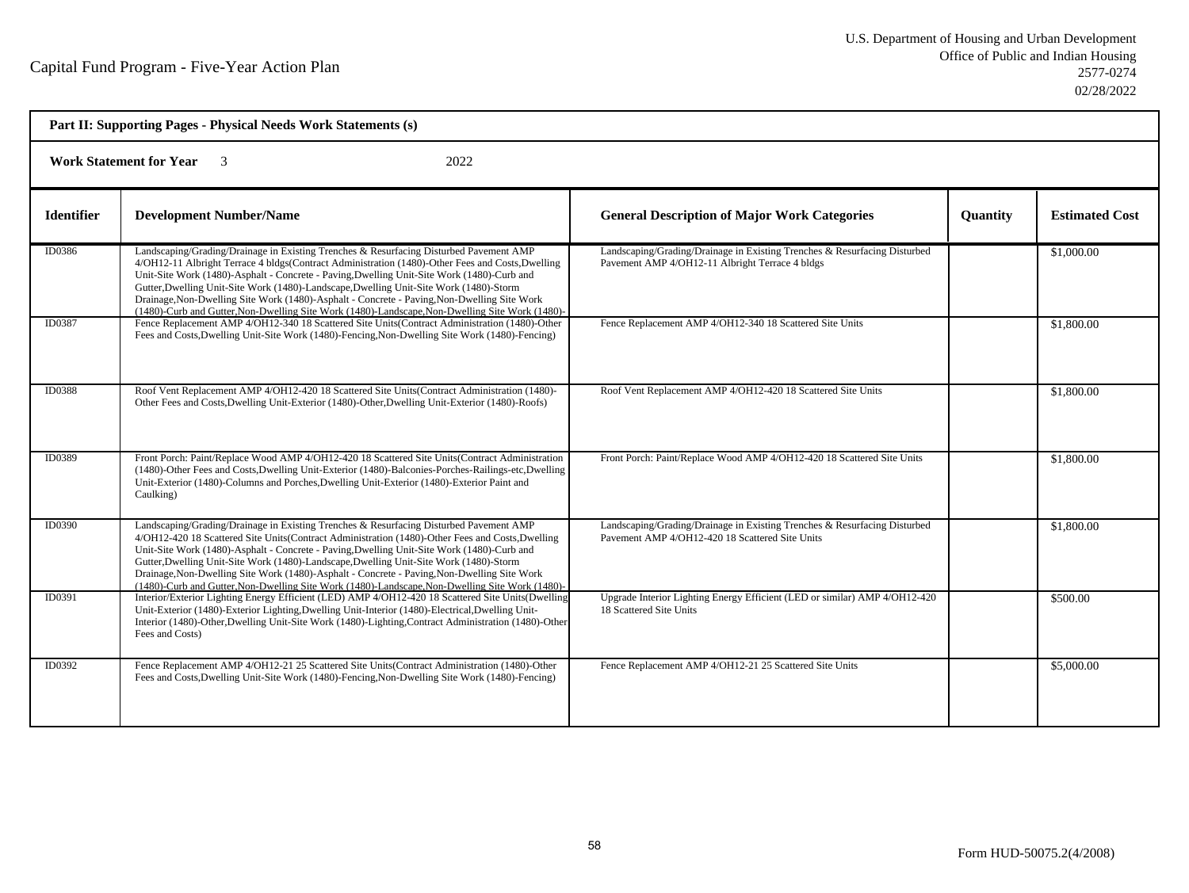Capital Fund Program - Five-Year Action Plan

U.S. Department of Housing and Urban Development
Office of Public and Indian Housing
2577-0274
02/28/2022

**Part II: Supporting Pages - Physical Needs Work Statements (s)**

**Work Statement for Year** 3 2022

| Identifier | Development Number/Name | General Description of Major Work Categories | Quantity | Estimated Cost |
|---|---|---|---|---|
| ID0386 | Landscaping/Grading/Drainage in Existing Trenches & Resurfacing Disturbed Pavement AMP 4/OH12-11 Albright Terrace 4 bldgs(Contract Administration (1480)-Other Fees and Costs,Dwelling Unit-Site Work (1480)-Asphalt - Concrete - Paving,Dwelling Unit-Site Work (1480)-Curb and Gutter,Dwelling Unit-Site Work (1480)-Landscape,Dwelling Unit-Site Work (1480)-Storm Drainage,Non-Dwelling Site Work (1480)-Asphalt - Concrete - Paving,Non-Dwelling Site Work (1480)-Curb and Gutter,Non-Dwelling Site Work (1480)-Landscape,Non-Dwelling Site Work (1480)- | Landscaping/Grading/Drainage in Existing Trenches & Resurfacing Disturbed Pavement AMP 4/OH12-11 Albright Terrace 4 bldgs | | $1,000.00 |
| ID0387 | Fence Replacement AMP 4/OH12-340 18 Scattered Site Units(Contract Administration (1480)-Other Fees and Costs,Dwelling Unit-Site Work (1480)-Fencing,Non-Dwelling Site Work (1480)-Fencing) | Fence Replacement AMP 4/OH12-340 18 Scattered Site Units | | $1,800.00 |
| ID0388 | Roof Vent Replacement AMP 4/OH12-420 18 Scattered Site Units(Contract Administration (1480)-Other Fees and Costs,Dwelling Unit-Exterior (1480)-Other,Dwelling Unit-Exterior (1480)-Roofs) | Roof Vent Replacement AMP 4/OH12-420 18 Scattered Site Units | | $1,800.00 |
| ID0389 | Front Porch: Paint/Replace Wood AMP 4/OH12-420 18 Scattered Site Units(Contract Administration (1480)-Other Fees and Costs,Dwelling Unit-Exterior (1480)-Balconies-Porches-Railings-etc,Dwelling Unit-Exterior (1480)-Columns and Porches,Dwelling Unit-Exterior (1480)-Exterior Paint and Caulking) | Front Porch: Paint/Replace Wood AMP 4/OH12-420 18 Scattered Site Units | | $1,800.00 |
| ID0390 | Landscaping/Grading/Drainage in Existing Trenches & Resurfacing Disturbed Pavement AMP 4/OH12-420 18 Scattered Site Units(Contract Administration (1480)-Other Fees and Costs,Dwelling Unit-Site Work (1480)-Asphalt - Concrete - Paving,Dwelling Unit-Site Work (1480)-Curb and Gutter,Dwelling Unit-Site Work (1480)-Landscape,Dwelling Unit-Site Work (1480)-Storm Drainage,Non-Dwelling Site Work (1480)-Asphalt - Concrete - Paving,Non-Dwelling Site Work (1480)-Curb and Gutter,Non-Dwelling Site Work (1480)-Landscape,Non-Dwelling Site Work (1480)- | Landscaping/Grading/Drainage in Existing Trenches & Resurfacing Disturbed Pavement AMP 4/OH12-420 18 Scattered Site Units | | $1,800.00 |
| ID0391 | Interior/Exterior Lighting Energy Efficient (LED) AMP 4/OH12-420 18 Scattered Site Units(Dwelling Unit-Exterior (1480)-Exterior Lighting,Dwelling Unit-Interior (1480)-Electrical,Dwelling Unit-Interior (1480)-Other,Dwelling Unit-Site Work (1480)-Lighting,Contract Administration (1480)-Other Fees and Costs) | Upgrade Interior Lighting Energy Efficient (LED or similar) AMP 4/OH12-420 18 Scattered Site Units | | $500.00 |
| ID0392 | Fence Replacement AMP 4/OH12-21 25 Scattered Site Units(Contract Administration (1480)-Other Fees and Costs,Dwelling Unit-Site Work (1480)-Fencing,Non-Dwelling Site Work (1480)-Fencing) | Fence Replacement AMP 4/OH12-21 25 Scattered Site Units | | $5,000.00 |

Form HUD-50075.2(4/2008)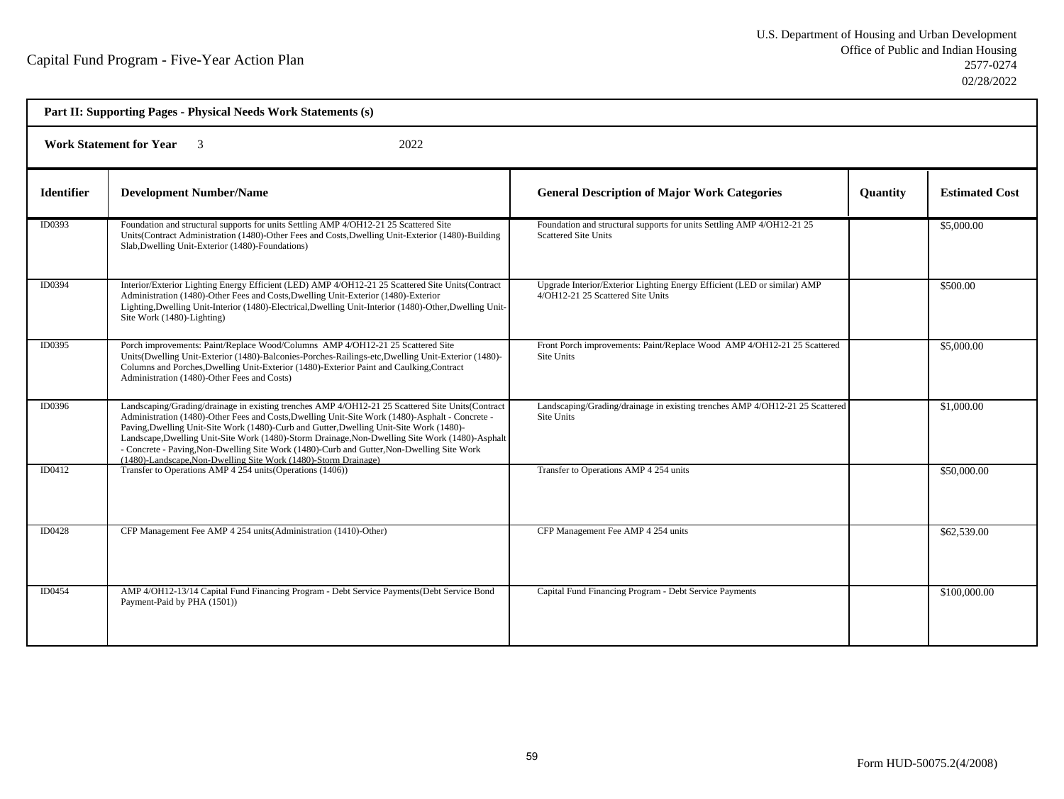Capital Fund Program - Five-Year Action Plan

U.S. Department of Housing and Urban Development
Office of Public and Indian Housing
2577-0274
02/28/2022

**Part II: Supporting Pages - Physical Needs Work Statements (s)**

**Work Statement for Year** 3 2022

| Identifier | Development Number/Name | General Description of Major Work Categories | Quantity | Estimated Cost |
|---|---|---|---|---|
| ID0393 | Foundation and structural supports for units Settling AMP 4/OH12-21 25 Scattered Site Units(Contract Administration (1480)-Other Fees and Costs,Dwelling Unit-Exterior (1480)-Building Slab,Dwelling Unit-Exterior (1480)-Foundations) | Foundation and structural supports for units Settling AMP 4/OH12-21 25 Scattered Site Units | | $5,000.00 |
| ID0394 | Interior/Exterior Lighting Energy Efficient (LED) AMP 4/OH12-21 25 Scattered Site Units(Contract Administration (1480)-Other Fees and Costs,Dwelling Unit-Exterior (1480)-Exterior Lighting,Dwelling Unit-Interior (1480)-Electrical,Dwelling Unit-Interior (1480)-Other,Dwelling Unit-Site Work (1480)-Lighting) | Upgrade Interior/Exterior Lighting Energy Efficient (LED or similar) AMP 4/OH12-21 25 Scattered Site Units | | $500.00 |
| ID0395 | Porch improvements: Paint/Replace Wood/Columns AMP 4/OH12-21 25 Scattered Site Units(Dwelling Unit-Exterior (1480)-Balconies-Porches-Railings-etc,Dwelling Unit-Exterior (1480)-Columns and Porches,Dwelling Unit-Exterior (1480)-Exterior Paint and Caulking,Contract Administration (1480)-Other Fees and Costs) | Front Porch improvements: Paint/Replace Wood AMP 4/OH12-21 25 Scattered Site Units | | $5,000.00 |
| ID0396 | Landscaping/Grading/drainage in existing trenches AMP 4/OH12-21 25 Scattered Site Units(Contract Administration (1480)-Other Fees and Costs,Dwelling Unit-Site Work (1480)-Asphalt - Concrete - Paving,Dwelling Unit-Site Work (1480)-Curb and Gutter,Dwelling Unit-Site Work (1480)-Landscape,Dwelling Unit-Site Work (1480)-Storm Drainage,Non-Dwelling Site Work (1480)-Asphalt - Concrete - Paving,Non-Dwelling Site Work (1480)-Curb and Gutter,Non-Dwelling Site Work (1480)-Landscape,Non-Dwelling Site Work (1480)-Storm Drainage) | Landscaping/Grading/drainage in existing trenches AMP 4/OH12-21 25 Scattered Site Units | | $1,000.00 |
| ID0412 | Transfer to Operations AMP 4 254 units(Operations (1406)) | Transfer to Operations AMP 4 254 units | | $50,000.00 |
| ID0428 | CFP Management Fee AMP 4 254 units(Administration (1410)-Other) | CFP Management Fee AMP 4 254 units | | $62,539.00 |
| ID0454 | AMP 4/OH12-13/14 Capital Fund Financing Program - Debt Service Payments(Debt Service Bond Payment-Paid by PHA (1501)) | Capital Fund Financing Program - Debt Service Payments | | $100,000.00 |

Form HUD-50075.2(4/2008)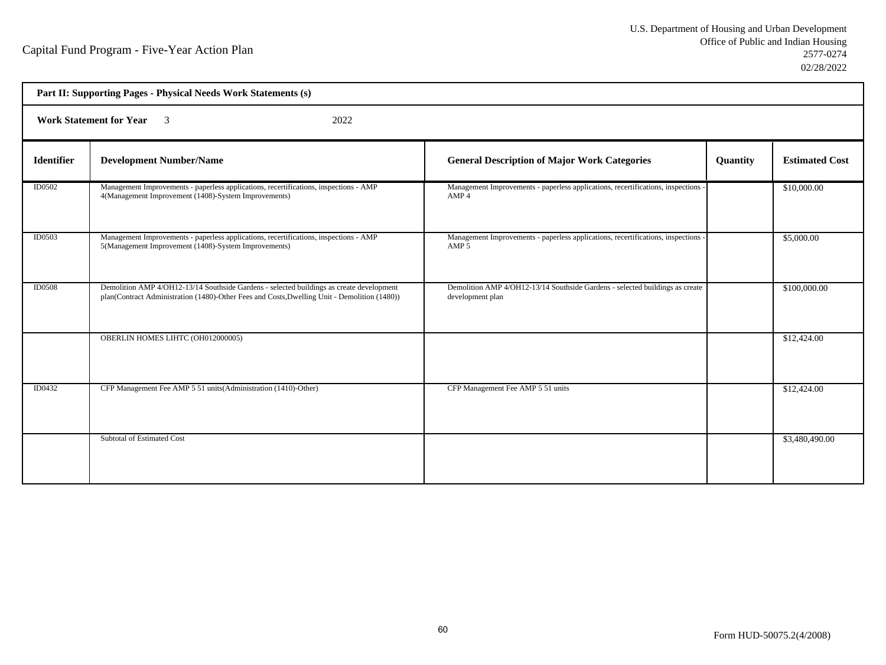Capital Fund Program - Five-Year Action Plan

U.S. Department of Housing and Urban Development
Office of Public and Indian Housing
2577-0274
02/28/2022

| Part II: Supporting Pages - Physical Needs Work Statements (s) | | | | |
|---|---|---|---|---|
| **Work Statement for Year** 3 2022 | | | | |
| **Identifier** | **Development Number/Name** | **General Description of Major Work Categories** | **Quantity** | **Estimated Cost** |
| ID0502 | Management Improvements - paperless applications, recertifications, inspections - AMP 4(Management Improvement (1408)-System Improvements) | Management Improvements - paperless applications, recertifications, inspections - AMP 4 | | \$10,000.00 |
| ID0503 | Management Improvements - paperless applications, recertifications, inspections - AMP 5(Management Improvement (1408)-System Improvements) | Management Improvements - paperless applications, recertifications, inspections - AMP 5 | | \$5,000.00 |
| ID0508 | Demolition AMP 4/OH12-13/14 Southside Gardens - selected buildings as create development plan(Contract Administration (1480)-Other Fees and Costs,Dwelling Unit - Demolition (1480)) | Demolition AMP 4/OH12-13/14 Southside Gardens - selected buildings as create development plan | | \$100,000.00 |
| | OBERLIN HOMES LIHTC (OH012000005) | | | \$12,424.00 |
| ID0432 | CFP Management Fee AMP 5 51 units(Administration (1410)-Other) | CFP Management Fee AMP 5 51 units | | \$12,424.00 |
| | Subtotal of Estimated Cost | | | \$3,480,490.00 |

Form HUD-50075.2(4/2008)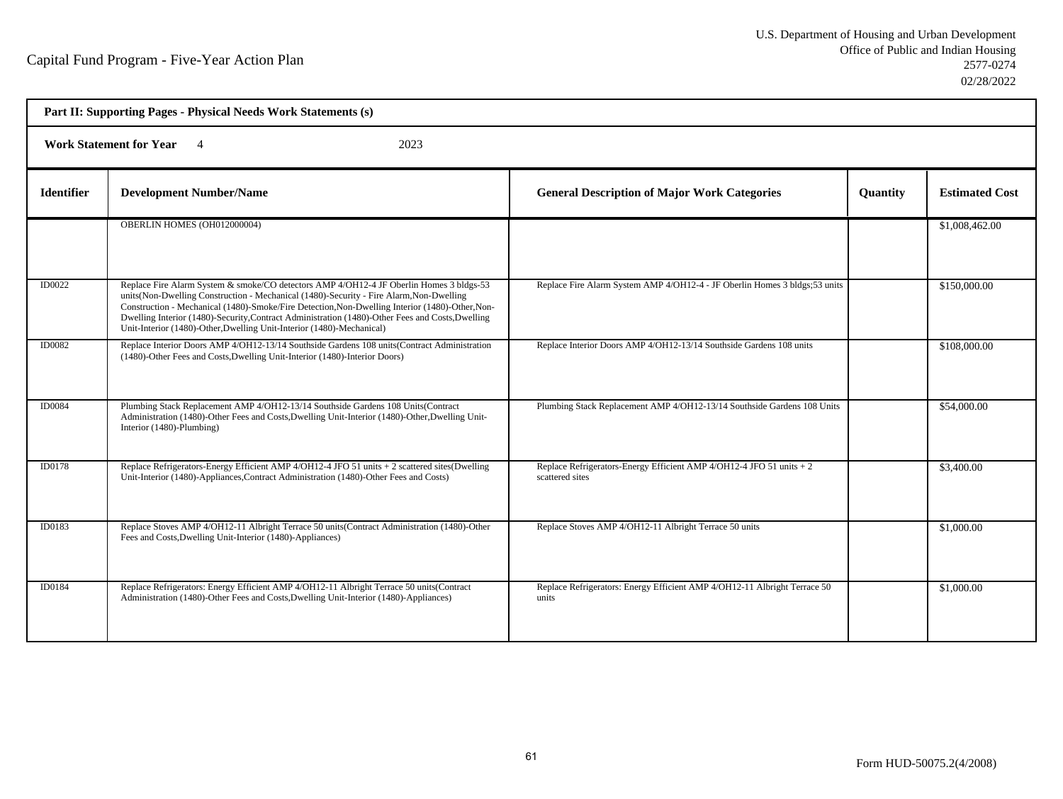Capital Fund Program - Five-Year Action Plan

U.S. Department of Housing and Urban Development
Office of Public and Indian Housing
2577-0274
02/28/2022

**Part II: Supporting Pages - Physical Needs Work Statements (s)**

**Work Statement for Year** 4 2023

| Identifier | Development Number/Name | General Description of Major Work Categories | Quantity | Estimated Cost |
|---|---|---|---|---|
| | OBERLIN HOMES (OH012000004) | | | $1,008,462.00 |
| ID0022 | Replace Fire Alarm System & smoke/CO detectors AMP 4/OH12-4 JF Oberlin Homes 3 bldgs-53 units(Non-Dwelling Construction - Mechanical (1480)-Security - Fire Alarm,Non-Dwelling Construction - Mechanical (1480)-Smoke/Fire Detection,Non-Dwelling Interior (1480)-Other,Non-Dwelling Interior (1480)-Security,Contract Administration (1480)-Other Fees and Costs,Dwelling Unit-Interior (1480)-Other,Dwelling Unit-Interior (1480)-Mechanical) | Replace Fire Alarm System AMP 4/OH12-4 - JF Oberlin Homes 3 bldgs;53 units | | $150,000.00 |
| ID0082 | Replace Interior Doors AMP 4/OH12-13/14 Southside Gardens 108 units(Contract Administration (1480)-Other Fees and Costs,Dwelling Unit-Interior (1480)-Interior Doors) | Replace Interior Doors AMP 4/OH12-13/14 Southside Gardens 108 units | | $108,000.00 |
| ID0084 | Plumbing Stack Replacement AMP 4/OH12-13/14 Southside Gardens 108 Units(Contract Administration (1480)-Other Fees and Costs,Dwelling Unit-Interior (1480)-Other,Dwelling Unit-Interior (1480)-Plumbing) | Plumbing Stack Replacement AMP 4/OH12-13/14 Southside Gardens 108 Units | | $54,000.00 |
| ID0178 | Replace Refrigerators-Energy Efficient AMP 4/OH12-4 JFO 51 units + 2 scattered sites(Dwelling Unit-Interior (1480)-Appliances,Contract Administration (1480)-Other Fees and Costs) | Replace Refrigerators-Energy Efficient AMP 4/OH12-4 JFO 51 units + 2 scattered sites | | $3,400.00 |
| ID0183 | Replace Stoves AMP 4/OH12-11 Albright Terrace 50 units(Contract Administration (1480)-Other Fees and Costs,Dwelling Unit-Interior (1480)-Appliances) | Replace Stoves AMP 4/OH12-11 Albright Terrace 50 units | | $1,000.00 |
| ID0184 | Replace Refrigerators: Energy Efficient AMP 4/OH12-11 Albright Terrace 50 units(Contract Administration (1480)-Other Fees and Costs,Dwelling Unit-Interior (1480)-Appliances) | Replace Refrigerators: Energy Efficient AMP 4/OH12-11 Albright Terrace 50 units | | $1,000.00 |

Form HUD-50075.2(4/2008)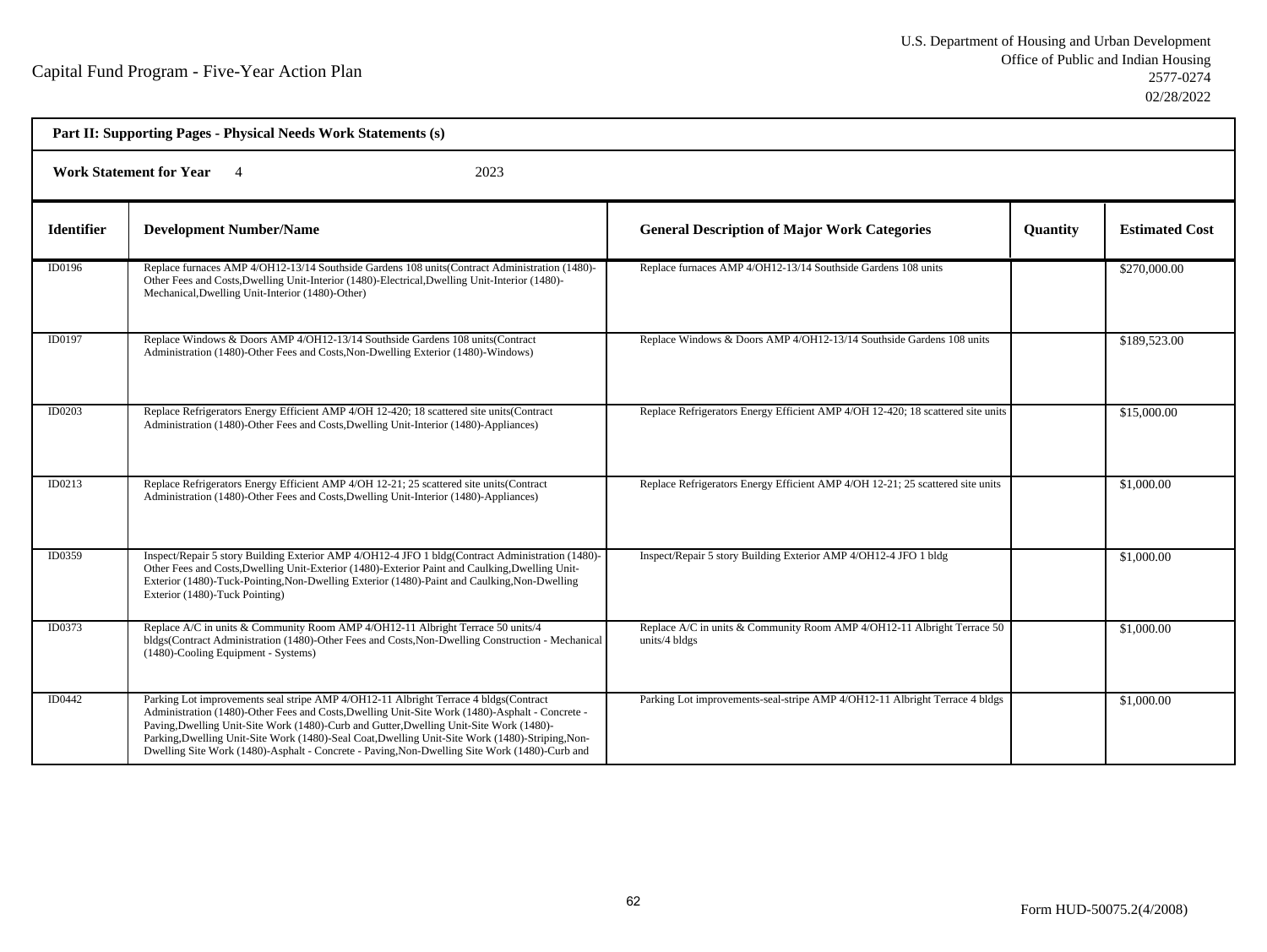Capital Fund Program - Five-Year Action Plan

U.S. Department of Housing and Urban Development
Office of Public and Indian Housing
2577-0274
02/28/2022

**Part II: Supporting Pages - Physical Needs Work Statements (s)**

**Work Statement for Year** 4 2023

| Identifier | Development Number/Name | General Description of Major Work Categories | Quantity | Estimated Cost |
|---|---|---|---|---|
| ID0196 | Replace furnaces AMP 4/OH12-13/14 Southside Gardens 108 units(Contract Administration (1480)-Other Fees and Costs,Dwelling Unit-Interior (1480)-Electrical,Dwelling Unit-Interior (1480)-Mechanical,Dwelling Unit-Interior (1480)-Other) | Replace furnaces AMP 4/OH12-13/14 Southside Gardens 108 units | | $270,000.00 |
| ID0197 | Replace Windows & Doors AMP 4/OH12-13/14 Southside Gardens 108 units(Contract Administration (1480)-Other Fees and Costs,Non-Dwelling Exterior (1480)-Windows) | Replace Windows & Doors AMP 4/OH12-13/14 Southside Gardens 108 units | | $189,523.00 |
| ID0203 | Replace Refrigerators Energy Efficient AMP 4/OH 12-420; 18 scattered site units(Contract Administration (1480)-Other Fees and Costs,Dwelling Unit-Interior (1480)-Appliances) | Replace Refrigerators Energy Efficient AMP 4/OH 12-420; 18 scattered site units | | $15,000.00 |
| ID0213 | Replace Refrigerators Energy Efficient AMP 4/OH 12-21; 25 scattered site units(Contract Administration (1480)-Other Fees and Costs,Dwelling Unit-Interior (1480)-Appliances) | Replace Refrigerators Energy Efficient AMP 4/OH 12-21; 25 scattered site units | | $1,000.00 |
| ID0359 | Inspect/Repair 5 story Building Exterior AMP 4/OH12-4 JFO 1 bldg(Contract Administration (1480)-Other Fees and Costs,Dwelling Unit-Exterior (1480)-Exterior Paint and Caulking,Dwelling Unit-Exterior (1480)-Tuck-Pointing,Non-Dwelling Exterior (1480)-Paint and Caulking,Non-Dwelling Exterior (1480)-Tuck Pointing) | Inspect/Repair 5 story Building Exterior AMP 4/OH12-4 JFO 1 bldg | | $1,000.00 |
| ID0373 | Replace A/C in units & Community Room AMP 4/OH12-11 Albright Terrace 50 units/4 bldgs(Contract Administration (1480)-Other Fees and Costs,Non-Dwelling Construction - Mechanical (1480)-Cooling Equipment - Systems) | Replace A/C in units & Community Room AMP 4/OH12-11 Albright Terrace 50 units/4 bldgs | | $1,000.00 |
| ID0442 | Parking Lot improvements seal stripe AMP 4/OH12-11 Albright Terrace 4 bldgs(Contract Administration (1480)-Other Fees and Costs,Dwelling Unit-Site Work (1480)-Asphalt - Concrete - Paving,Dwelling Unit-Site Work (1480)-Curb and Gutter,Dwelling Unit-Site Work (1480)-Parking,Dwelling Unit-Site Work (1480)-Seal Coat,Dwelling Unit-Site Work (1480)-Striping,Non-Dwelling Site Work (1480)-Asphalt - Concrete - Paving,Non-Dwelling Site Work (1480)-Curb and | Parking Lot improvements-seal-stripe AMP 4/OH12-11 Albright Terrace 4 bldgs | | $1,000.00 |

Form HUD-50075.2(4/2008)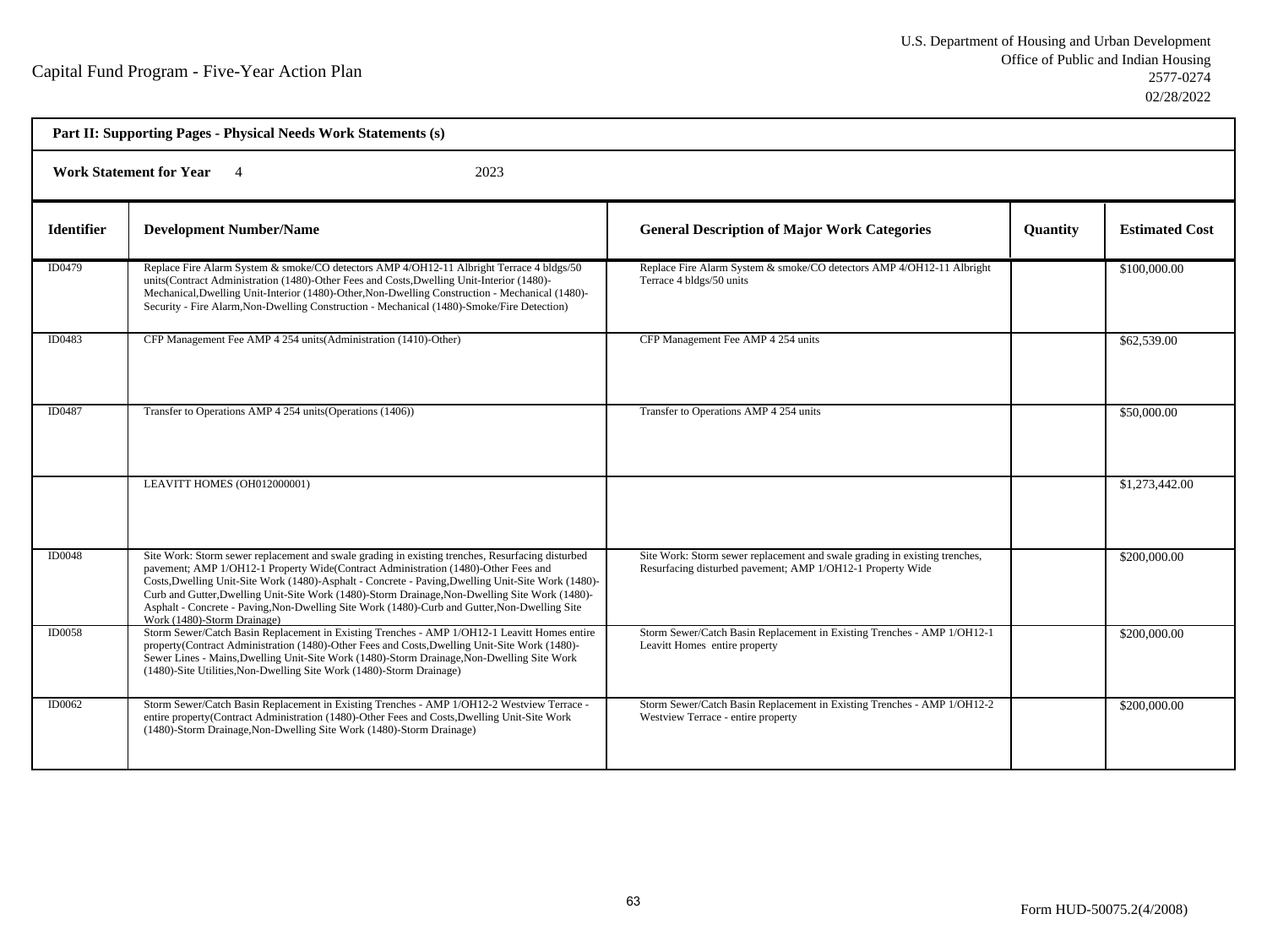Capital Fund Program - Five-Year Action Plan

U.S. Department of Housing and Urban Development
Office of Public and Indian Housing
2577-0274
02/28/2022

**Part II: Supporting Pages - Physical Needs Work Statements (s)**

**Work Statement for Year** 4 2023

| Identifier | Development Number/Name | General Description of Major Work Categories | Quantity | Estimated Cost |
|---|---|---|---|---|
| ID0479 | Replace Fire Alarm System & smoke/CO detectors AMP 4/OH12-11 Albright Terrace 4 bldgs/50 units(Contract Administration (1480)-Other Fees and Costs,Dwelling Unit-Interior (1480)-Mechanical,Dwelling Unit-Interior (1480)-Other,Non-Dwelling Construction - Mechanical (1480)-Security - Fire Alarm,Non-Dwelling Construction - Mechanical (1480)-Smoke/Fire Detection) | Replace Fire Alarm System & smoke/CO detectors AMP 4/OH12-11 Albright Terrace 4 bldgs/50 units | | $100,000.00 |
| ID0483 | CFP Management Fee AMP 4 254 units(Administration (1410)-Other) | CFP Management Fee AMP 4 254 units | | $62,539.00 |
| ID0487 | Transfer to Operations AMP 4 254 units(Operations (1406)) | Transfer to Operations AMP 4 254 units | | $50,000.00 |
| | LEAVITT HOMES (OH012000001) | | | $1,273,442.00 |
| ID0048 | Site Work: Storm sewer replacement and swale grading in existing trenches, Resurfacing disturbed pavement; AMP 1/OH12-1 Property Wide(Contract Administration (1480)-Other Fees and Costs,Dwelling Unit-Site Work (1480)-Asphalt - Concrete - Paving,Dwelling Unit-Site Work (1480)-Curb and Gutter,Dwelling Unit-Site Work (1480)-Storm Drainage,Non-Dwelling Site Work (1480)-Asphalt - Concrete - Paving,Non-Dwelling Site Work (1480)-Curb and Gutter,Non-Dwelling Site Work (1480)-Storm Drainage) | Site Work: Storm sewer replacement and swale grading in existing trenches, Resurfacing disturbed pavement; AMP 1/OH12-1 Property Wide | | $200,000.00 |
| ID0058 | Storm Sewer/Catch Basin Replacement in Existing Trenches - AMP 1/OH12-1 Leavitt Homes entire property(Contract Administration (1480)-Other Fees and Costs,Dwelling Unit-Site Work (1480)-Sewer Lines - Mains,Dwelling Unit-Site Work (1480)-Storm Drainage,Non-Dwelling Site Work (1480)-Site Utilities,Non-Dwelling Site Work (1480)-Storm Drainage) | Storm Sewer/Catch Basin Replacement in Existing Trenches - AMP 1/OH12-1 Leavitt Homes entire property | | $200,000.00 |
| ID0062 | Storm Sewer/Catch Basin Replacement in Existing Trenches - AMP 1/OH12-2 Westview Terrace - entire property(Contract Administration (1480)-Other Fees and Costs,Dwelling Unit-Site Work (1480)-Storm Drainage,Non-Dwelling Site Work (1480)-Storm Drainage) | Storm Sewer/Catch Basin Replacement in Existing Trenches - AMP 1/OH12-2 Westview Terrace - entire property | | $200,000.00 |

Form HUD-50075.2(4/2008)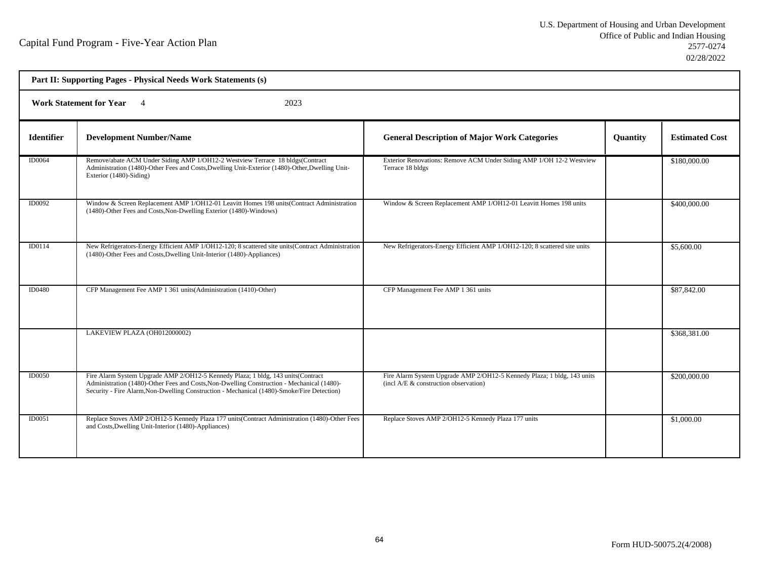Capital Fund Program - Five-Year Action Plan

U.S. Department of Housing and Urban Development
Office of Public and Indian Housing
2577-0274
02/28/2022

**Part II: Supporting Pages - Physical Needs Work Statements (s)**

**Work Statement for Year** 4 2023

| Identifier | Development Number/Name | General Description of Major Work Categories | Quantity | Estimated Cost |
|---|---|---|---|---|
| ID0064 | Remove/abate ACM Under Siding AMP 1/OH12-2 Westview Terrace 18 bldgs(Contract Administration (1480)-Other Fees and Costs,Dwelling Unit-Exterior (1480)-Other,Dwelling Unit-Exterior (1480)-Siding) | Exterior Renovations: Remove ACM Under Siding AMP 1/OH 12-2 Westview Terrace 18 bldgs | | $180,000.00 |
| ID0092 | Window & Screen Replacement AMP 1/OH12-01 Leavitt Homes 198 units(Contract Administration (1480)-Other Fees and Costs,Non-Dwelling Exterior (1480)-Windows) | Window & Screen Replacement AMP 1/OH12-01 Leavitt Homes 198 units | | $400,000.00 |
| ID0114 | New Refrigerators-Energy Efficient AMP 1/OH12-120; 8 scattered site units(Contract Administration (1480)-Other Fees and Costs,Dwelling Unit-Interior (1480)-Appliances) | New Refrigerators-Energy Efficient AMP 1/OH12-120; 8 scattered site units | | $5,600.00 |
| ID0480 | CFP Management Fee AMP 1 361 units(Administration (1410)-Other) | CFP Management Fee AMP 1 361 units | | $87,842.00 |
| | LAKEVIEW PLAZA (OH012000002) | | | $368,381.00 |
| ID0050 | Fire Alarm System Upgrade AMP 2/OH12-5 Kennedy Plaza; 1 bldg, 143 units(Contract Administration (1480)-Other Fees and Costs,Non-Dwelling Construction - Mechanical (1480)-Security - Fire Alarm,Non-Dwelling Construction - Mechanical (1480)-Smoke/Fire Detection) | Fire Alarm System Upgrade AMP 2/OH12-5 Kennedy Plaza; 1 bldg, 143 units (incl A/E & construction observation) | | $200,000.00 |
| ID0051 | Replace Stoves AMP 2/OH12-5 Kennedy Plaza 177 units(Contract Administration (1480)-Other Fees and Costs,Dwelling Unit-Interior (1480)-Appliances) | Replace Stoves AMP 2/OH12-5 Kennedy Plaza 177 units | | $1,000.00 |

Form HUD-50075.2(4/2008)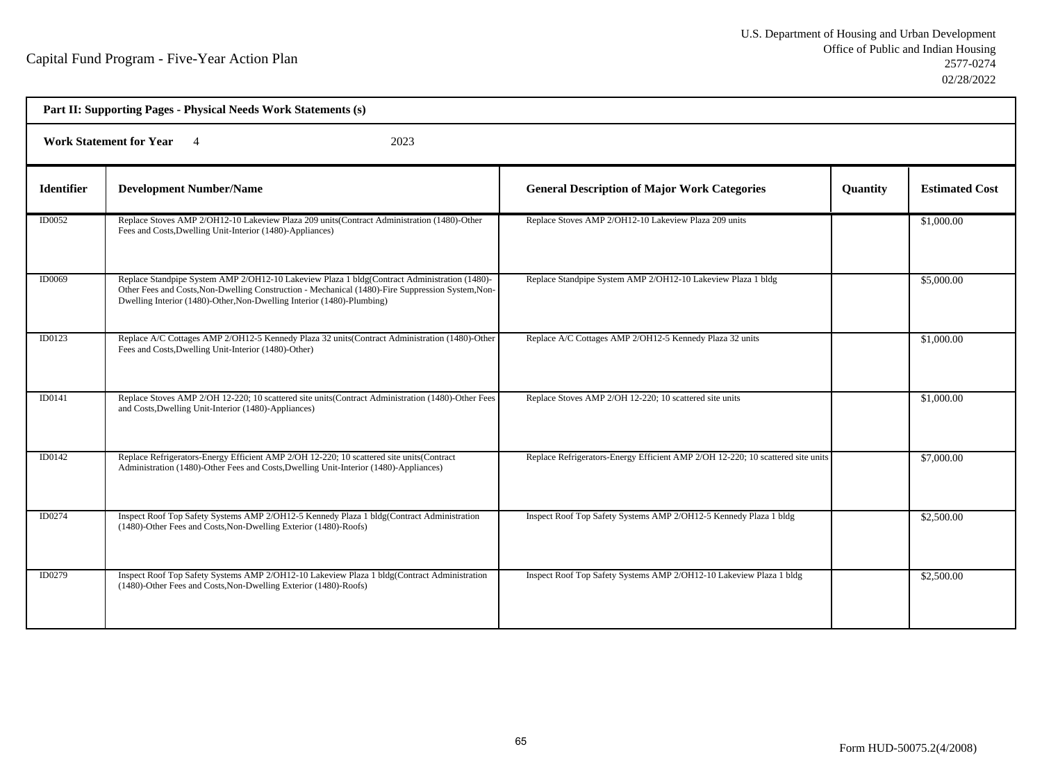Capital Fund Program - Five-Year Action Plan

U.S. Department of Housing and Urban Development
Office of Public and Indian Housing
2577-0274
02/28/2022

**Part II: Supporting Pages - Physical Needs Work Statements (s)**

**Work Statement for Year** 4 2023

| Identifier | Development Number/Name | General Description of Major Work Categories | Quantity | Estimated Cost |
|---|---|---|---|---|
| ID0052 | Replace Stoves AMP 2/OH12-10 Lakeview Plaza 209 units(Contract Administration (1480)-Other Fees and Costs,Dwelling Unit-Interior (1480)-Appliances) | Replace Stoves AMP 2/OH12-10 Lakeview Plaza 209 units | | $1,000.00 |
| ID0069 | Replace Standpipe System AMP 2/OH12-10 Lakeview Plaza 1 bldg(Contract Administration (1480)-Other Fees and Costs,Non-Dwelling Construction - Mechanical (1480)-Fire Suppression System,Non-Dwelling Interior (1480)-Other,Non-Dwelling Interior (1480)-Plumbing) | Replace Standpipe System AMP 2/OH12-10 Lakeview Plaza 1 bldg | | $5,000.00 |
| ID0123 | Replace A/C Cottages AMP 2/OH12-5 Kennedy Plaza 32 units(Contract Administration (1480)-Other Fees and Costs,Dwelling Unit-Interior (1480)-Other) | Replace A/C Cottages AMP 2/OH12-5 Kennedy Plaza 32 units | | $1,000.00 |
| ID0141 | Replace Stoves AMP 2/OH 12-220; 10 scattered site units(Contract Administration (1480)-Other Fees and Costs,Dwelling Unit-Interior (1480)-Appliances) | Replace Stoves AMP 2/OH 12-220; 10 scattered site units | | $1,000.00 |
| ID0142 | Replace Refrigerators-Energy Efficient AMP 2/OH 12-220; 10 scattered site units(Contract Administration (1480)-Other Fees and Costs,Dwelling Unit-Interior (1480)-Appliances) | Replace Refrigerators-Energy Efficient AMP 2/OH 12-220; 10 scattered site units | | $7,000.00 |
| ID0274 | Inspect Roof Top Safety Systems AMP 2/OH12-5 Kennedy Plaza 1 bldg(Contract Administration (1480)-Other Fees and Costs,Non-Dwelling Exterior (1480)-Roofs) | Inspect Roof Top Safety Systems AMP 2/OH12-5 Kennedy Plaza 1 bldg | | $2,500.00 |
| ID0279 | Inspect Roof Top Safety Systems AMP 2/OH12-10 Lakeview Plaza 1 bldg(Contract Administration (1480)-Other Fees and Costs,Non-Dwelling Exterior (1480)-Roofs) | Inspect Roof Top Safety Systems AMP 2/OH12-10 Lakeview Plaza 1 bldg | | $2,500.00 |

Form HUD-50075.2(4/2008)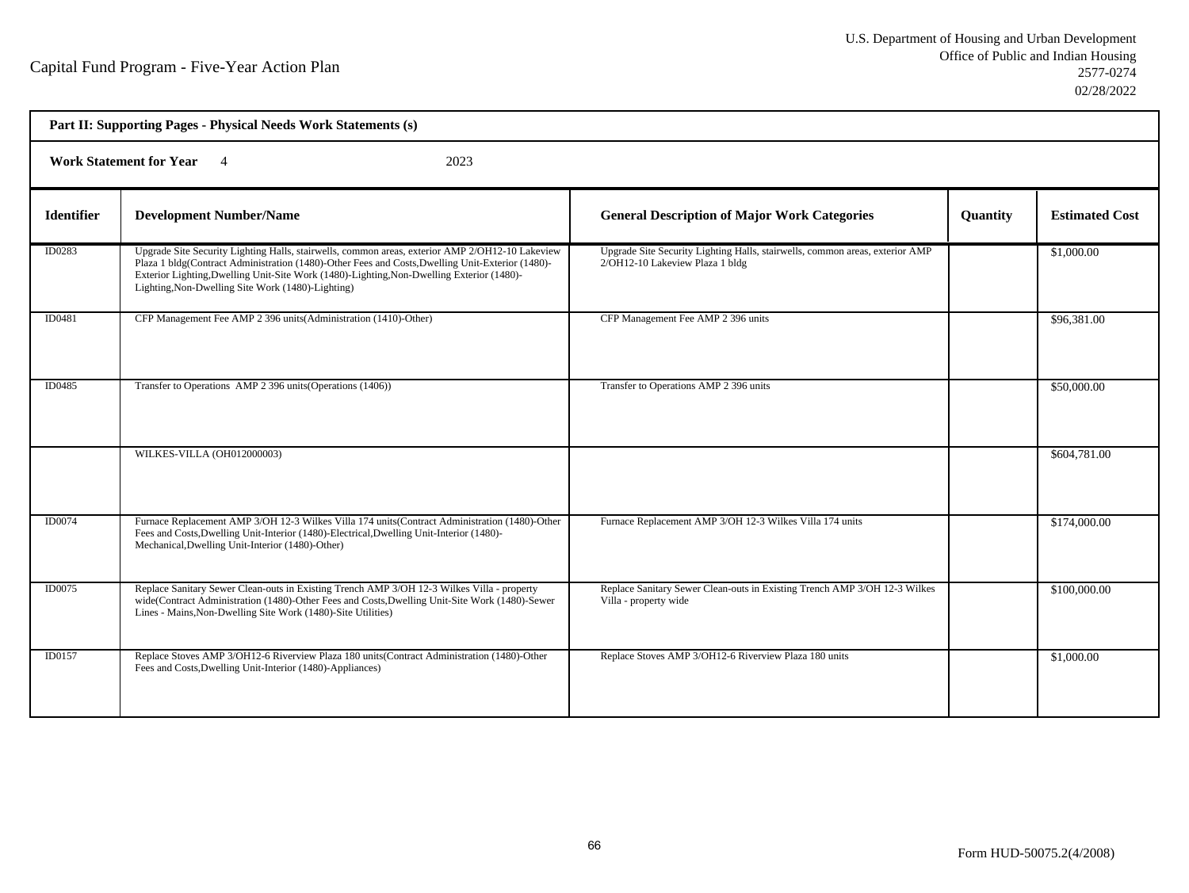Capital Fund Program - Five-Year Action Plan

U.S. Department of Housing and Urban Development
Office of Public and Indian Housing
2577-0274
02/28/2022

**Part II: Supporting Pages - Physical Needs Work Statements (s)**

**Work Statement for Year** 4 2023

| Identifier | Development Number/Name | General Description of Major Work Categories | Quantity | Estimated Cost |
|---|---|---|---|---|
| ID0283 | Upgrade Site Security Lighting Halls, stairwells, common areas, exterior AMP 2/OH12-10 Lakeview Plaza 1 bldg(Contract Administration (1480)-Other Fees and Costs,Dwelling Unit-Exterior (1480)-Exterior Lighting,Dwelling Unit-Site Work (1480)-Lighting,Non-Dwelling Exterior (1480)-Lighting,Non-Dwelling Site Work (1480)-Lighting) | Upgrade Site Security Lighting Halls, stairwells, common areas, exterior AMP 2/OH12-10 Lakeview Plaza 1 bldg | | $1,000.00 |
| ID0481 | CFP Management Fee AMP 2 396 units(Administration (1410)-Other) | CFP Management Fee AMP 2 396 units | | $96,381.00 |
| ID0485 | Transfer to Operations AMP 2 396 units(Operations (1406)) | Transfer to Operations AMP 2 396 units | | $50,000.00 |
| | WILKES-VILLA (OH012000003) | | | $604,781.00 |
| ID0074 | Furnace Replacement AMP 3/OH 12-3 Wilkes Villa 174 units(Contract Administration (1480)-Other Fees and Costs,Dwelling Unit-Interior (1480)-Electrical,Dwelling Unit-Interior (1480)-Mechanical,Dwelling Unit-Interior (1480)-Other) | Furnace Replacement AMP 3/OH 12-3 Wilkes Villa 174 units | | $174,000.00 |
| ID0075 | Replace Sanitary Sewer Clean-outs in Existing Trench AMP 3/OH 12-3 Wilkes Villa - property wide(Contract Administration (1480)-Other Fees and Costs,Dwelling Unit-Site Work (1480)-Sewer Lines - Mains,Non-Dwelling Site Work (1480)-Site Utilities) | Replace Sanitary Sewer Clean-outs in Existing Trench AMP 3/OH 12-3 Wilkes Villa - property wide | | $100,000.00 |
| ID0157 | Replace Stoves AMP 3/OH12-6 Riverview Plaza 180 units(Contract Administration (1480)-Other Fees and Costs,Dwelling Unit-Interior (1480)-Appliances) | Replace Stoves AMP 3/OH12-6 Riverview Plaza 180 units | | $1,000.00 |

Form HUD-50075.2(4/2008)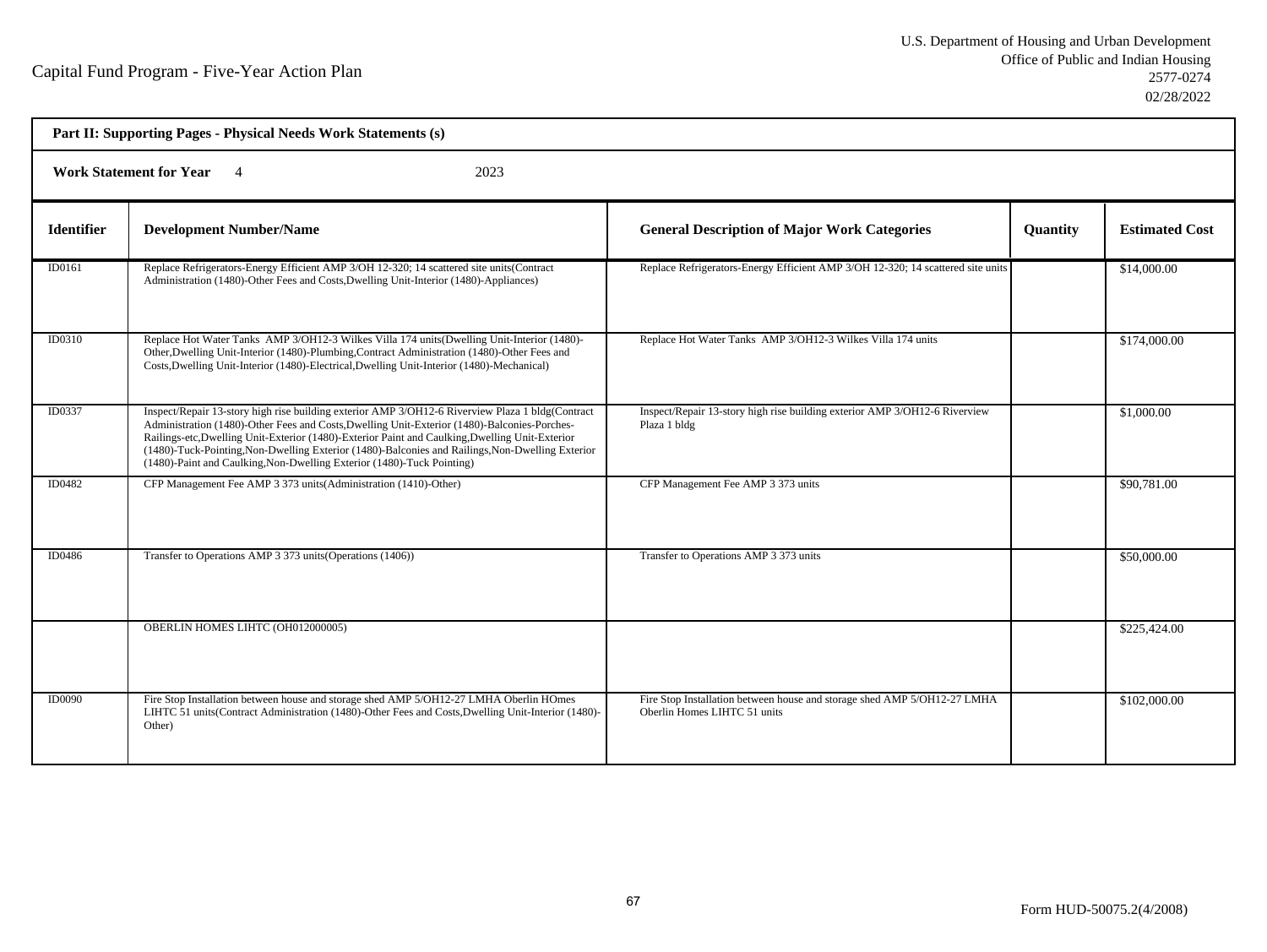Capital Fund Program - Five-Year Action Plan

U.S. Department of Housing and Urban Development
Office of Public and Indian Housing
2577-0274
02/28/2022

**Part II: Supporting Pages - Physical Needs Work Statements (s)**

**Work Statement for Year** 4 2023

| Identifier | Development Number/Name | General Description of Major Work Categories | Quantity | Estimated Cost |
|---|---|---|---|---|
| ID0161 | Replace Refrigerators-Energy Efficient AMP 3/OH 12-320; 14 scattered site units(Contract Administration (1480)-Other Fees and Costs,Dwelling Unit-Interior (1480)-Appliances) | Replace Refrigerators-Energy Efficient AMP 3/OH 12-320; 14 scattered site units | | $14,000.00 |
| ID0310 | Replace Hot Water Tanks AMP 3/OH12-3 Wilkes Villa 174 units(Dwelling Unit-Interior (1480)-Other,Dwelling Unit-Interior (1480)-Plumbing,Contract Administration (1480)-Other Fees and Costs,Dwelling Unit-Interior (1480)-Electrical,Dwelling Unit-Interior (1480)-Mechanical) | Replace Hot Water Tanks AMP 3/OH12-3 Wilkes Villa 174 units | | $174,000.00 |
| ID0337 | Inspect/Repair 13-story high rise building exterior AMP 3/OH12-6 Riverview Plaza 1 bldg(Contract Administration (1480)-Other Fees and Costs,Dwelling Unit-Exterior (1480)-Balconies-Porches-Railings-etc,Dwelling Unit-Exterior (1480)-Exterior Paint and Caulking,Dwelling Unit-Exterior (1480)-Tuck-Pointing,Non-Dwelling Exterior (1480)-Balconies and Railings,Non-Dwelling Exterior (1480)-Paint and Caulking,Non-Dwelling Exterior (1480)-Tuck Pointing) | Inspect/Repair 13-story high rise building exterior AMP 3/OH12-6 Riverview Plaza 1 bldg | | $1,000.00 |
| ID0482 | CFP Management Fee AMP 3 373 units(Administration (1410)-Other) | CFP Management Fee AMP 3 373 units | | $90,781.00 |
| ID0486 | Transfer to Operations AMP 3 373 units(Operations (1406)) | Transfer to Operations AMP 3 373 units | | $50,000.00 |
| | OBERLIN HOMES LIHTC (OH012000005) | | | $225,424.00 |
| ID0090 | Fire Stop Installation between house and storage shed AMP 5/OH12-27 LMHA Oberlin HOmes LIHTC 51 units(Contract Administration (1480)-Other Fees and Costs,Dwelling Unit-Interior (1480)-Other) | Fire Stop Installation between house and storage shed AMP 5/OH12-27 LMHA Oberlin Homes LIHTC 51 units | | $102,000.00 |

Form HUD-50075.2(4/2008)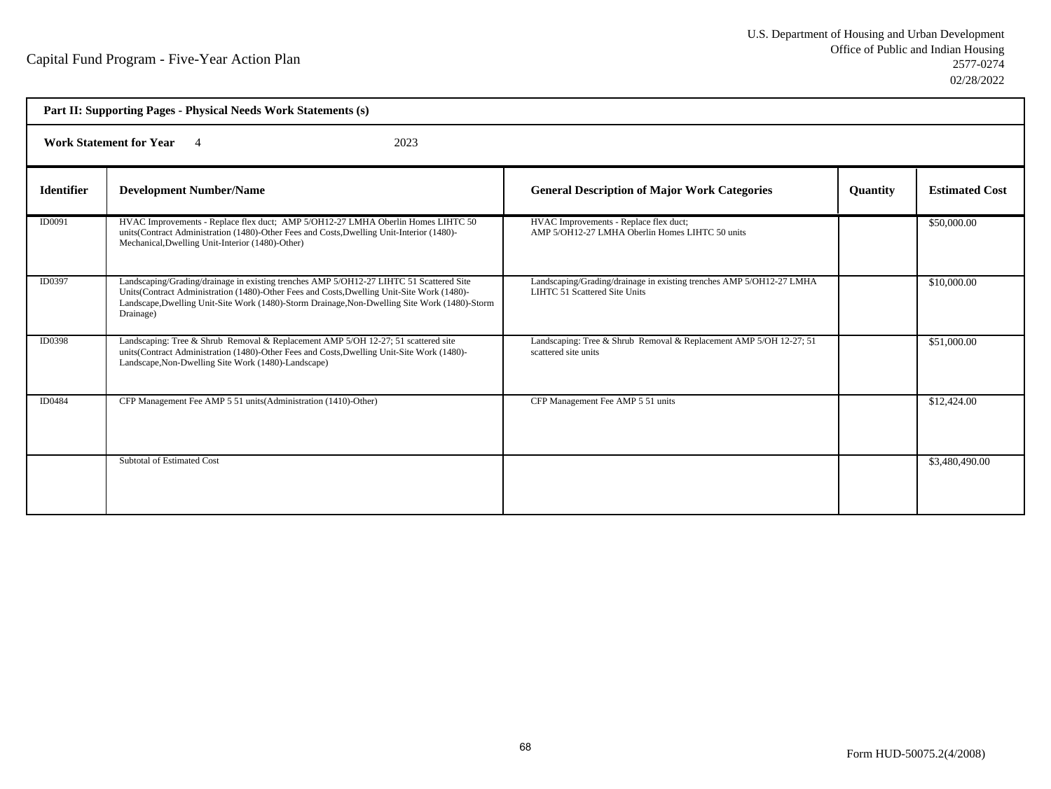Capital Fund Program - Five-Year Action Plan

U.S. Department of Housing and Urban Development
Office of Public and Indian Housing
2577-0274
02/28/2022

**Part II: Supporting Pages - Physical Needs Work Statements (s)**

**Work Statement for Year** 4 2023

| Identifier | Development Number/Name | General Description of Major Work Categories | Quantity | Estimated Cost |
|---|---|---|---|---|
| ID0091 | HVAC Improvements - Replace flex duct; AMP 5/OH12-27 LMHA Oberlin Homes LIHTC 50 units(Contract Administration (1480)-Other Fees and Costs,Dwelling Unit-Interior (1480)-Mechanical,Dwelling Unit-Interior (1480)-Other) | HVAC Improvements - Replace flex duct; AMP 5/OH12-27 LMHA Oberlin Homes LIHTC 50 units | | $50,000.00 |
| ID0397 | Landscaping/Grading/drainage in existing trenches AMP 5/OH12-27 LIHTC 51 Scattered Site Units(Contract Administration (1480)-Other Fees and Costs,Dwelling Unit-Site Work (1480)-Landscape,Dwelling Unit-Site Work (1480)-Storm Drainage,Non-Dwelling Site Work (1480)-Storm Drainage) | Landscaping/Grading/drainage in existing trenches AMP 5/OH12-27 LMHA LIHTC 51 Scattered Site Units | | $10,000.00 |
| ID0398 | Landscaping: Tree & Shrub Removal & Replacement AMP 5/OH 12-27; 51 scattered site units(Contract Administration (1480)-Other Fees and Costs,Dwelling Unit-Site Work (1480)-Landscape,Non-Dwelling Site Work (1480)-Landscape) | Landscaping: Tree & Shrub Removal & Replacement AMP 5/OH 12-27; 51 scattered site units | | $51,000.00 |
| ID0484 | CFP Management Fee AMP 5 51 units(Administration (1410)-Other) | CFP Management Fee AMP 5 51 units | | $12,424.00 |
| | Subtotal of Estimated Cost | | | $3,480,490.00 |

Form HUD-50075.2(4/2008)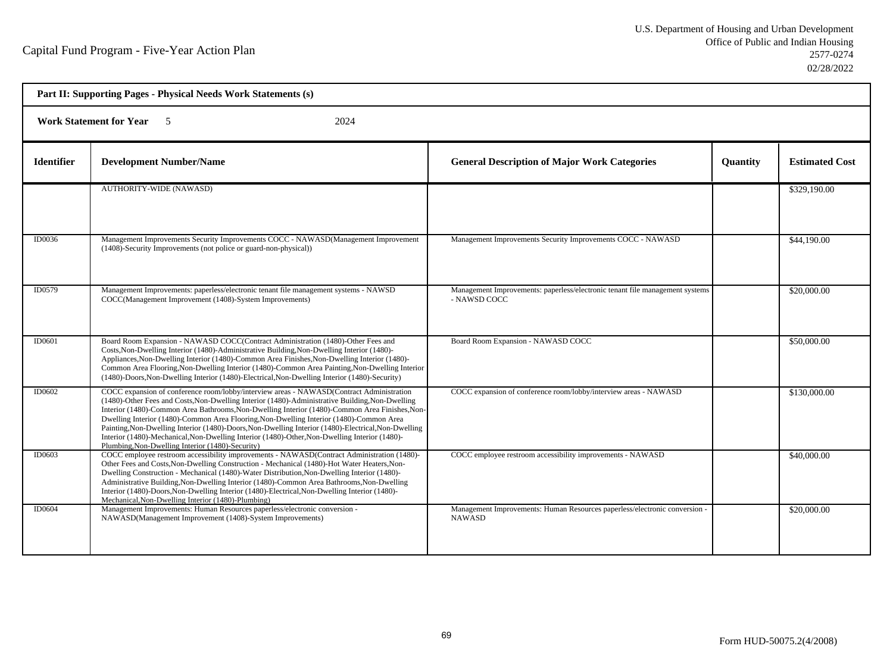Capital Fund Program - Five-Year Action Plan

U.S. Department of Housing and Urban Development
Office of Public and Indian Housing
2577-0274
02/28/2022

**Part II: Supporting Pages - Physical Needs Work Statements (s)**

**Work Statement for Year** 5 2024

| Identifier | Development Number/Name | General Description of Major Work Categories | Quantity | Estimated Cost |
|---|---|---|---|---|
| | AUTHORITY-WIDE (NAWASD) | | | $329,190.00 |
| ID0036 | Management Improvements Security Improvements COCC - NAWASD(Management Improvement (1408)-Security Improvements (not police or guard-non-physical)) | Management Improvements Security Improvements COCC - NAWASD | | $44,190.00 |
| ID0579 | Management Improvements: paperless/electronic tenant file management systems - NAWSD COCC(Management Improvement (1408)-System Improvements) | Management Improvements: paperless/electronic tenant file management systems - NAWSD COCC | | $20,000.00 |
| ID0601 | Board Room Expansion - NAWASD COCC(Contract Administration (1480)-Other Fees and Costs,Non-Dwelling Interior (1480)-Administrative Building,Non-Dwelling Interior (1480)-Appliances,Non-Dwelling Interior (1480)-Common Area Finishes,Non-Dwelling Interior (1480)-Common Area Flooring,Non-Dwelling Interior (1480)-Common Area Painting,Non-Dwelling Interior (1480)-Doors,Non-Dwelling Interior (1480)-Electrical,Non-Dwelling Interior (1480)-Security) | Board Room Expansion - NAWASD COCC | | $50,000.00 |
| ID0602 | COCC expansion of conference room/lobby/interview areas - NAWASD(Contract Administration (1480)-Other Fees and Costs,Non-Dwelling Interior (1480)-Administrative Building,Non-Dwelling Interior (1480)-Common Area Bathrooms,Non-Dwelling Interior (1480)-Common Area Finishes,Non-Dwelling Interior (1480)-Common Area Flooring,Non-Dwelling Interior (1480)-Common Area Painting,Non-Dwelling Interior (1480)-Doors,Non-Dwelling Interior (1480)-Electrical,Non-Dwelling Interior (1480)-Mechanical,Non-Dwelling Interior (1480)-Other,Non-Dwelling Interior (1480)-Plumbing,Non-Dwelling Interior (1480)-Security) | COCC expansion of conference room/lobby/interview areas - NAWASD | | $130,000.00 |
| ID0603 | COCC employee restroom accessibility improvements - NAWASD(Contract Administration (1480)-Other Fees and Costs,Non-Dwelling Construction - Mechanical (1480)-Hot Water Heaters,Non-Dwelling Construction - Mechanical (1480)-Water Distribution,Non-Dwelling Interior (1480)-Administrative Building,Non-Dwelling Interior (1480)-Common Area Bathrooms,Non-Dwelling Interior (1480)-Doors,Non-Dwelling Interior (1480)-Electrical,Non-Dwelling Interior (1480)-Mechanical,Non-Dwelling Interior (1480)-Plumbing) | COCC employee restroom accessibility improvements - NAWASD | | $40,000.00 |
| ID0604 | Management Improvements: Human Resources paperless/electronic conversion - NAWASD(Management Improvement (1408)-System Improvements) | Management Improvements: Human Resources paperless/electronic conversion - NAWASD | | $20,000.00 |

Form HUD-50075.2(4/2008)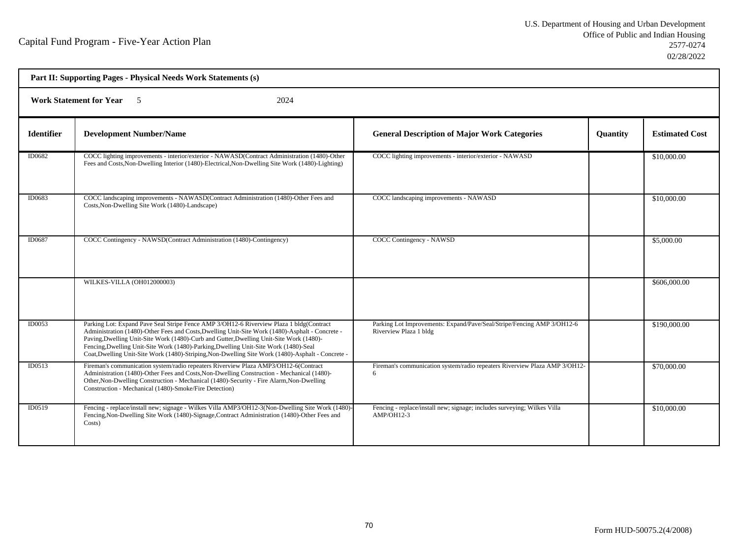Capital Fund Program - Five-Year Action Plan

U.S. Department of Housing and Urban Development
Office of Public and Indian Housing
2577-0274
02/28/2022

**Part II: Supporting Pages - Physical Needs Work Statements (s)**

**Work Statement for Year** 5 2024

| Identifier | Development Number/Name | General Description of Major Work Categories | Quantity | Estimated Cost |
|---|---|---|---|---|
| ID0682 | COCC lighting improvements - interior/exterior - NAWASD(Contract Administration (1480)-Other Fees and Costs,Non-Dwelling Interior (1480)-Electrical,Non-Dwelling Site Work (1480)-Lighting) | COCC lighting improvements - interior/exterior - NAWASD | | $10,000.00 |
| ID0683 | COCC landscaping improvements - NAWASD(Contract Administration (1480)-Other Fees and Costs,Non-Dwelling Site Work (1480)-Landscape) | COCC landscaping improvements - NAWASD | | $10,000.00 |
| ID0687 | COCC Contingency - NAWSD(Contract Administration (1480)-Contingency) | COCC Contingency - NAWSD | | $5,000.00 |
| | WILKES-VILLA (OH012000003) | | | $606,000.00 |
| ID0053 | Parking Lot: Expand Pave Seal Stripe Fence AMP 3/OH12-6 Riverview Plaza 1 bldg(Contract Administration (1480)-Other Fees and Costs,Dwelling Unit-Site Work (1480)-Asphalt - Concrete - Paving,Dwelling Unit-Site Work (1480)-Curb and Gutter,Dwelling Unit-Site Work (1480)-Fencing,Dwelling Unit-Site Work (1480)-Parking,Dwelling Unit-Site Work (1480)-Seal Coat,Dwelling Unit-Site Work (1480)-Striping,Non-Dwelling Site Work (1480)-Asphalt - Concrete - | Parking Lot Improvements: Expand/Pave/Seal/Stripe/Fencing AMP 3/OH12-6 Riverview Plaza 1 bldg | | $190,000.00 |
| ID0513 | Fireman's communication system/radio repeaters Riverview Plaza AMP3/OH12-6(Contract Administration (1480)-Other Fees and Costs,Non-Dwelling Construction - Mechanical (1480)-Other,Non-Dwelling Construction - Mechanical (1480)-Security - Fire Alarm,Non-Dwelling Construction - Mechanical (1480)-Smoke/Fire Detection) | Fireman's communication system/radio repeaters Riverview Plaza AMP 3/OH12-6 | | $70,000.00 |
| ID0519 | Fencing - replace/install new; signage - Wilkes Villa AMP3/OH12-3(Non-Dwelling Site Work (1480)-Fencing,Non-Dwelling Site Work (1480)-Signage,Contract Administration (1480)-Other Fees and Costs) | Fencing - replace/install new; signage; includes surveying; Wilkes Villa AMP/OH12-3 | | $10,000.00 |

Form HUD-50075.2(4/2008)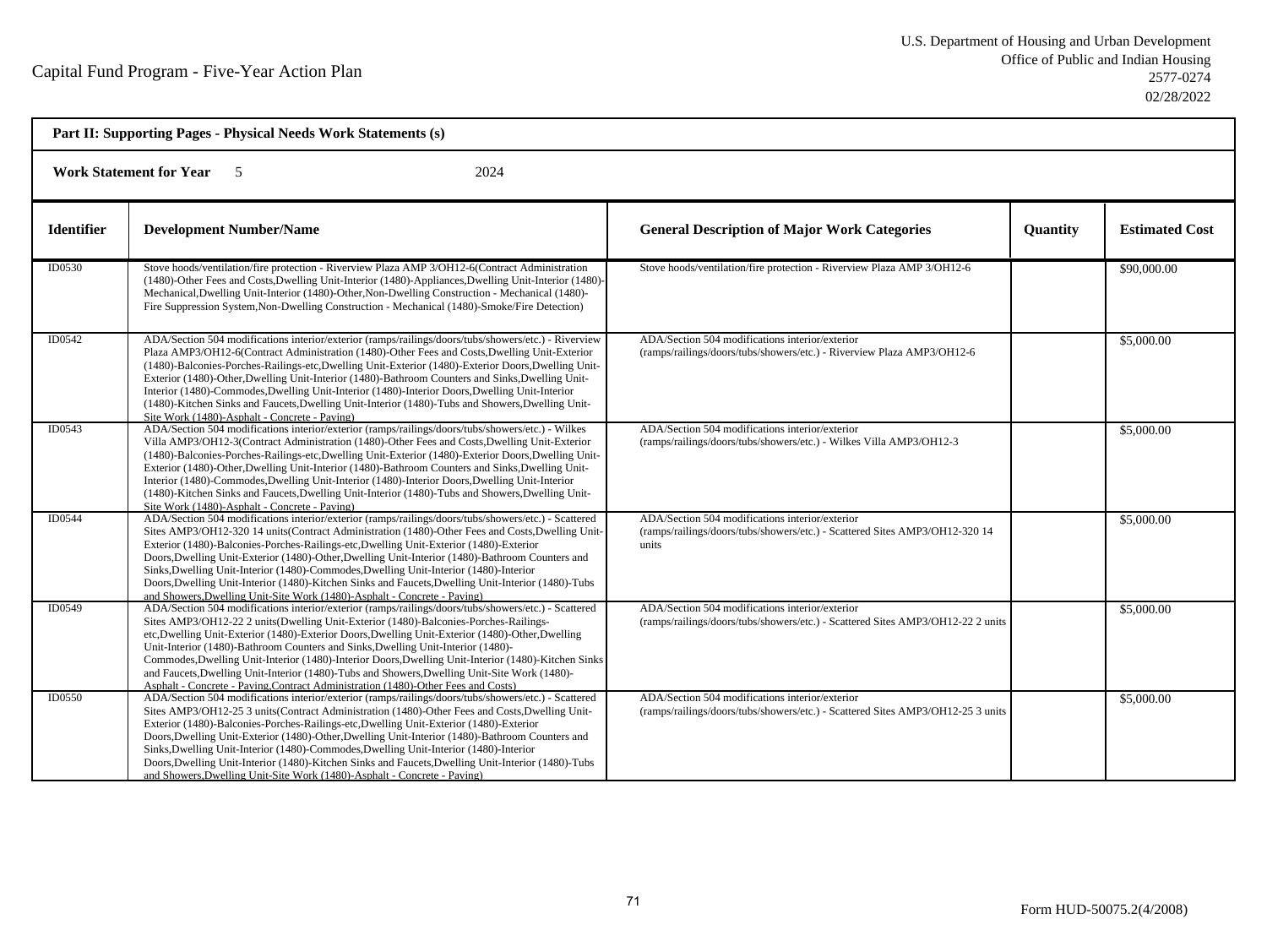Capital Fund Program - Five-Year Action Plan

U.S. Department of Housing and Urban Development
Office of Public and Indian Housing
2577-0274
02/28/2022

**Part II: Supporting Pages - Physical Needs Work Statements (s)**

**Work Statement for Year** 5 2024

| Identifier | Development Number/Name | General Description of Major Work Categories | Quantity | Estimated Cost |
|---|---|---|---|---|
| ID0530 | Stove hoods/ventilation/fire protection - Riverview Plaza AMP 3/OH12-6(Contract Administration (1480)-Other Fees and Costs,Dwelling Unit-Interior (1480)-Appliances,Dwelling Unit-Interior (1480)-Mechanical,Dwelling Unit-Interior (1480)-Other,Non-Dwelling Construction - Mechanical (1480)-Fire Suppression System,Non-Dwelling Construction - Mechanical (1480)-Smoke/Fire Detection) | Stove hoods/ventilation/fire protection - Riverview Plaza AMP 3/OH12-6 | | $90,000.00 |
| ID0542 | ADA/Section 504 modifications interior/exterior (ramps/railings/doors/tubs/showers/etc.) - Riverview Plaza AMP3/OH12-6(Contract Administration (1480)-Other Fees and Costs,Dwelling Unit-Exterior (1480)-Balconies-Porches-Railings-etc,Dwelling Unit-Exterior (1480)-Exterior Doors,Dwelling Unit-Exterior (1480)-Other,Dwelling Unit-Interior (1480)-Bathroom Counters and Sinks,Dwelling Unit-Interior (1480)-Commodes,Dwelling Unit-Interior (1480)-Interior Doors,Dwelling Unit-Interior (1480)-Kitchen Sinks and Faucets,Dwelling Unit-Interior (1480)-Tubs and Showers,Dwelling Unit-Site Work (1480)-Asphalt - Concrete - Paving) | ADA/Section 504 modifications interior/exterior (ramps/railings/doors/tubs/showers/etc.) - Riverview Plaza AMP3/OH12-6 | | $5,000.00 |
| ID0543 | ADA/Section 504 modifications interior/exterior (ramps/railings/doors/tubs/showers/etc.) - Wilkes Villa AMP3/OH12-3(Contract Administration (1480)-Other Fees and Costs,Dwelling Unit-Exterior (1480)-Balconies-Porches-Railings-etc,Dwelling Unit-Exterior (1480)-Exterior Doors,Dwelling Unit-Exterior (1480)-Other,Dwelling Unit-Interior (1480)-Bathroom Counters and Sinks,Dwelling Unit-Interior (1480)-Commodes,Dwelling Unit-Interior (1480)-Interior Doors,Dwelling Unit-Interior (1480)-Kitchen Sinks and Faucets,Dwelling Unit-Interior (1480)-Tubs and Showers,Dwelling Unit-Site Work (1480)-Asphalt - Concrete - Paving) | ADA/Section 504 modifications interior/exterior (ramps/railings/doors/tubs/showers/etc.) - Wilkes Villa AMP3/OH12-3 | | $5,000.00 |
| ID0544 | ADA/Section 504 modifications interior/exterior (ramps/railings/doors/tubs/showers/etc.) - Scattered Sites AMP3/OH12-320 14 units(Contract Administration (1480)-Other Fees and Costs,Dwelling Unit-Exterior (1480)-Balconies-Porches-Railings-etc,Dwelling Unit-Exterior (1480)-Exterior Doors,Dwelling Unit-Exterior (1480)-Other,Dwelling Unit-Interior (1480)-Bathroom Counters and Sinks,Dwelling Unit-Interior (1480)-Commodes,Dwelling Unit-Interior (1480)-Interior Doors,Dwelling Unit-Interior (1480)-Kitchen Sinks and Faucets,Dwelling Unit-Interior (1480)-Tubs and Showers,Dwelling Unit-Site Work (1480)-Asphalt - Concrete - Paving) | ADA/Section 504 modifications interior/exterior (ramps/railings/doors/tubs/showers/etc.) - Scattered Sites AMP3/OH12-320 14 units | | $5,000.00 |
| ID0549 | ADA/Section 504 modifications interior/exterior (ramps/railings/doors/tubs/showers/etc.) - Scattered Sites AMP3/OH12-22 2 units(Dwelling Unit-Exterior (1480)-Balconies-Porches-Railings-etc,Dwelling Unit-Exterior (1480)-Exterior Doors,Dwelling Unit-Exterior (1480)-Other,Dwelling Unit-Interior (1480)-Bathroom Counters and Sinks,Dwelling Unit-Interior (1480)-Commodes,Dwelling Unit-Interior (1480)-Interior Doors,Dwelling Unit-Interior (1480)-Kitchen Sinks and Faucets,Dwelling Unit-Interior (1480)-Tubs and Showers,Dwelling Unit-Site Work (1480)-Asphalt - Concrete - Paving,Contract Administration (1480)-Other Fees and Costs) | ADA/Section 504 modifications interior/exterior (ramps/railings/doors/tubs/showers/etc.) - Scattered Sites AMP3/OH12-22 2 units | | $5,000.00 |
| ID0550 | ADA/Section 504 modifications interior/exterior (ramps/railings/doors/tubs/showers/etc.) - Scattered Sites AMP3/OH12-25 3 units(Contract Administration (1480)-Other Fees and Costs,Dwelling Unit-Exterior (1480)-Balconies-Porches-Railings-etc,Dwelling Unit-Exterior (1480)-Exterior Doors,Dwelling Unit-Exterior (1480)-Other,Dwelling Unit-Interior (1480)-Bathroom Counters and Sinks,Dwelling Unit-Interior (1480)-Commodes,Dwelling Unit-Interior (1480)-Interior Doors,Dwelling Unit-Interior (1480)-Kitchen Sinks and Faucets,Dwelling Unit-Interior (1480)-Tubs and Showers,Dwelling Unit-Site Work (1480)-Asphalt - Concrete - Paving) | ADA/Section 504 modifications interior/exterior (ramps/railings/doors/tubs/showers/etc.) - Scattered Sites AMP3/OH12-25 3 units | | $5,000.00 |

Form HUD-50075.2(4/2008)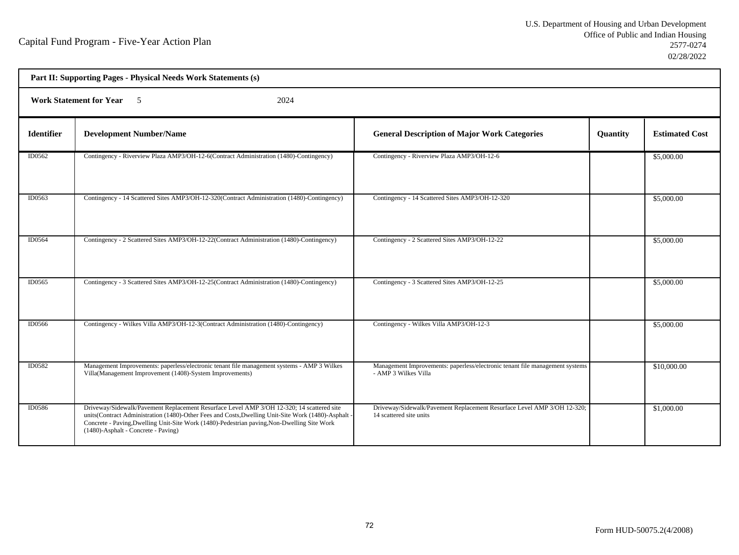Capital Fund Program - Five-Year Action Plan

U.S. Department of Housing and Urban Development
Office of Public and Indian Housing
2577-0274
02/28/2022

**Part II: Supporting Pages - Physical Needs Work Statements (s)**

**Work Statement for Year** 5 2024

| Identifier | Development Number/Name | General Description of Major Work Categories | Quantity | Estimated Cost |
|---|---|---|---|---|
| ID0562 | Contingency - Riverview Plaza AMP3/OH-12-6(Contract Administration (1480)-Contingency) | Contingency - Riverview Plaza AMP3/OH-12-6 | | $5,000.00 |
| ID0563 | Contingency - 14 Scattered Sites AMP3/OH-12-320(Contract Administration (1480)-Contingency) | Contingency - 14 Scattered Sites AMP3/OH-12-320 | | $5,000.00 |
| ID0564 | Contingency - 2 Scattered Sites AMP3/OH-12-22(Contract Administration (1480)-Contingency) | Contingency - 2 Scattered Sites AMP3/OH-12-22 | | $5,000.00 |
| ID0565 | Contingency - 3 Scattered Sites AMP3/OH-12-25(Contract Administration (1480)-Contingency) | Contingency - 3 Scattered Sites AMP3/OH-12-25 | | $5,000.00 |
| ID0566 | Contingency - Wilkes Villa AMP3/OH-12-3(Contract Administration (1480)-Contingency) | Contingency - Wilkes Villa AMP3/OH-12-3 | | $5,000.00 |
| ID0582 | Management Improvements: paperless/electronic tenant file management systems - AMP 3 Wilkes Villa(Management Improvement (1408)-System Improvements) | Management Improvements: paperless/electronic tenant file management systems - AMP 3 Wilkes Villa | | $10,000.00 |
| ID0586 | Driveway/Sidewalk/Pavement Replacement Resurface Level AMP 3/OH 12-320; 14 scattered site units(Contract Administration (1480)-Other Fees and Costs,Dwelling Unit-Site Work (1480)-Asphalt - Concrete - Paving,Dwelling Unit-Site Work (1480)-Pedestrian paving,Non-Dwelling Site Work (1480)-Asphalt - Concrete - Paving) | Driveway/Sidewalk/Pavement Replacement Resurface Level AMP 3/OH 12-320; 14 scattered site units | | $1,000.00 |

Form HUD-50075.2(4/2008)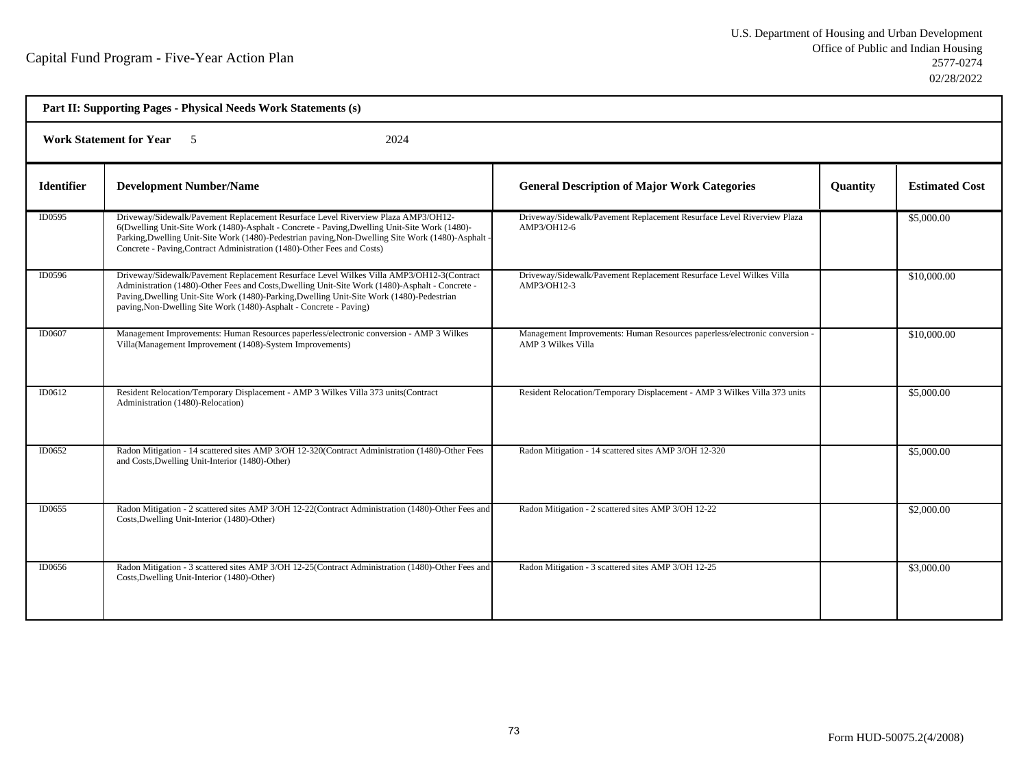Capital Fund Program - Five-Year Action Plan

U.S. Department of Housing and Urban Development
Office of Public and Indian Housing
2577-0274
02/28/2022

**Part II: Supporting Pages - Physical Needs Work Statements (s)**

**Work Statement for Year** 5 2024

| Identifier | Development Number/Name | General Description of Major Work Categories | Quantity | Estimated Cost |
|---|---|---|---|---|
| ID0595 | Driveway/Sidewalk/Pavement Replacement Resurface Level Riverview Plaza AMP3/OH12-6(Dwelling Unit-Site Work (1480)-Asphalt - Concrete - Paving,Dwelling Unit-Site Work (1480)-Parking,Dwelling Unit-Site Work (1480)-Pedestrian paving,Non-Dwelling Site Work (1480)-Asphalt - Concrete - Paving,Contract Administration (1480)-Other Fees and Costs) | Driveway/Sidewalk/Pavement Replacement Resurface Level Riverview Plaza AMP3/OH12-6 | | $5,000.00 |
| ID0596 | Driveway/Sidewalk/Pavement Replacement Resurface Level Wilkes Villa AMP3/OH12-3(Contract Administration (1480)-Other Fees and Costs,Dwelling Unit-Site Work (1480)-Asphalt - Concrete - Paving,Dwelling Unit-Site Work (1480)-Parking,Dwelling Unit-Site Work (1480)-Pedestrian paving,Non-Dwelling Site Work (1480)-Asphalt - Concrete - Paving) | Driveway/Sidewalk/Pavement Replacement Resurface Level Wilkes Villa AMP3/OH12-3 | | $10,000.00 |
| ID0607 | Management Improvements: Human Resources paperless/electronic conversion - AMP 3 Wilkes Villa(Management Improvement (1408)-System Improvements) | Management Improvements: Human Resources paperless/electronic conversion - AMP 3 Wilkes Villa | | $10,000.00 |
| ID0612 | Resident Relocation/Temporary Displacement - AMP 3 Wilkes Villa 373 units(Contract Administration (1480)-Relocation) | Resident Relocation/Temporary Displacement - AMP 3 Wilkes Villa 373 units | | $5,000.00 |
| ID0652 | Radon Mitigation - 14 scattered sites AMP 3/OH 12-320(Contract Administration (1480)-Other Fees and Costs,Dwelling Unit-Interior (1480)-Other) | Radon Mitigation - 14 scattered sites AMP 3/OH 12-320 | | $5,000.00 |
| ID0655 | Radon Mitigation - 2 scattered sites AMP 3/OH 12-22(Contract Administration (1480)-Other Fees and Costs,Dwelling Unit-Interior (1480)-Other) | Radon Mitigation - 2 scattered sites AMP 3/OH 12-22 | | $2,000.00 |
| ID0656 | Radon Mitigation - 3 scattered sites AMP 3/OH 12-25(Contract Administration (1480)-Other Fees and Costs,Dwelling Unit-Interior (1480)-Other) | Radon Mitigation - 3 scattered sites AMP 3/OH 12-25 | | $3,000.00 |

Form HUD-50075.2(4/2008)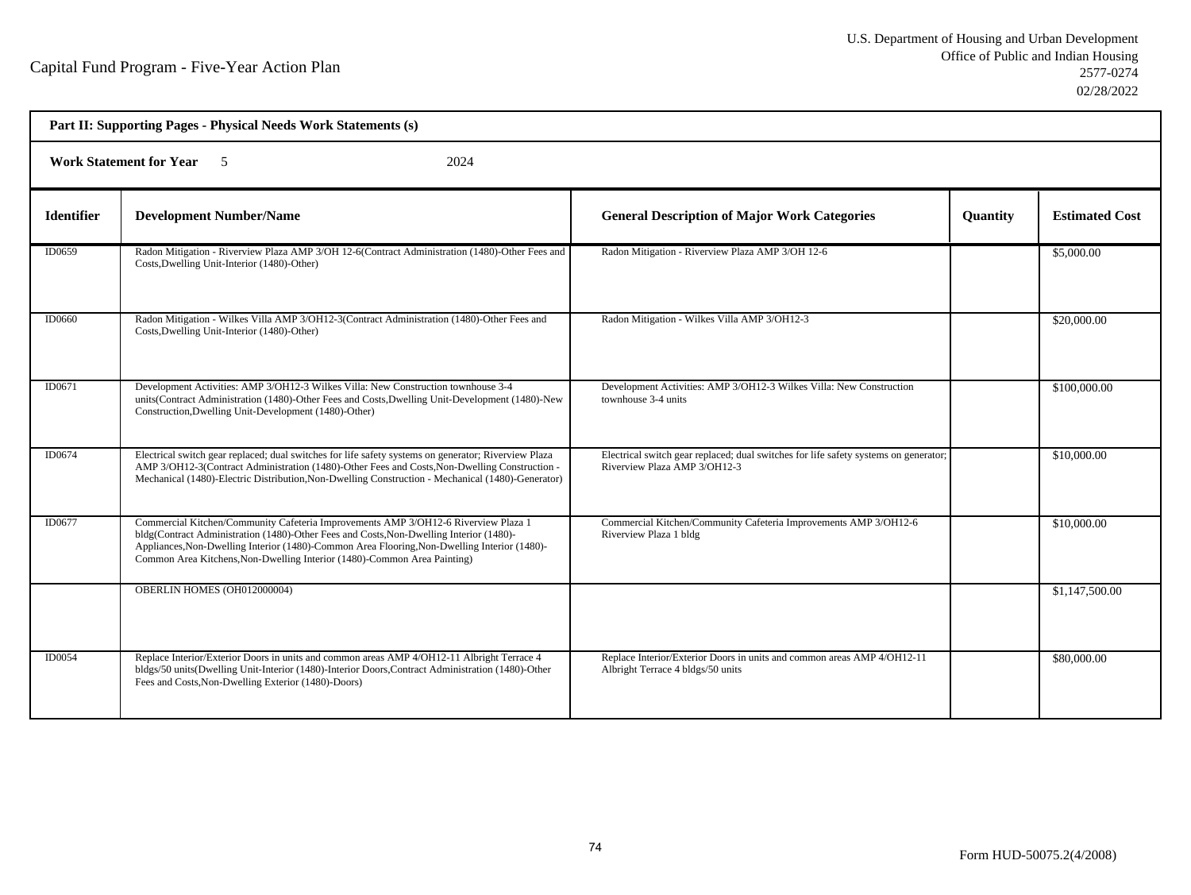Capital Fund Program - Five-Year Action Plan

U.S. Department of Housing and Urban Development
Office of Public and Indian Housing
2577-0274
02/28/2022

**Part II: Supporting Pages - Physical Needs Work Statements (s)**

**Work Statement for Year** 5 2024

| Identifier | Development Number/Name | General Description of Major Work Categories | Quantity | Estimated Cost |
|---|---|---|---|---|
| ID0659 | Radon Mitigation - Riverview Plaza AMP 3/OH 12-6(Contract Administration (1480)-Other Fees and Costs,Dwelling Unit-Interior (1480)-Other) | Radon Mitigation - Riverview Plaza AMP 3/OH 12-6 | | $5,000.00 |
| ID0660 | Radon Mitigation - Wilkes Villa AMP 3/OH12-3(Contract Administration (1480)-Other Fees and Costs,Dwelling Unit-Interior (1480)-Other) | Radon Mitigation - Wilkes Villa AMP 3/OH12-3 | | $20,000.00 |
| ID0671 | Development Activities: AMP 3/OH12-3 Wilkes Villa: New Construction townhouse 3-4 units(Contract Administration (1480)-Other Fees and Costs,Dwelling Unit-Development (1480)-New Construction,Dwelling Unit-Development (1480)-Other) | Development Activities: AMP 3/OH12-3 Wilkes Villa: New Construction townhouse 3-4 units | | $100,000.00 |
| ID0674 | Electrical switch gear replaced; dual switches for life safety systems on generator; Riverview Plaza AMP 3/OH12-3(Contract Administration (1480)-Other Fees and Costs,Non-Dwelling Construction - Mechanical (1480)-Electric Distribution,Non-Dwelling Construction - Mechanical (1480)-Generator) | Electrical switch gear replaced; dual switches for life safety systems on generator; Riverview Plaza AMP 3/OH12-3 | | $10,000.00 |
| ID0677 | Commercial Kitchen/Community Cafeteria Improvements AMP 3/OH12-6 Riverview Plaza 1 bldg(Contract Administration (1480)-Other Fees and Costs,Non-Dwelling Interior (1480)-Appliances,Non-Dwelling Interior (1480)-Common Area Flooring,Non-Dwelling Interior (1480)-Common Area Kitchens,Non-Dwelling Interior (1480)-Common Area Painting) | Commercial Kitchen/Community Cafeteria Improvements AMP 3/OH12-6 Riverview Plaza 1 bldg | | $10,000.00 |
| | OBERLIN HOMES (OH012000004) | | | $1,147,500.00 |
| ID0054 | Replace Interior/Exterior Doors in units and common areas AMP 4/OH12-11 Albright Terrace 4 bldgs/50 units(Dwelling Unit-Interior (1480)-Interior Doors,Contract Administration (1480)-Other Fees and Costs,Non-Dwelling Exterior (1480)-Doors) | Replace Interior/Exterior Doors in units and common areas AMP 4/OH12-11 Albright Terrace 4 bldgs/50 units | | $80,000.00 |

Form HUD-50075.2(4/2008)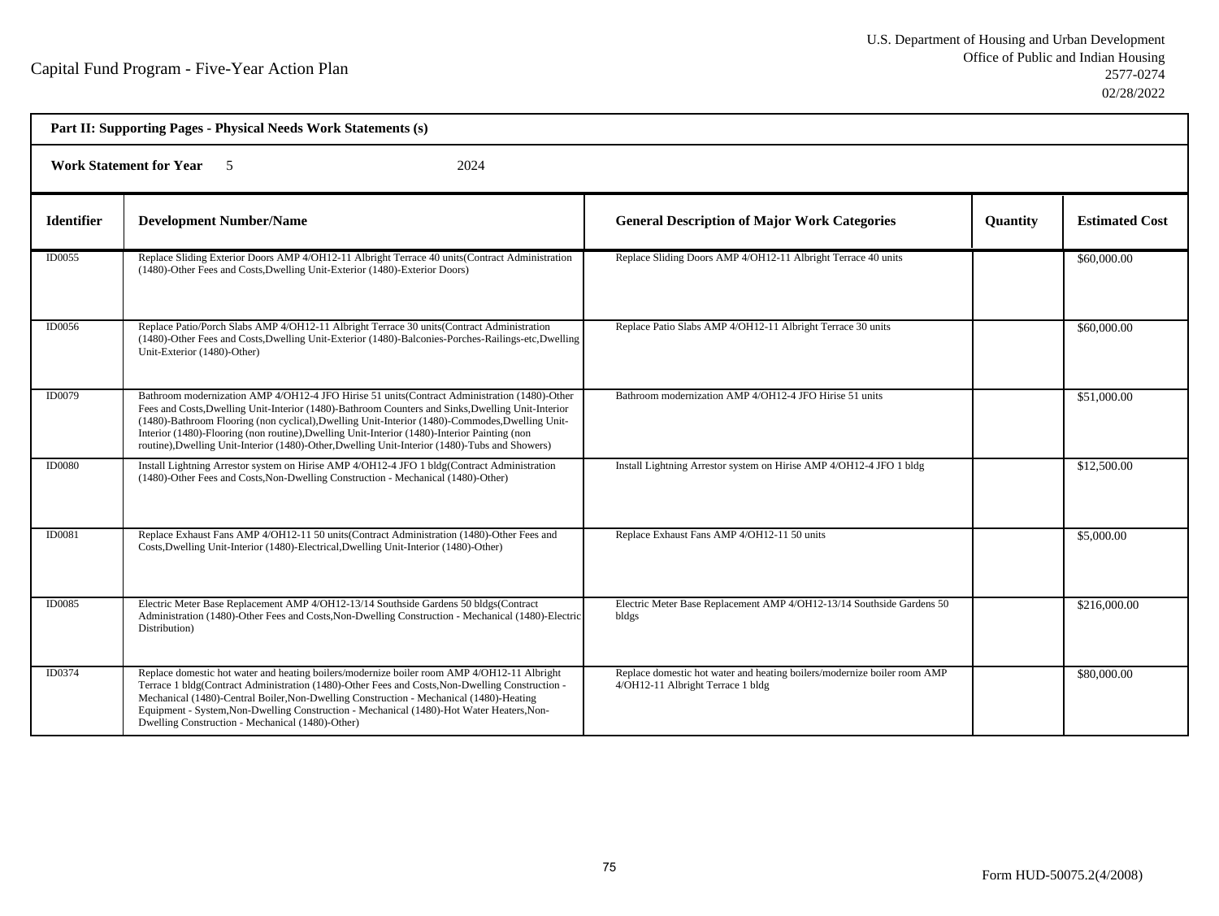Capital Fund Program - Five-Year Action Plan

U.S. Department of Housing and Urban Development
Office of Public and Indian Housing
2577-0274
02/28/2022

**Part II: Supporting Pages - Physical Needs Work Statements (s)**

**Work Statement for Year** 5 2024

| Identifier | Development Number/Name | General Description of Major Work Categories | Quantity | Estimated Cost |
|---|---|---|---|---|
| ID0055 | Replace Sliding Exterior Doors AMP 4/OH12-11 Albright Terrace 40 units(Contract Administration (1480)-Other Fees and Costs,Dwelling Unit-Exterior (1480)-Exterior Doors) | Replace Sliding Doors AMP 4/OH12-11 Albright Terrace 40 units | | $60,000.00 |
| ID0056 | Replace Patio/Porch Slabs AMP 4/OH12-11 Albright Terrace 30 units(Contract Administration (1480)-Other Fees and Costs,Dwelling Unit-Exterior (1480)-Balconies-Porches-Railings-etc,Dwelling Unit-Exterior (1480)-Other) | Replace Patio Slabs AMP 4/OH12-11 Albright Terrace 30 units | | $60,000.00 |
| ID0079 | Bathroom modernization AMP 4/OH12-4 JFO Hirise 51 units(Contract Administration (1480)-Other Fees and Costs,Dwelling Unit-Interior (1480)-Bathroom Counters and Sinks,Dwelling Unit-Interior (1480)-Bathroom Flooring (non cyclical),Dwelling Unit-Interior (1480)-Commodes,Dwelling Unit-Interior (1480)-Flooring (non routine),Dwelling Unit-Interior (1480)-Interior Painting (non routine),Dwelling Unit-Interior (1480)-Other,Dwelling Unit-Interior (1480)-Tubs and Showers) | Bathroom modernization AMP 4/OH12-4 JFO Hirise 51 units | | $51,000.00 |
| ID0080 | Install Lightning Arrestor system on Hirise AMP 4/OH12-4 JFO 1 bldg(Contract Administration (1480)-Other Fees and Costs,Non-Dwelling Construction - Mechanical (1480)-Other) | Install Lightning Arrestor system on Hirise AMP 4/OH12-4 JFO 1 bldg | | $12,500.00 |
| ID0081 | Replace Exhaust Fans AMP 4/OH12-11 50 units(Contract Administration (1480)-Other Fees and Costs,Dwelling Unit-Interior (1480)-Electrical,Dwelling Unit-Interior (1480)-Other) | Replace Exhaust Fans AMP 4/OH12-11 50 units | | $5,000.00 |
| ID0085 | Electric Meter Base Replacement AMP 4/OH12-13/14 Southside Gardens 50 bldgs(Contract Administration (1480)-Other Fees and Costs,Non-Dwelling Construction - Mechanical (1480)-Electric Distribution) | Electric Meter Base Replacement AMP 4/OH12-13/14 Southside Gardens 50 bldgs | | $216,000.00 |
| ID0374 | Replace domestic hot water and heating boilers/modernize boiler room AMP 4/OH12-11 Albright Terrace 1 bldg(Contract Administration (1480)-Other Fees and Costs,Non-Dwelling Construction - Mechanical (1480)-Central Boiler,Non-Dwelling Construction - Mechanical (1480)-Heating Equipment - System,Non-Dwelling Construction - Mechanical (1480)-Hot Water Heaters,Non-Dwelling Construction - Mechanical (1480)-Other) | Replace domestic hot water and heating boilers/modernize boiler room AMP 4/OH12-11 Albright Terrace 1 bldg | | $80,000.00 |

Form HUD-50075.2(4/2008)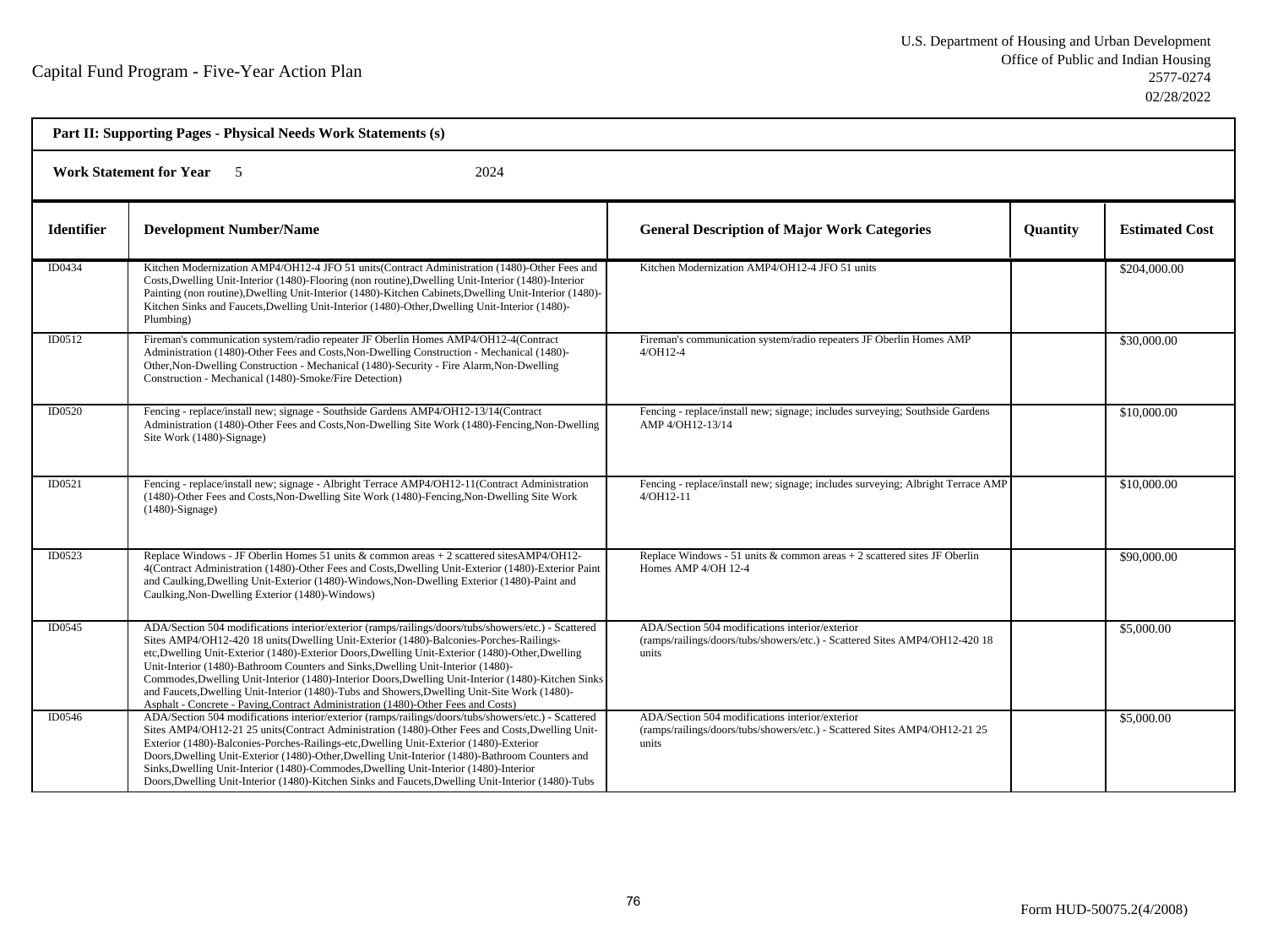Capital Fund Program - Five-Year Action Plan

U.S. Department of Housing and Urban Development
Office of Public and Indian Housing
2577-0274
02/28/2022

**Part II: Supporting Pages - Physical Needs Work Statements (s)**

**Work Statement for Year** 5 2024

| Identifier | Development Number/Name | General Description of Major Work Categories | Quantity | Estimated Cost |
|---|---|---|---|---|
| ID0434 | Kitchen Modernization AMP4/OH12-4 JFO 51 units(Contract Administration (1480)-Other Fees and Costs,Dwelling Unit-Interior (1480)-Flooring (non routine),Dwelling Unit-Interior (1480)-Interior Painting (non routine),Dwelling Unit-Interior (1480)-Kitchen Cabinets,Dwelling Unit-Interior (1480)-Kitchen Sinks and Faucets,Dwelling Unit-Interior (1480)-Other,Dwelling Unit-Interior (1480)-Plumbing) | Kitchen Modernization AMP4/OH12-4 JFO 51 units | | $204,000.00 |
| ID0512 | Fireman's communication system/radio repeater JF Oberlin Homes AMP4/OH12-4(Contract Administration (1480)-Other Fees and Costs,Non-Dwelling Construction - Mechanical (1480)-Other,Non-Dwelling Construction - Mechanical (1480)-Security - Fire Alarm,Non-Dwelling Construction - Mechanical (1480)-Smoke/Fire Detection) | Fireman's communication system/radio repeaters JF Oberlin Homes AMP 4/OH12-4 | | $30,000.00 |
| ID0520 | Fencing - replace/install new; signage - Southside Gardens AMP4/OH12-13/14(Contract Administration (1480)-Other Fees and Costs,Non-Dwelling Site Work (1480)-Fencing,Non-Dwelling Site Work (1480)-Signage) | Fencing - replace/install new; signage; includes surveying; Southside Gardens AMP 4/OH12-13/14 | | $10,000.00 |
| ID0521 | Fencing - replace/install new; signage - Albright Terrace AMP4/OH12-11(Contract Administration (1480)-Other Fees and Costs,Non-Dwelling Site Work (1480)-Fencing,Non-Dwelling Site Work (1480)-Signage) | Fencing - replace/install new; signage; includes surveying; Albright Terrace AMP 4/OH12-11 | | $10,000.00 |
| ID0523 | Replace Windows - JF Oberlin Homes 51 units & common areas + 2 scattered sitesAMP4/OH12-4(Contract Administration (1480)-Other Fees and Costs,Dwelling Unit-Exterior (1480)-Exterior Paint and Caulking,Dwelling Unit-Exterior (1480)-Windows,Non-Dwelling Exterior (1480)-Paint and Caulking,Non-Dwelling Exterior (1480)-Windows) | Replace Windows - 51 units & common areas + 2 scattered sites JF Oberlin Homes AMP 4/OH 12-4 | | $90,000.00 |
| ID0545 | ADA/Section 504 modifications interior/exterior (ramps/railings/doors/tubs/showers/etc.) - Scattered Sites AMP4/OH12-420 18 units(Dwelling Unit-Exterior (1480)-Balconies-Porches-Railings-etc,Dwelling Unit-Exterior (1480)-Exterior Doors,Dwelling Unit-Exterior (1480)-Other,Dwelling Unit-Interior (1480)-Bathroom Counters and Sinks,Dwelling Unit-Interior (1480)-Commodes,Dwelling Unit-Interior (1480)-Interior Doors,Dwelling Unit-Interior (1480)-Kitchen Sinks and Faucets,Dwelling Unit-Interior (1480)-Tubs and Showers,Dwelling Unit-Site Work (1480)-Asphalt - Concrete - Paving,Contract Administration (1480)-Other Fees and Costs) | ADA/Section 504 modifications interior/exterior (ramps/railings/doors/tubs/showers/etc.) - Scattered Sites AMP4/OH12-420 18 units | | $5,000.00 |
| ID0546 | ADA/Section 504 modifications interior/exterior (ramps/railings/doors/tubs/showers/etc.) - Scattered Sites AMP4/OH12-21 25 units(Contract Administration (1480)-Other Fees and Costs,Dwelling Unit-Exterior (1480)-Balconies-Porches-Railings-etc,Dwelling Unit-Exterior (1480)-Exterior Doors,Dwelling Unit-Exterior (1480)-Other,Dwelling Unit-Interior (1480)-Bathroom Counters and Sinks,Dwelling Unit-Interior (1480)-Commodes,Dwelling Unit-Interior (1480)-Interior Doors,Dwelling Unit-Interior (1480)-Kitchen Sinks and Faucets,Dwelling Unit-Interior (1480)-Tubs | ADA/Section 504 modifications interior/exterior (ramps/railings/doors/tubs/showers/etc.) - Scattered Sites AMP4/OH12-21 25 units | | $5,000.00 |

Form HUD-50075.2(4/2008)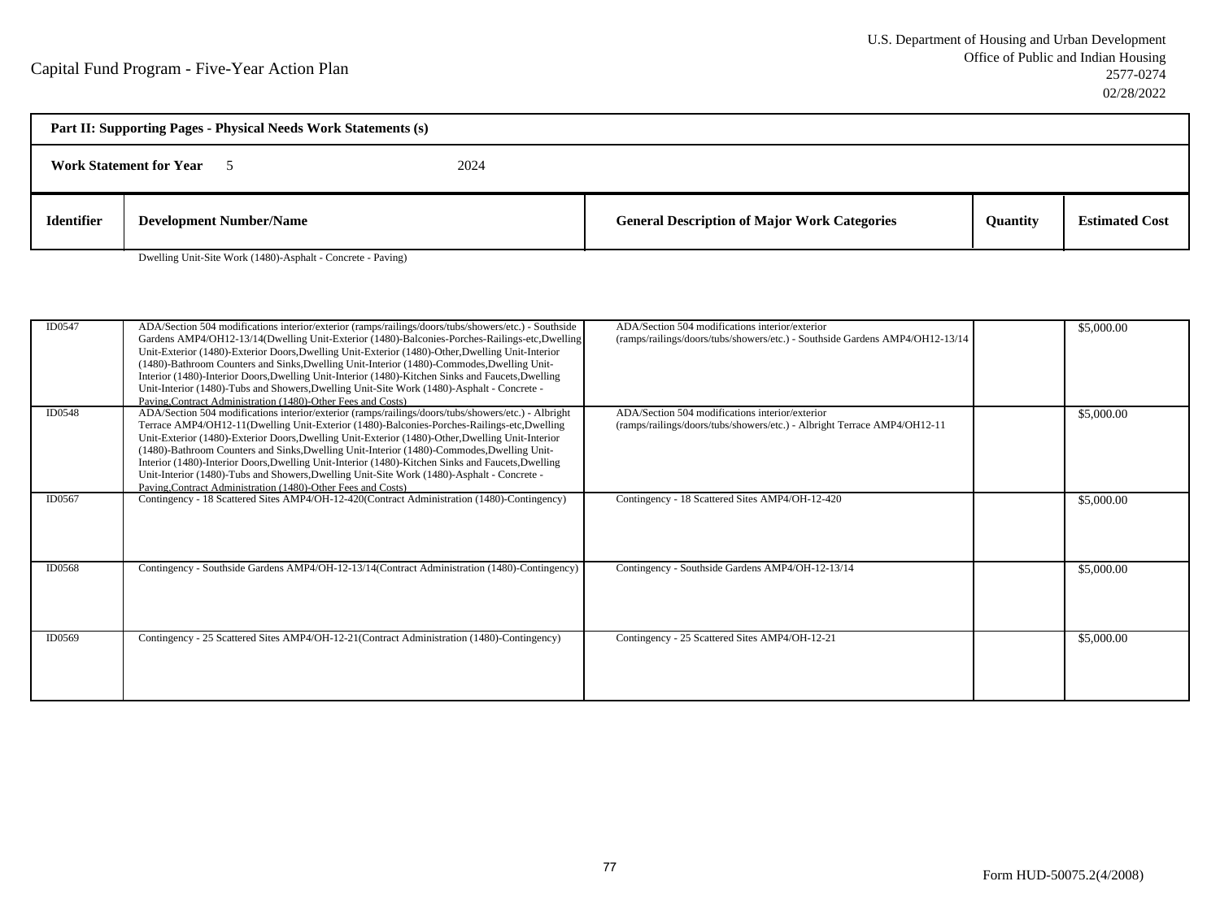Capital Fund Program - Five-Year Action Plan

U.S. Department of Housing and Urban Development
Office of Public and Indian Housing
2577-0274
02/28/2022

**Part II: Supporting Pages - Physical Needs Work Statements (s)**

**Work Statement for Year** 5 2024

| Identifier | Development Number/Name | General Description of Major Work Categories | Quantity | Estimated Cost |
|---|---|---|---|---|
| | Dwelling Unit-Site Work (1480)-Asphalt - Concrete - Paving) | | | |
| ID0547 | ADA/Section 504 modifications interior/exterior (ramps/railings/doors/tubs/showers/etc.) - Southside Gardens AMP4/OH12-13/14(Dwelling Unit-Exterior (1480)-Balconies-Porches-Railings-etc,Dwelling Unit-Exterior (1480)-Exterior Doors,Dwelling Unit-Exterior (1480)-Other,Dwelling Unit-Interior (1480)-Bathroom Counters and Sinks,Dwelling Unit-Interior (1480)-Commodes,Dwelling Unit-Interior (1480)-Interior Doors,Dwelling Unit-Interior (1480)-Kitchen Sinks and Faucets,Dwelling Unit-Interior (1480)-Tubs and Showers,Dwelling Unit-Site Work (1480)-Asphalt - Concrete - Paving,Contract Administration (1480)-Other Fees and Costs) | ADA/Section 504 modifications interior/exterior (ramps/railings/doors/tubs/showers/etc.) - Southside Gardens AMP4/OH12-13/14 | | $5,000.00 |
| ID0548 | ADA/Section 504 modifications interior/exterior (ramps/railings/doors/tubs/showers/etc.) - Albright Terrace AMP4/OH12-11(Dwelling Unit-Exterior (1480)-Balconies-Porches-Railings-etc,Dwelling Unit-Exterior (1480)-Exterior Doors,Dwelling Unit-Exterior (1480)-Other,Dwelling Unit-Interior (1480)-Bathroom Counters and Sinks,Dwelling Unit-Interior (1480)-Commodes,Dwelling Unit-Interior (1480)-Interior Doors,Dwelling Unit-Interior (1480)-Kitchen Sinks and Faucets,Dwelling Unit-Interior (1480)-Tubs and Showers,Dwelling Unit-Site Work (1480)-Asphalt - Concrete - Paving,Contract Administration (1480)-Other Fees and Costs) | ADA/Section 504 modifications interior/exterior (ramps/railings/doors/tubs/showers/etc.) - Albright Terrace AMP4/OH12-11 | | $5,000.00 |
| ID0567 | Contingency - 18 Scattered Sites AMP4/OH-12-420(Contract Administration (1480)-Contingency) | Contingency - 18 Scattered Sites AMP4/OH-12-420 | | $5,000.00 |
| ID0568 | Contingency - Southside Gardens AMP4/OH-12-13/14(Contract Administration (1480)-Contingency) | Contingency - Southside Gardens AMP4/OH-12-13/14 | | $5,000.00 |
| ID0569 | Contingency - 25 Scattered Sites AMP4/OH-12-21(Contract Administration (1480)-Contingency) | Contingency - 25 Scattered Sites AMP4/OH-12-21 | | $5,000.00 |

Form HUD-50075.2(4/2008)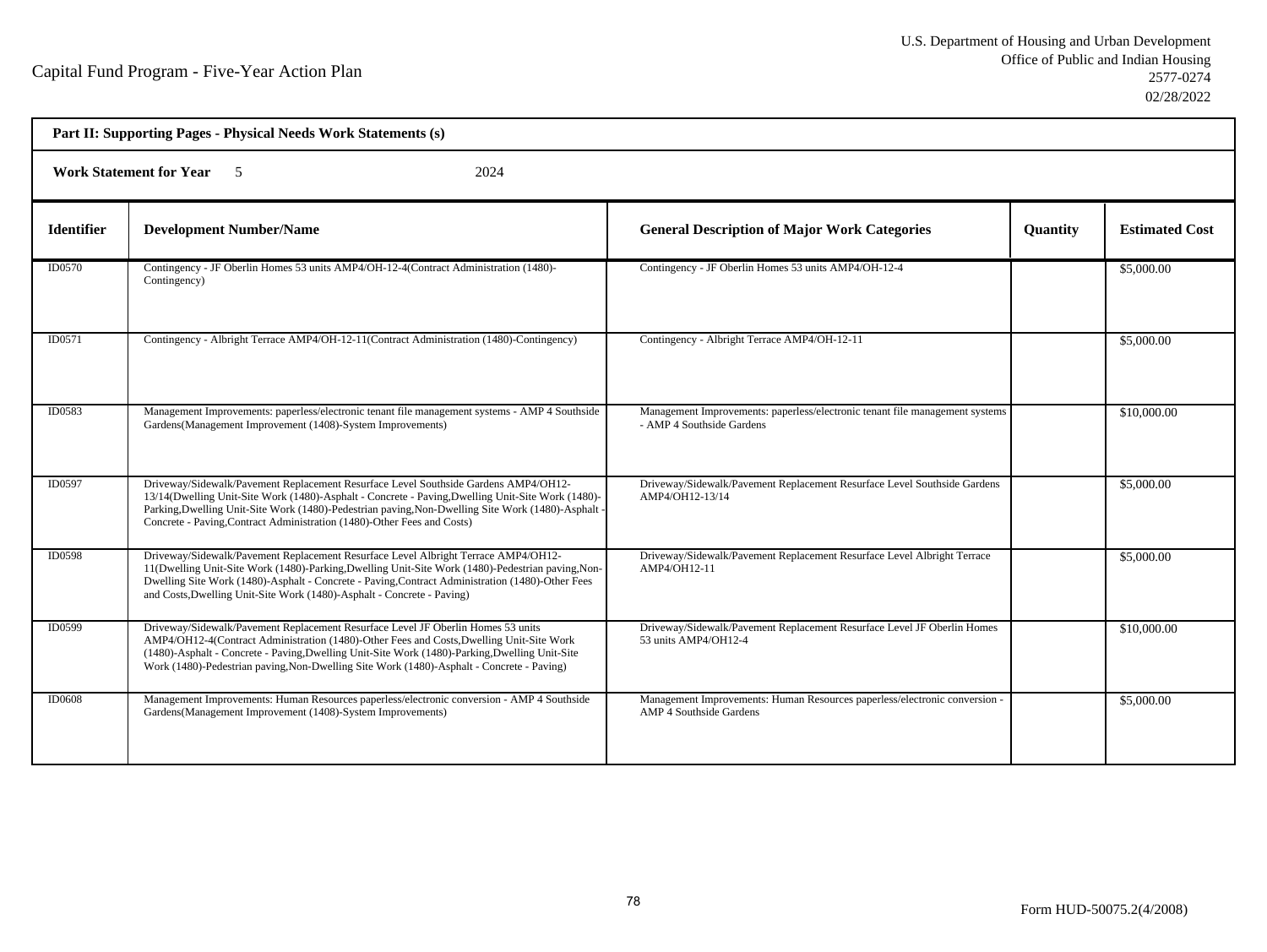Capital Fund Program - Five-Year Action Plan

U.S. Department of Housing and Urban Development
Office of Public and Indian Housing
2577-0274
02/28/2022

**Part II: Supporting Pages - Physical Needs Work Statements (s)**

**Work Statement for Year** 5 2024

| Identifier | Development Number/Name | General Description of Major Work Categories | Quantity | Estimated Cost |
|---|---|---|---|---|
| ID0570 | Contingency - JF Oberlin Homes 53 units AMP4/OH-12-4(Contract Administration (1480)-Contingency) | Contingency - JF Oberlin Homes 53 units AMP4/OH-12-4 | | $5,000.00 |
| ID0571 | Contingency - Albright Terrace AMP4/OH-12-11(Contract Administration (1480)-Contingency) | Contingency - Albright Terrace AMP4/OH-12-11 | | $5,000.00 |
| ID0583 | Management Improvements: paperless/electronic tenant file management systems - AMP 4 Southside Gardens(Management Improvement (1408)-System Improvements) | Management Improvements: paperless/electronic tenant file management systems - AMP 4 Southside Gardens | | $10,000.00 |
| ID0597 | Driveway/Sidewalk/Pavement Replacement Resurface Level Southside Gardens AMP4/OH12-13/14(Dwelling Unit-Site Work (1480)-Asphalt - Concrete - Paving,Dwelling Unit-Site Work (1480)-Parking,Dwelling Unit-Site Work (1480)-Pedestrian paving,Non-Dwelling Site Work (1480)-Asphalt - Concrete - Paving,Contract Administration (1480)-Other Fees and Costs) | Driveway/Sidewalk/Pavement Replacement Resurface Level Southside Gardens AMP4/OH12-13/14 | | $5,000.00 |
| ID0598 | Driveway/Sidewalk/Pavement Replacement Resurface Level Albright Terrace AMP4/OH12-11(Dwelling Unit-Site Work (1480)-Parking,Dwelling Unit-Site Work (1480)-Pedestrian paving,Non-Dwelling Site Work (1480)-Asphalt - Concrete - Paving,Contract Administration (1480)-Other Fees and Costs,Dwelling Unit-Site Work (1480)-Asphalt - Concrete - Paving) | Driveway/Sidewalk/Pavement Replacement Resurface Level Albright Terrace AMP4/OH12-11 | | $5,000.00 |
| ID0599 | Driveway/Sidewalk/Pavement Replacement Resurface Level JF Oberlin Homes 53 units AMP4/OH12-4(Contract Administration (1480)-Other Fees and Costs,Dwelling Unit-Site Work (1480)-Asphalt - Concrete - Paving,Dwelling Unit-Site Work (1480)-Parking,Dwelling Unit-Site Work (1480)-Pedestrian paving,Non-Dwelling Site Work (1480)-Asphalt - Concrete - Paving) | Driveway/Sidewalk/Pavement Replacement Resurface Level JF Oberlin Homes 53 units AMP4/OH12-4 | | $10,000.00 |
| ID0608 | Management Improvements: Human Resources paperless/electronic conversion - AMP 4 Southside Gardens(Management Improvement (1408)-System Improvements) | Management Improvements: Human Resources paperless/electronic conversion - AMP 4 Southside Gardens | | $5,000.00 |

Form HUD-50075.2(4/2008)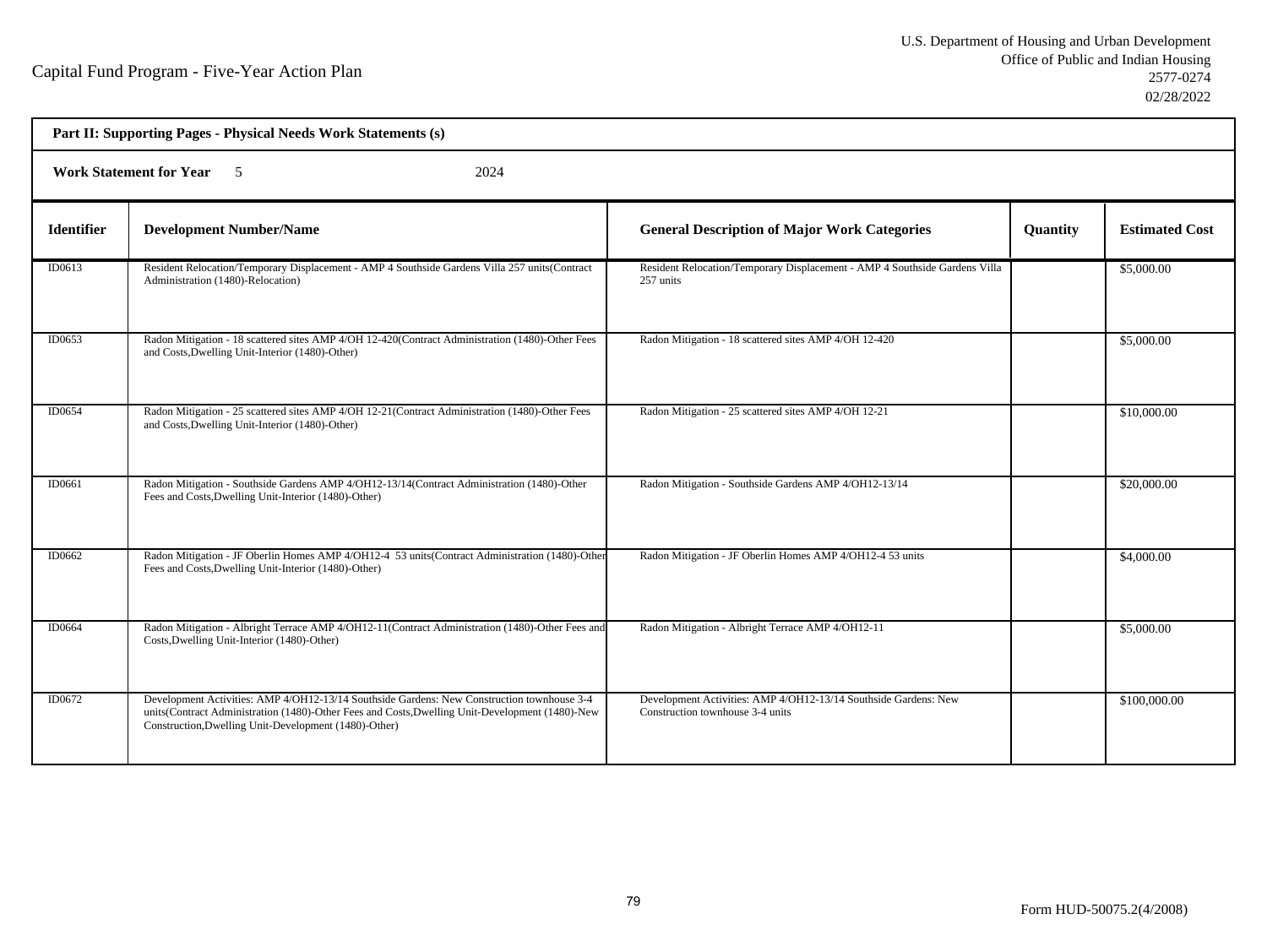Capital Fund Program - Five-Year Action Plan

U.S. Department of Housing and Urban Development
Office of Public and Indian Housing
2577-0274
02/28/2022

**Part II: Supporting Pages - Physical Needs Work Statements (s)**

**Work Statement for Year** 5 2024

| Identifier | Development Number/Name | General Description of Major Work Categories | Quantity | Estimated Cost |
|---|---|---|---|---|
| ID0613 | Resident Relocation/Temporary Displacement - AMP 4 Southside Gardens Villa 257 units(Contract Administration (1480)-Relocation) | Resident Relocation/Temporary Displacement - AMP 4 Southside Gardens Villa 257 units | | $5,000.00 |
| ID0653 | Radon Mitigation - 18 scattered sites AMP 4/OH 12-420(Contract Administration (1480)-Other Fees and Costs,Dwelling Unit-Interior (1480)-Other) | Radon Mitigation - 18 scattered sites AMP 4/OH 12-420 | | $5,000.00 |
| ID0654 | Radon Mitigation - 25 scattered sites AMP 4/OH 12-21(Contract Administration (1480)-Other Fees and Costs,Dwelling Unit-Interior (1480)-Other) | Radon Mitigation - 25 scattered sites AMP 4/OH 12-21 | | $10,000.00 |
| ID0661 | Radon Mitigation - Southside Gardens AMP 4/OH12-13/14(Contract Administration (1480)-Other Fees and Costs,Dwelling Unit-Interior (1480)-Other) | Radon Mitigation - Southside Gardens AMP 4/OH12-13/14 | | $20,000.00 |
| ID0662 | Radon Mitigation - JF Oberlin Homes AMP 4/OH12-4 53 units(Contract Administration (1480)-Other Fees and Costs,Dwelling Unit-Interior (1480)-Other) | Radon Mitigation - JF Oberlin Homes AMP 4/OH12-4 53 units | | $4,000.00 |
| ID0664 | Radon Mitigation - Albright Terrace AMP 4/OH12-11(Contract Administration (1480)-Other Fees and Costs,Dwelling Unit-Interior (1480)-Other) | Radon Mitigation - Albright Terrace AMP 4/OH12-11 | | $5,000.00 |
| ID0672 | Development Activities: AMP 4/OH12-13/14 Southside Gardens: New Construction townhouse 3-4 units(Contract Administration (1480)-Other Fees and Costs,Dwelling Unit-Development (1480)-New Construction,Dwelling Unit-Development (1480)-Other) | Development Activities: AMP 4/OH12-13/14 Southside Gardens: New Construction townhouse 3-4 units | | $100,000.00 |

Form HUD-50075.2(4/2008)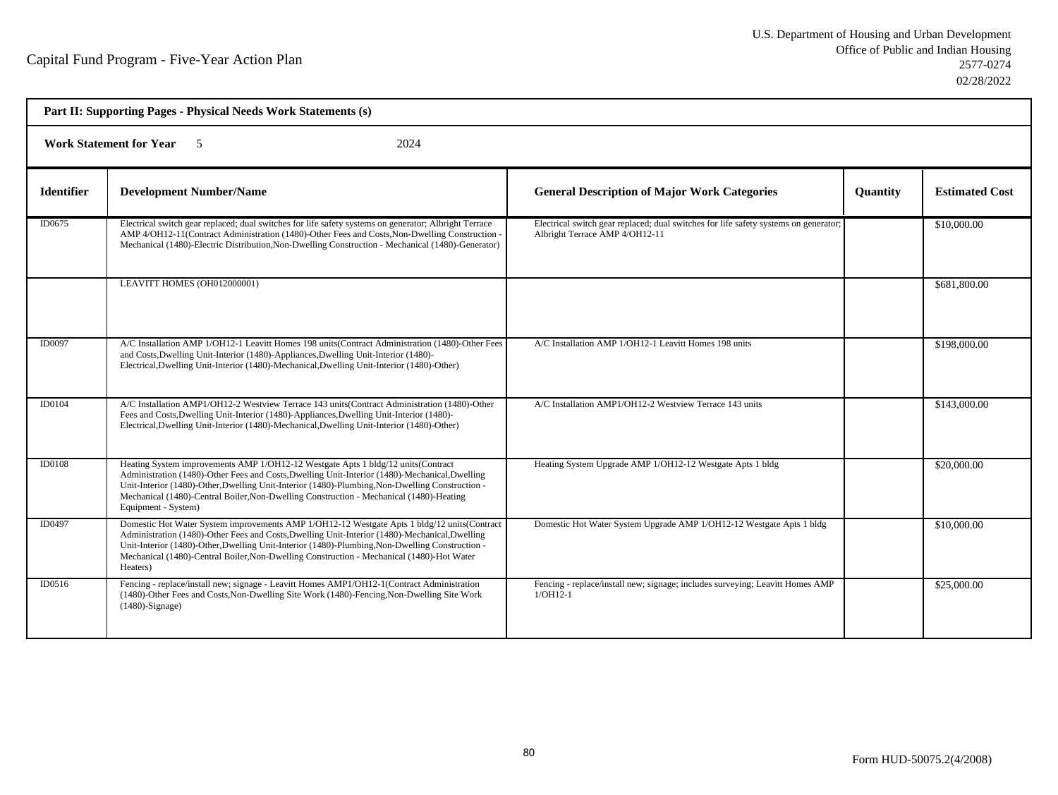Capital Fund Program - Five-Year Action Plan

U.S. Department of Housing and Urban Development
Office of Public and Indian Housing
2577-0274
02/28/2022

**Part II: Supporting Pages - Physical Needs Work Statements (s)**

**Work Statement for Year** 5 2024

| Identifier | Development Number/Name | General Description of Major Work Categories | Quantity | Estimated Cost |
|---|---|---|---|---|
| ID0675 | Electrical switch gear replaced; dual switches for life safety systems on generator; Albright Terrace AMP 4/OH12-11(Contract Administration (1480)-Other Fees and Costs,Non-Dwelling Construction - Mechanical (1480)-Electric Distribution,Non-Dwelling Construction - Mechanical (1480)-Generator) | Electrical switch gear replaced; dual switches for life safety systems on generator; Albright Terrace AMP 4/OH12-11 | | $10,000.00 |
| | LEAVITT HOMES (OH012000001) | | | $681,800.00 |
| ID0097 | A/C Installation AMP 1/OH12-1 Leavitt Homes 198 units(Contract Administration (1480)-Other Fees and Costs,Dwelling Unit-Interior (1480)-Appliances,Dwelling Unit-Interior (1480)-Electrical,Dwelling Unit-Interior (1480)-Mechanical,Dwelling Unit-Interior (1480)-Other) | A/C Installation AMP 1/OH12-1 Leavitt Homes 198 units | | $198,000.00 |
| ID0104 | A/C Installation AMP1/OH12-2 Westview Terrace 143 units(Contract Administration (1480)-Other Fees and Costs,Dwelling Unit-Interior (1480)-Appliances,Dwelling Unit-Interior (1480)-Electrical,Dwelling Unit-Interior (1480)-Mechanical,Dwelling Unit-Interior (1480)-Other) | A/C Installation AMP1/OH12-2 Westview Terrace 143 units | | $143,000.00 |
| ID0108 | Heating System improvements AMP 1/OH12-12 Westgate Apts 1 bldg/12 units(Contract Administration (1480)-Other Fees and Costs,Dwelling Unit-Interior (1480)-Mechanical,Dwelling Unit-Interior (1480)-Other,Dwelling Unit-Interior (1480)-Plumbing,Non-Dwelling Construction - Mechanical (1480)-Central Boiler,Non-Dwelling Construction - Mechanical (1480)-Heating Equipment - System) | Heating System Upgrade AMP 1/OH12-12 Westgate Apts 1 bldg | | $20,000.00 |
| ID0497 | Domestic Hot Water System improvements AMP 1/OH12-12 Westgate Apts 1 bldg/12 units(Contract Administration (1480)-Other Fees and Costs,Dwelling Unit-Interior (1480)-Mechanical,Dwelling Unit-Interior (1480)-Other,Dwelling Unit-Interior (1480)-Plumbing,Non-Dwelling Construction - Mechanical (1480)-Central Boiler,Non-Dwelling Construction - Mechanical (1480)-Hot Water Heaters) | Domestic Hot Water System Upgrade AMP 1/OH12-12 Westgate Apts 1 bldg | | $10,000.00 |
| ID0516 | Fencing - replace/install new; signage - Leavitt Homes AMP1/OH12-1(Contract Administration (1480)-Other Fees and Costs,Non-Dwelling Site Work (1480)-Fencing,Non-Dwelling Site Work (1480)-Signage) | Fencing - replace/install new; signage; includes surveying; Leavitt Homes AMP 1/OH12-1 | | $25,000.00 |

Form HUD-50075.2(4/2008)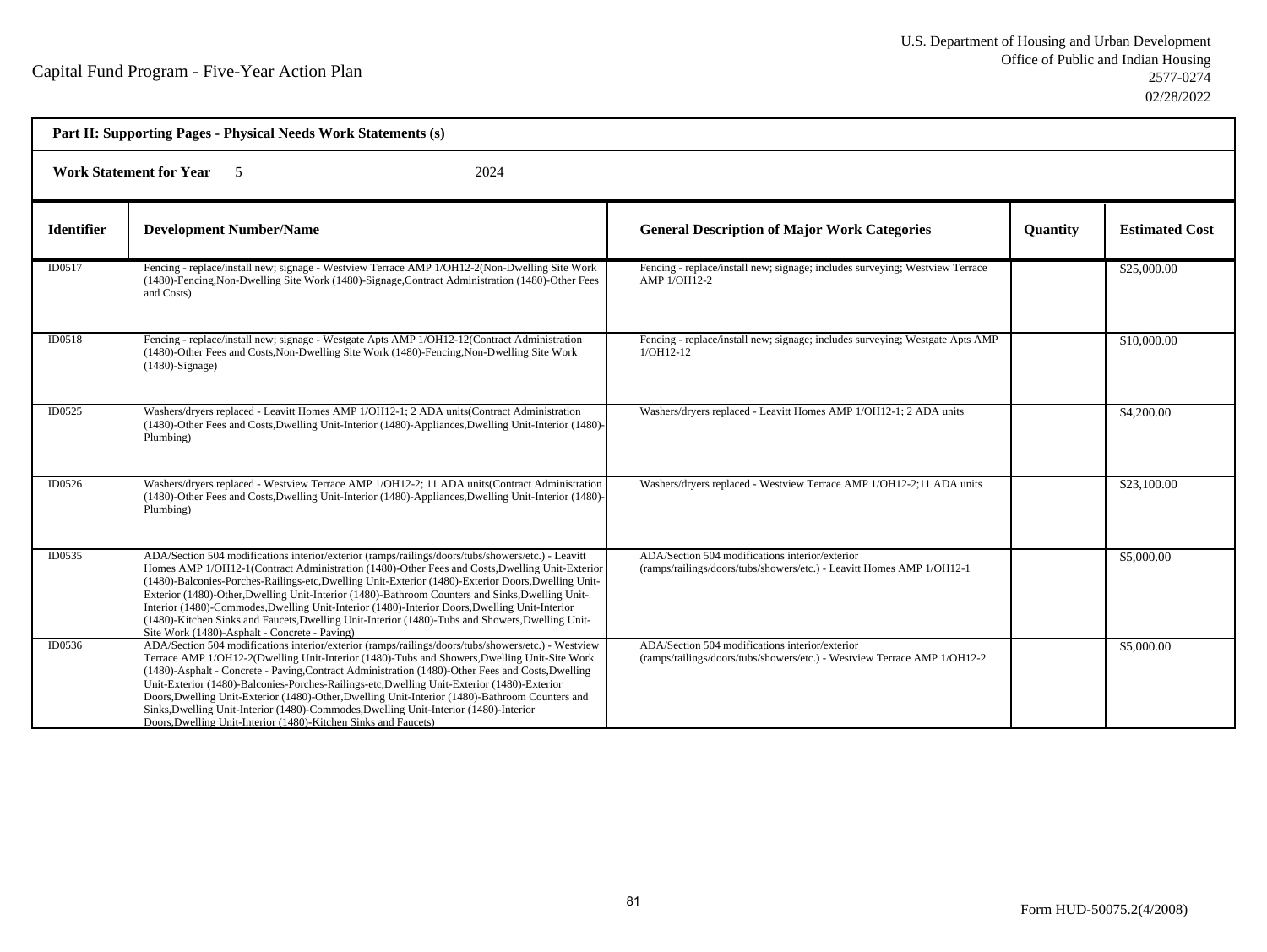U.S. Department of Housing and Urban Development
Office of Public and Indian Housing
2577-0274
02/28/2022

# Capital Fund Program - Five-Year Action Plan

**Part II: Supporting Pages - Physical Needs Work Statements (s)**

**Work Statement for Year** 5 2024

| Identifier | Development Number/Name | General Description of Major Work Categories | Quantity | Estimated Cost |
|---|---|---|---|---|
| ID0517 | Fencing - replace/install new; signage - Westview Terrace AMP 1/OH12-2(Non-Dwelling Site Work (1480)-Fencing,Non-Dwelling Site Work (1480)-Signage,Contract Administration (1480)-Other Fees and Costs) | Fencing - replace/install new; signage; includes surveying; Westview Terrace AMP 1/OH12-2 | | $25,000.00 |
| ID0518 | Fencing - replace/install new; signage - Westgate Apts AMP 1/OH12-12(Contract Administration (1480)-Other Fees and Costs,Non-Dwelling Site Work (1480)-Fencing,Non-Dwelling Site Work (1480)-Signage) | Fencing - replace/install new; signage; includes surveying; Westgate Apts AMP 1/OH12-12 | | $10,000.00 |
| ID0525 | Washers/dryers replaced - Leavitt Homes AMP 1/OH12-1; 2 ADA units(Contract Administration (1480)-Other Fees and Costs,Dwelling Unit-Interior (1480)-Appliances,Dwelling Unit-Interior (1480)-Plumbing) | Washers/dryers replaced - Leavitt Homes AMP 1/OH12-1; 2 ADA units | | $4,200.00 |
| ID0526 | Washers/dryers replaced - Westview Terrace AMP 1/OH12-2; 11 ADA units(Contract Administration (1480)-Other Fees and Costs,Dwelling Unit-Interior (1480)-Appliances,Dwelling Unit-Interior (1480)-Plumbing) | Washers/dryers replaced - Westview Terrace AMP 1/OH12-2;11 ADA units | | $23,100.00 |
| ID0535 | ADA/Section 504 modifications interior/exterior (ramps/railings/doors/tubs/showers/etc.) - Leavitt Homes AMP 1/OH12-1(Contract Administration (1480)-Other Fees and Costs,Dwelling Unit-Exterior (1480)-Balconies-Porches-Railings-etc,Dwelling Unit-Exterior (1480)-Exterior Doors,Dwelling Unit-Exterior (1480)-Other,Dwelling Unit-Interior (1480)-Bathroom Counters and Sinks,Dwelling Unit-Interior (1480)-Commodes,Dwelling Unit-Interior (1480)-Interior Doors,Dwelling Unit-Interior (1480)-Kitchen Sinks and Faucets,Dwelling Unit-Interior (1480)-Tubs and Showers,Dwelling Unit-Site Work (1480)-Asphalt - Concrete - Paving) | ADA/Section 504 modifications interior/exterior (ramps/railings/doors/tubs/showers/etc.) - Leavitt Homes AMP 1/OH12-1 | | $5,000.00 |
| ID0536 | ADA/Section 504 modifications interior/exterior (ramps/railings/doors/tubs/showers/etc.) - Westview Terrace AMP 1/OH12-2(Dwelling Unit-Interior (1480)-Tubs and Showers,Dwelling Unit-Site Work (1480)-Asphalt - Concrete - Paving,Contract Administration (1480)-Other Fees and Costs,Dwelling Unit-Exterior (1480)-Balconies-Porches-Railings-etc,Dwelling Unit-Exterior (1480)-Exterior Doors,Dwelling Unit-Exterior (1480)-Other,Dwelling Unit-Interior (1480)-Bathroom Counters and Sinks,Dwelling Unit-Interior (1480)-Commodes,Dwelling Unit-Interior (1480)-Interior Doors,Dwelling Unit-Interior (1480)-Kitchen Sinks and Faucets) | ADA/Section 504 modifications interior/exterior (ramps/railings/doors/tubs/showers/etc.) - Westview Terrace AMP 1/OH12-2 | | $5,000.00 |

Form HUD-50075.2(4/2008)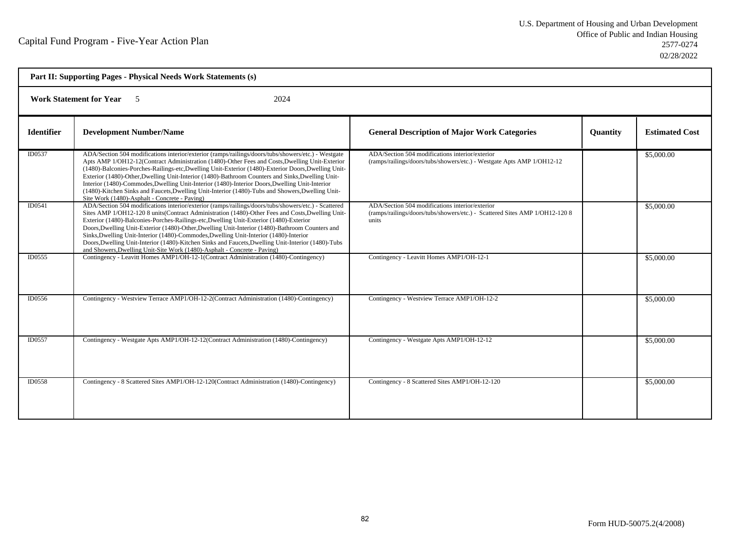Capital Fund Program - Five-Year Action Plan

U.S. Department of Housing and Urban Development
Office of Public and Indian Housing
2577-0274
02/28/2022

**Part II: Supporting Pages - Physical Needs Work Statements (s)**

**Work Statement for Year** 5 2024

| Identifier | Development Number/Name | General Description of Major Work Categories | Quantity | Estimated Cost |
|---|---|---|---|---|
| ID0537 | ADA/Section 504 modifications interior/exterior (ramps/railings/doors/tubs/showers/etc.) - Westgate Apts AMP 1/OH12-12(Contract Administration (1480)-Other Fees and Costs,Dwelling Unit-Exterior (1480)-Balconies-Porches-Railings-etc,Dwelling Unit-Exterior (1480)-Exterior Doors,Dwelling Unit-Exterior (1480)-Other,Dwelling Unit-Interior (1480)-Bathroom Counters and Sinks,Dwelling Unit-Interior (1480)-Commodes,Dwelling Unit-Interior (1480)-Interior Doors,Dwelling Unit-Interior (1480)-Kitchen Sinks and Faucets,Dwelling Unit-Interior (1480)-Tubs and Showers,Dwelling Unit-Site Work (1480)-Asphalt - Concrete - Paving) | ADA/Section 504 modifications interior/exterior (ramps/railings/doors/tubs/showers/etc.) - Westgate Apts AMP 1/OH12-12 | | $5,000.00 |
| ID0541 | ADA/Section 504 modifications interior/exterior (ramps/railings/doors/tubs/showers/etc.) - Scattered Sites AMP 1/OH12-120 8 units(Contract Administration (1480)-Other Fees and Costs,Dwelling Unit-Exterior (1480)-Balconies-Porches-Railings-etc,Dwelling Unit-Exterior (1480)-Exterior Doors,Dwelling Unit-Exterior (1480)-Other,Dwelling Unit-Interior (1480)-Bathroom Counters and Sinks,Dwelling Unit-Interior (1480)-Commodes,Dwelling Unit-Interior (1480)-Interior Doors,Dwelling Unit-Interior (1480)-Kitchen Sinks and Faucets,Dwelling Unit-Interior (1480)-Tubs and Showers,Dwelling Unit-Site Work (1480)-Asphalt - Concrete - Paving) | ADA/Section 504 modifications interior/exterior (ramps/railings/doors/tubs/showers/etc.) - Scattered Sites AMP 1/OH12-120 8 units | | $5,000.00 |
| ID0555 | Contingency - Leavitt Homes AMP1/OH-12-1(Contract Administration (1480)-Contingency) | Contingency - Leavitt Homes AMP1/OH-12-1 | | $5,000.00 |
| ID0556 | Contingency - Westview Terrace AMP1/OH-12-2(Contract Administration (1480)-Contingency) | Contingency - Westview Terrace AMP1/OH-12-2 | | $5,000.00 |
| ID0557 | Contingency - Westgate Apts AMP1/OH-12-12(Contract Administration (1480)-Contingency) | Contingency - Westgate Apts AMP1/OH-12-12 | | $5,000.00 |
| ID0558 | Contingency - 8 Scattered Sites AMP1/OH-12-120(Contract Administration (1480)-Contingency) | Contingency - 8 Scattered Sites AMP1/OH-12-120 | | $5,000.00 |

Form HUD-50075.2(4/2008)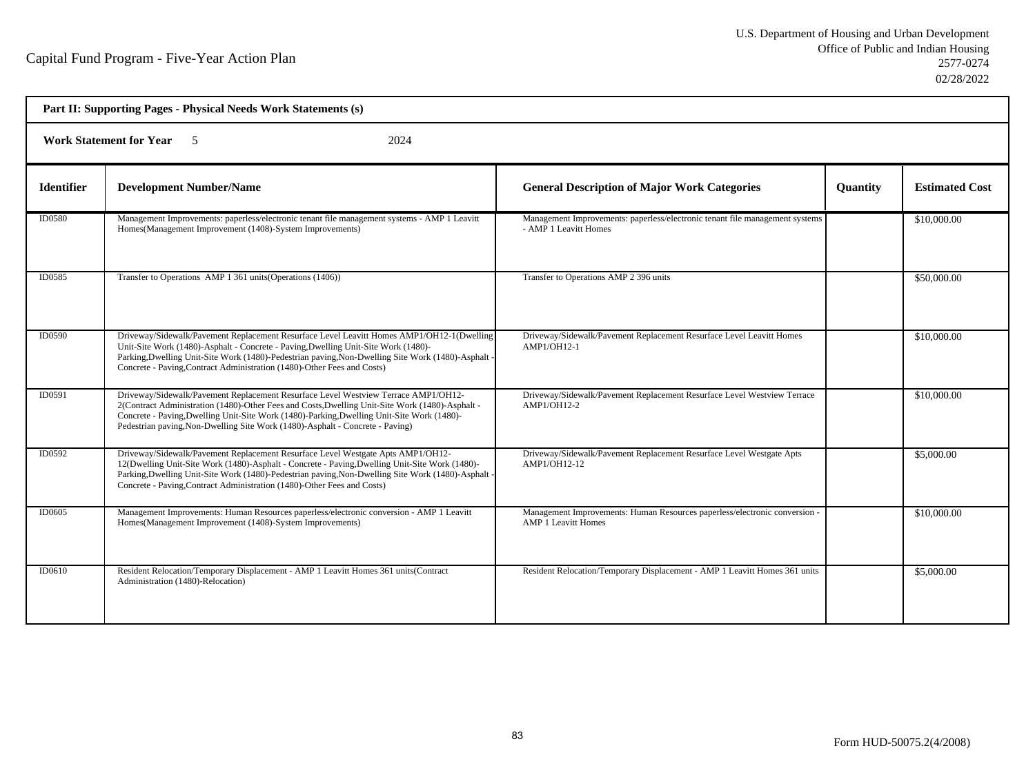Capital Fund Program - Five-Year Action Plan

U.S. Department of Housing and Urban Development
Office of Public and Indian Housing
2577-0274
02/28/2022

**Part II: Supporting Pages - Physical Needs Work Statements (s)**

**Work Statement for Year** 5 2024

| Identifier | Development Number/Name | General Description of Major Work Categories | Quantity | Estimated Cost |
|---|---|---|---|---|
| ID0580 | Management Improvements: paperless/electronic tenant file management systems - AMP 1 Leavitt Homes(Management Improvement (1408)-System Improvements) | Management Improvements: paperless/electronic tenant file management systems - AMP 1 Leavitt Homes | | $10,000.00 |
| ID0585 | Transfer to Operations AMP 1 361 units(Operations (1406)) | Transfer to Operations AMP 2 396 units | | $50,000.00 |
| ID0590 | Driveway/Sidewalk/Pavement Replacement Resurface Level Leavitt Homes AMP1/OH12-1(Dwelling Unit-Site Work (1480)-Asphalt - Concrete - Paving,Dwelling Unit-Site Work (1480)-Parking,Dwelling Unit-Site Work (1480)-Pedestrian paving,Non-Dwelling Site Work (1480)-Asphalt - Concrete - Paving,Contract Administration (1480)-Other Fees and Costs) | Driveway/Sidewalk/Pavement Replacement Resurface Level Leavitt Homes AMP1/OH12-1 | | $10,000.00 |
| ID0591 | Driveway/Sidewalk/Pavement Replacement Resurface Level Westview Terrace AMP1/OH12-2(Contract Administration (1480)-Other Fees and Costs,Dwelling Unit-Site Work (1480)-Asphalt - Concrete - Paving,Dwelling Unit-Site Work (1480)-Parking,Dwelling Unit-Site Work (1480)-Pedestrian paving,Non-Dwelling Site Work (1480)-Asphalt - Concrete - Paving) | Driveway/Sidewalk/Pavement Replacement Resurface Level Westview Terrace AMP1/OH12-2 | | $10,000.00 |
| ID0592 | Driveway/Sidewalk/Pavement Replacement Resurface Level Westgate Apts AMP1/OH12-12(Dwelling Unit-Site Work (1480)-Asphalt - Concrete - Paving,Dwelling Unit-Site Work (1480)-Parking,Dwelling Unit-Site Work (1480)-Pedestrian paving,Non-Dwelling Site Work (1480)-Asphalt - Concrete - Paving,Contract Administration (1480)-Other Fees and Costs) | Driveway/Sidewalk/Pavement Replacement Resurface Level Westgate Apts AMP1/OH12-12 | | $5,000.00 |
| ID0605 | Management Improvements: Human Resources paperless/electronic conversion - AMP 1 Leavitt Homes(Management Improvement (1408)-System Improvements) | Management Improvements: Human Resources paperless/electronic conversion - AMP 1 Leavitt Homes | | $10,000.00 |
| ID0610 | Resident Relocation/Temporary Displacement - AMP 1 Leavitt Homes 361 units(Contract Administration (1480)-Relocation) | Resident Relocation/Temporary Displacement - AMP 1 Leavitt Homes 361 units | | $5,000.00 |

Form HUD-50075.2(4/2008)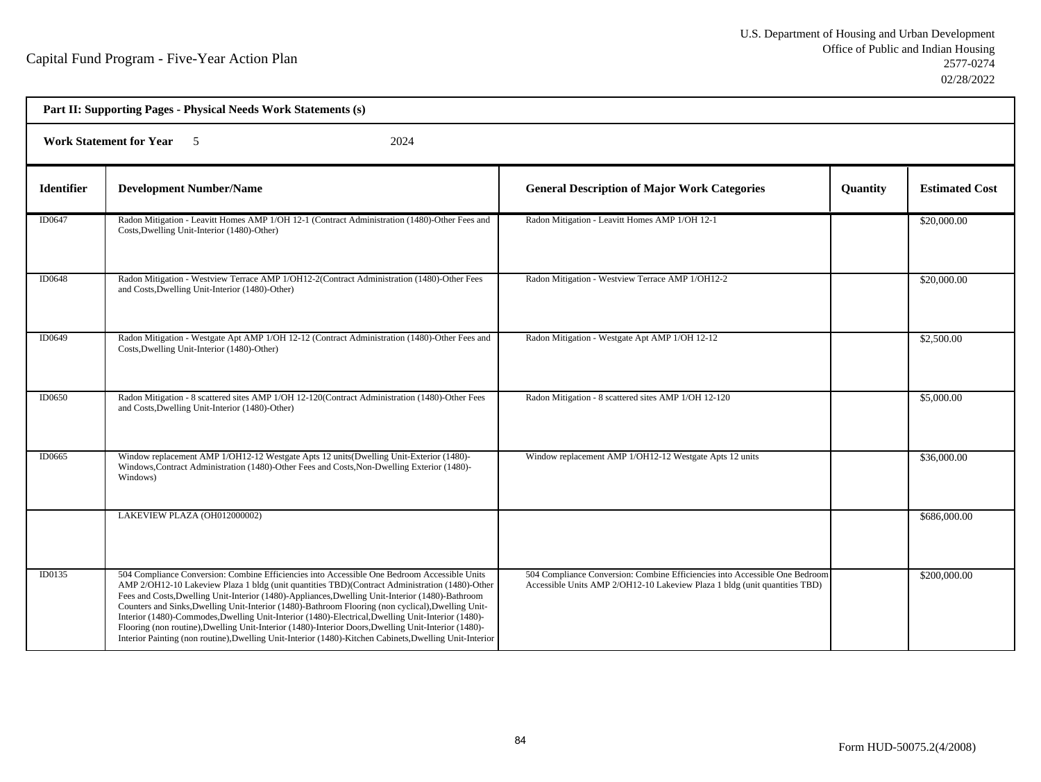Capital Fund Program - Five-Year Action Plan

U.S. Department of Housing and Urban Development
Office of Public and Indian Housing
2577-0274
02/28/2022

**Part II: Supporting Pages - Physical Needs Work Statements (s)**

**Work Statement for Year** 5 2024

| Identifier | Development Number/Name | General Description of Major Work Categories | Quantity | Estimated Cost |
|---|---|---|---|---|
| ID0647 | Radon Mitigation - Leavitt Homes AMP 1/OH 12-1 (Contract Administration (1480)-Other Fees and Costs,Dwelling Unit-Interior (1480)-Other) | Radon Mitigation - Leavitt Homes AMP 1/OH 12-1 | | $20,000.00 |
| ID0648 | Radon Mitigation - Westview Terrace AMP 1/OH12-2(Contract Administration (1480)-Other Fees and Costs,Dwelling Unit-Interior (1480)-Other) | Radon Mitigation - Westview Terrace AMP 1/OH12-2 | | $20,000.00 |
| ID0649 | Radon Mitigation - Westgate Apt AMP 1/OH 12-12 (Contract Administration (1480)-Other Fees and Costs,Dwelling Unit-Interior (1480)-Other) | Radon Mitigation - Westgate Apt AMP 1/OH 12-12 | | $2,500.00 |
| ID0650 | Radon Mitigation - 8 scattered sites AMP 1/OH 12-120(Contract Administration (1480)-Other Fees and Costs,Dwelling Unit-Interior (1480)-Other) | Radon Mitigation - 8 scattered sites AMP 1/OH 12-120 | | $5,000.00 |
| ID0665 | Window replacement AMP 1/OH12-12 Westgate Apts 12 units(Dwelling Unit-Exterior (1480)-Windows,Contract Administration (1480)-Other Fees and Costs,Non-Dwelling Exterior (1480)-Windows) | Window replacement AMP 1/OH12-12 Westgate Apts 12 units | | $36,000.00 |
| | LAKEVIEW PLAZA (OH012000002) | | | $686,000.00 |
| ID0135 | 504 Compliance Conversion: Combine Efficiencies into Accessible One Bedroom Accessible Units AMP 2/OH12-10 Lakeview Plaza 1 bldg (unit quantities TBD)(Contract Administration (1480)-Other Fees and Costs,Dwelling Unit-Interior (1480)-Appliances,Dwelling Unit-Interior (1480)-Bathroom Counters and Sinks,Dwelling Unit-Interior (1480)-Bathroom Flooring (non cyclical),Dwelling Unit-Interior (1480)-Commodes,Dwelling Unit-Interior (1480)-Electrical,Dwelling Unit-Interior (1480)-Flooring (non routine),Dwelling Unit-Interior (1480)-Interior Doors,Dwelling Unit-Interior (1480)-Interior Painting (non routine),Dwelling Unit-Interior (1480)-Kitchen Cabinets,Dwelling Unit-Interior | 504 Compliance Conversion: Combine Efficiencies into Accessible One Bedroom Accessible Units AMP 2/OH12-10 Lakeview Plaza 1 bldg (unit quantities TBD) | | $200,000.00 |

Form HUD-50075.2(4/2008)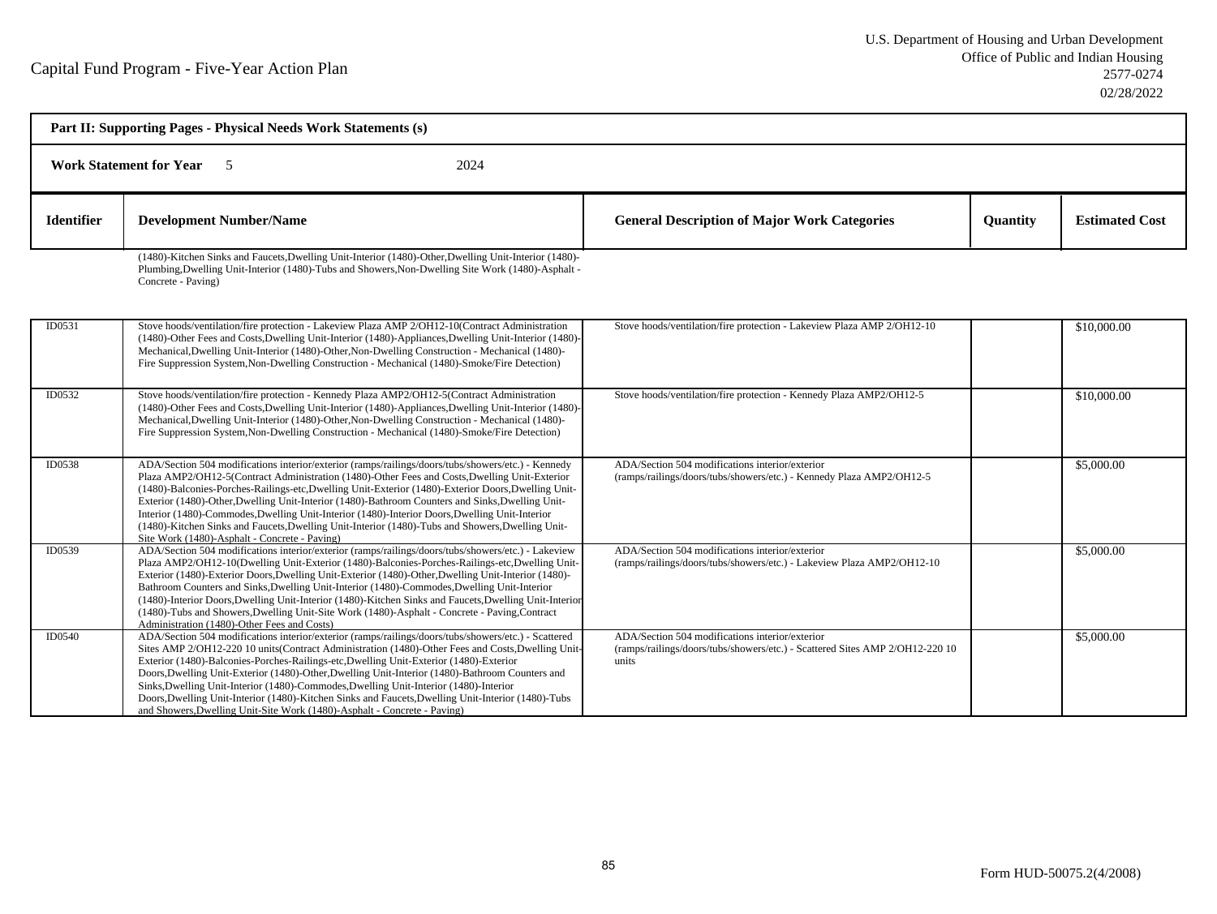Capital Fund Program - Five-Year Action Plan

U.S. Department of Housing and Urban Development
Office of Public and Indian Housing
2577-0274
02/28/2022

**Part II: Supporting Pages - Physical Needs Work Statements (s)**

**Work Statement for Year** 5 2024

| Identifier | Development Number/Name | General Description of Major Work Categories | Quantity | Estimated Cost |
|---|---|---|---|---|
| | (1480)-Kitchen Sinks and Faucets,Dwelling Unit-Interior (1480)-Other,Dwelling Unit-Interior (1480)-Plumbing,Dwelling Unit-Interior (1480)-Tubs and Showers,Non-Dwelling Site Work (1480)-Asphalt - Concrete - Paving) | | | |
| ID0531 | Stove hoods/ventilation/fire protection - Lakeview Plaza AMP 2/OH12-10(Contract Administration (1480)-Other Fees and Costs,Dwelling Unit-Interior (1480)-Appliances,Dwelling Unit-Interior (1480)-Mechanical,Dwelling Unit-Interior (1480)-Other,Non-Dwelling Construction - Mechanical (1480)-Fire Suppression System,Non-Dwelling Construction - Mechanical (1480)-Smoke/Fire Detection) | Stove hoods/ventilation/fire protection - Lakeview Plaza AMP 2/OH12-10 | | $10,000.00 |
| ID0532 | Stove hoods/ventilation/fire protection - Kennedy Plaza AMP2/OH12-5(Contract Administration (1480)-Other Fees and Costs,Dwelling Unit-Interior (1480)-Appliances,Dwelling Unit-Interior (1480)-Mechanical,Dwelling Unit-Interior (1480)-Other,Non-Dwelling Construction - Mechanical (1480)-Fire Suppression System,Non-Dwelling Construction - Mechanical (1480)-Smoke/Fire Detection) | Stove hoods/ventilation/fire protection - Kennedy Plaza AMP2/OH12-5 | | $10,000.00 |
| ID0538 | ADA/Section 504 modifications interior/exterior (ramps/railings/doors/tubs/showers/etc.) - Kennedy Plaza AMP2/OH12-5(Contract Administration (1480)-Other Fees and Costs,Dwelling Unit-Exterior (1480)-Balconies-Porches-Railings-etc,Dwelling Unit-Exterior (1480)-Exterior Doors,Dwelling Unit-Exterior (1480)-Other,Dwelling Unit-Interior (1480)-Bathroom Counters and Sinks,Dwelling Unit-Interior (1480)-Commodes,Dwelling Unit-Interior (1480)-Interior Doors,Dwelling Unit-Interior (1480)-Kitchen Sinks and Faucets,Dwelling Unit-Interior (1480)-Tubs and Showers,Dwelling Unit-Site Work (1480)-Asphalt - Concrete - Paving) | ADA/Section 504 modifications interior/exterior (ramps/railings/doors/tubs/showers/etc.) - Kennedy Plaza AMP2/OH12-5 | | $5,000.00 |
| ID0539 | ADA/Section 504 modifications interior/exterior (ramps/railings/doors/tubs/showers/etc.) - Lakeview Plaza AMP2/OH12-10(Dwelling Unit-Exterior (1480)-Balconies-Porches-Railings-etc,Dwelling Unit-Exterior (1480)-Exterior Doors,Dwelling Unit-Exterior (1480)-Other,Dwelling Unit-Interior (1480)-Bathroom Counters and Sinks,Dwelling Unit-Interior (1480)-Commodes,Dwelling Unit-Interior (1480)-Interior Doors,Dwelling Unit-Interior (1480)-Kitchen Sinks and Faucets,Dwelling Unit-Interior (1480)-Tubs and Showers,Dwelling Unit-Site Work (1480)-Asphalt - Concrete - Paving,Contract Administration (1480)-Other Fees and Costs) | ADA/Section 504 modifications interior/exterior (ramps/railings/doors/tubs/showers/etc.) - Lakeview Plaza AMP2/OH12-10 | | $5,000.00 |
| ID0540 | ADA/Section 504 modifications interior/exterior (ramps/railings/doors/tubs/showers/etc.) - Scattered Sites AMP 2/OH12-220 10 units(Contract Administration (1480)-Other Fees and Costs,Dwelling Unit-Exterior (1480)-Balconies-Porches-Railings-etc,Dwelling Unit-Exterior (1480)-Exterior Doors,Dwelling Unit-Exterior (1480)-Other,Dwelling Unit-Interior (1480)-Bathroom Counters and Sinks,Dwelling Unit-Interior (1480)-Commodes,Dwelling Unit-Interior (1480)-Interior Doors,Dwelling Unit-Interior (1480)-Kitchen Sinks and Faucets,Dwelling Unit-Interior (1480)-Tubs and Showers,Dwelling Unit-Site Work (1480)-Asphalt - Concrete - Paving) | ADA/Section 504 modifications interior/exterior (ramps/railings/doors/tubs/showers/etc.) - Scattered Sites AMP 2/OH12-220 10 units | | $5,000.00 |

Form HUD-50075.2(4/2008)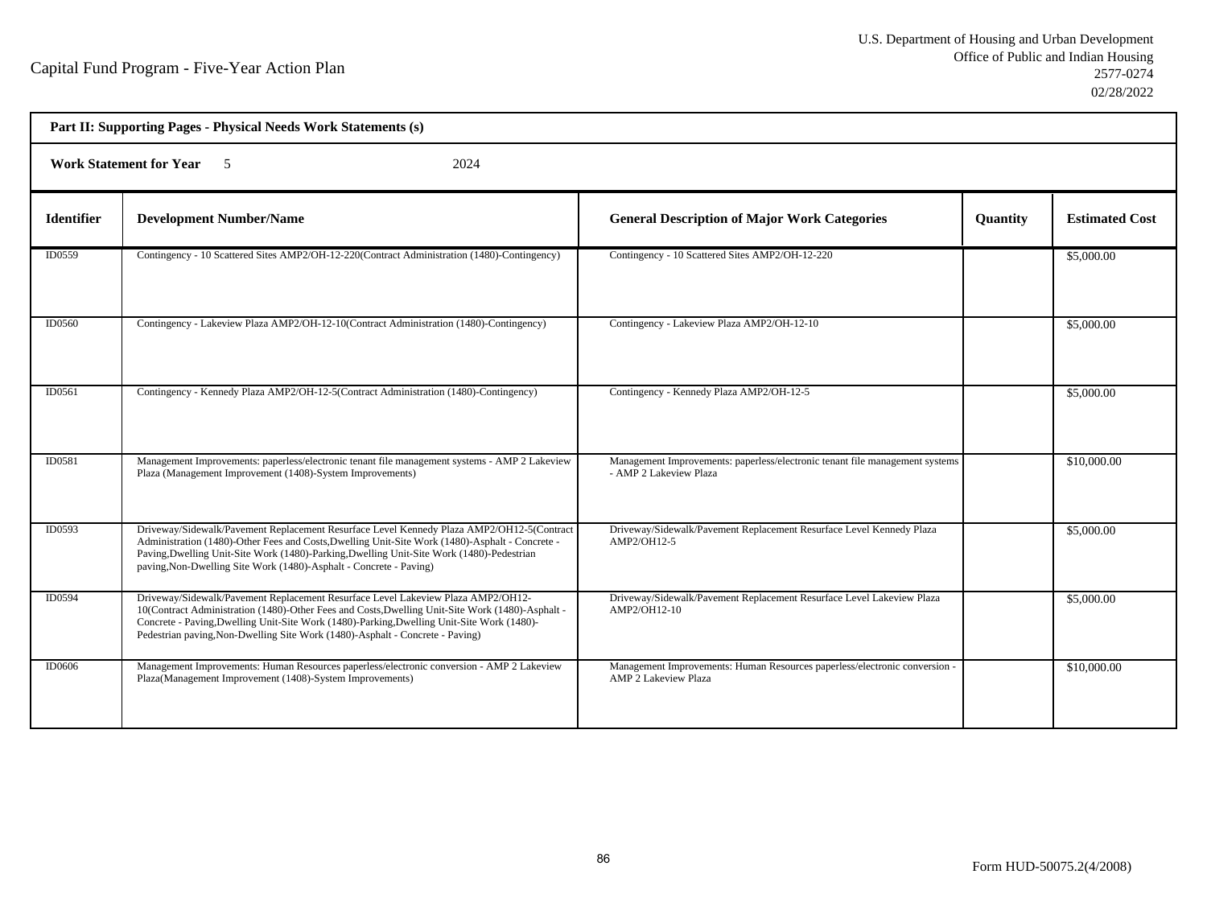Capital Fund Program - Five-Year Action Plan

U.S. Department of Housing and Urban Development
Office of Public and Indian Housing
2577-0274
02/28/2022

**Part II: Supporting Pages - Physical Needs Work Statements (s)**

**Work Statement for Year** 5 2024

| Identifier | Development Number/Name | General Description of Major Work Categories | Quantity | Estimated Cost |
|---|---|---|---|---|
| ID0559 | Contingency - 10 Scattered Sites AMP2/OH-12-220(Contract Administration (1480)-Contingency) | Contingency - 10 Scattered Sites AMP2/OH-12-220 | | $5,000.00 |
| ID0560 | Contingency - Lakeview Plaza AMP2/OH-12-10(Contract Administration (1480)-Contingency) | Contingency - Lakeview Plaza AMP2/OH-12-10 | | $5,000.00 |
| ID0561 | Contingency - Kennedy Plaza AMP2/OH-12-5(Contract Administration (1480)-Contingency) | Contingency - Kennedy Plaza AMP2/OH-12-5 | | $5,000.00 |
| ID0581 | Management Improvements: paperless/electronic tenant file management systems - AMP 2 Lakeview Plaza (Management Improvement (1408)-System Improvements) | Management Improvements: paperless/electronic tenant file management systems - AMP 2 Lakeview Plaza | | $10,000.00 |
| ID0593 | Driveway/Sidewalk/Pavement Replacement Resurface Level Kennedy Plaza AMP2/OH12-5(Contract Administration (1480)-Other Fees and Costs,Dwelling Unit-Site Work (1480)-Asphalt - Concrete - Paving,Dwelling Unit-Site Work (1480)-Parking,Dwelling Unit-Site Work (1480)-Pedestrian paving,Non-Dwelling Site Work (1480)-Asphalt - Concrete - Paving) | Driveway/Sidewalk/Pavement Replacement Resurface Level Kennedy Plaza AMP2/OH12-5 | | $5,000.00 |
| ID0594 | Driveway/Sidewalk/Pavement Replacement Resurface Level Lakeview Plaza AMP2/OH12-10(Contract Administration (1480)-Other Fees and Costs,Dwelling Unit-Site Work (1480)-Asphalt - Concrete - Paving,Dwelling Unit-Site Work (1480)-Parking,Dwelling Unit-Site Work (1480)-Pedestrian paving,Non-Dwelling Site Work (1480)-Asphalt - Concrete - Paving) | Driveway/Sidewalk/Pavement Replacement Resurface Level Lakeview Plaza AMP2/OH12-10 | | $5,000.00 |
| ID0606 | Management Improvements: Human Resources paperless/electronic conversion - AMP 2 Lakeview Plaza(Management Improvement (1408)-System Improvements) | Management Improvements: Human Resources paperless/electronic conversion - AMP 2 Lakeview Plaza | | $10,000.00 |

Form HUD-50075.2(4/2008)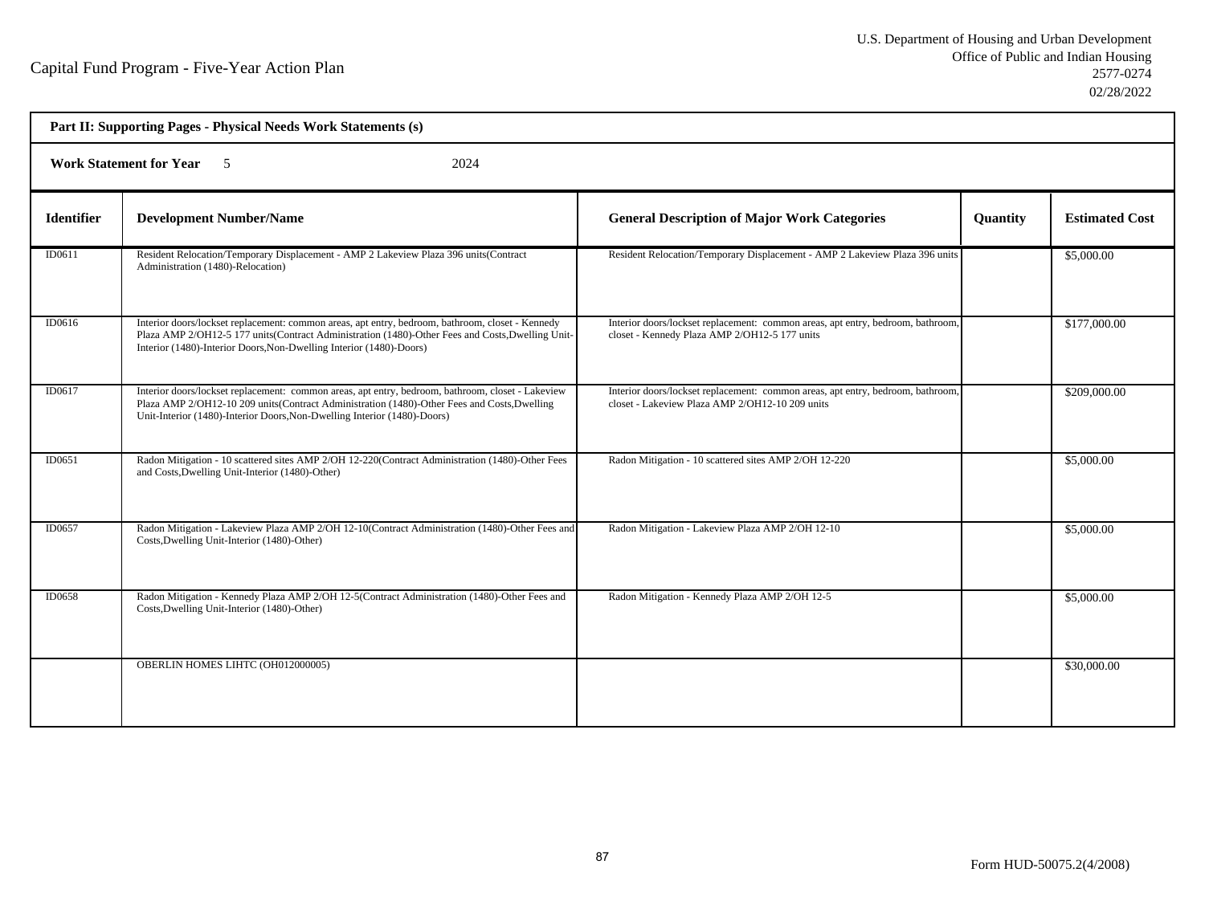Capital Fund Program - Five-Year Action Plan

U.S. Department of Housing and Urban Development
Office of Public and Indian Housing
2577-0274
02/28/2022

**Part II: Supporting Pages - Physical Needs Work Statements (s)**

**Work Statement for Year** 5 2024

| Identifier | Development Number/Name | General Description of Major Work Categories | Quantity | Estimated Cost |
|---|---|---|---|---|
| ID0611 | Resident Relocation/Temporary Displacement - AMP 2 Lakeview Plaza 396 units(Contract Administration (1480)-Relocation) | Resident Relocation/Temporary Displacement - AMP 2 Lakeview Plaza 396 units | | $5,000.00 |
| ID0616 | Interior doors/lockset replacement: common areas, apt entry, bedroom, bathroom, closet - Kennedy Plaza AMP 2/OH12-5 177 units(Contract Administration (1480)-Other Fees and Costs,Dwelling Unit-Interior (1480)-Interior Doors,Non-Dwelling Interior (1480)-Doors) | Interior doors/lockset replacement: common areas, apt entry, bedroom, bathroom, closet - Kennedy Plaza AMP 2/OH12-5 177 units | | $177,000.00 |
| ID0617 | Interior doors/lockset replacement: common areas, apt entry, bedroom, bathroom, closet - Lakeview Plaza AMP 2/OH12-10 209 units(Contract Administration (1480)-Other Fees and Costs,Dwelling Unit-Interior (1480)-Interior Doors,Non-Dwelling Interior (1480)-Doors) | Interior doors/lockset replacement: common areas, apt entry, bedroom, bathroom, closet - Lakeview Plaza AMP 2/OH12-10 209 units | | $209,000.00 |
| ID0651 | Radon Mitigation - 10 scattered sites AMP 2/OH 12-220(Contract Administration (1480)-Other Fees and Costs,Dwelling Unit-Interior (1480)-Other) | Radon Mitigation - 10 scattered sites AMP 2/OH 12-220 | | $5,000.00 |
| ID0657 | Radon Mitigation - Lakeview Plaza AMP 2/OH 12-10(Contract Administration (1480)-Other Fees and Costs,Dwelling Unit-Interior (1480)-Other) | Radon Mitigation - Lakeview Plaza AMP 2/OH 12-10 | | $5,000.00 |
| ID0658 | Radon Mitigation - Kennedy Plaza AMP 2/OH 12-5(Contract Administration (1480)-Other Fees and Costs,Dwelling Unit-Interior (1480)-Other) | Radon Mitigation - Kennedy Plaza AMP 2/OH 12-5 | | $5,000.00 |
| | OBERLIN HOMES LIHTC (OH012000005) | | | $30,000.00 |

Form HUD-50075.2(4/2008)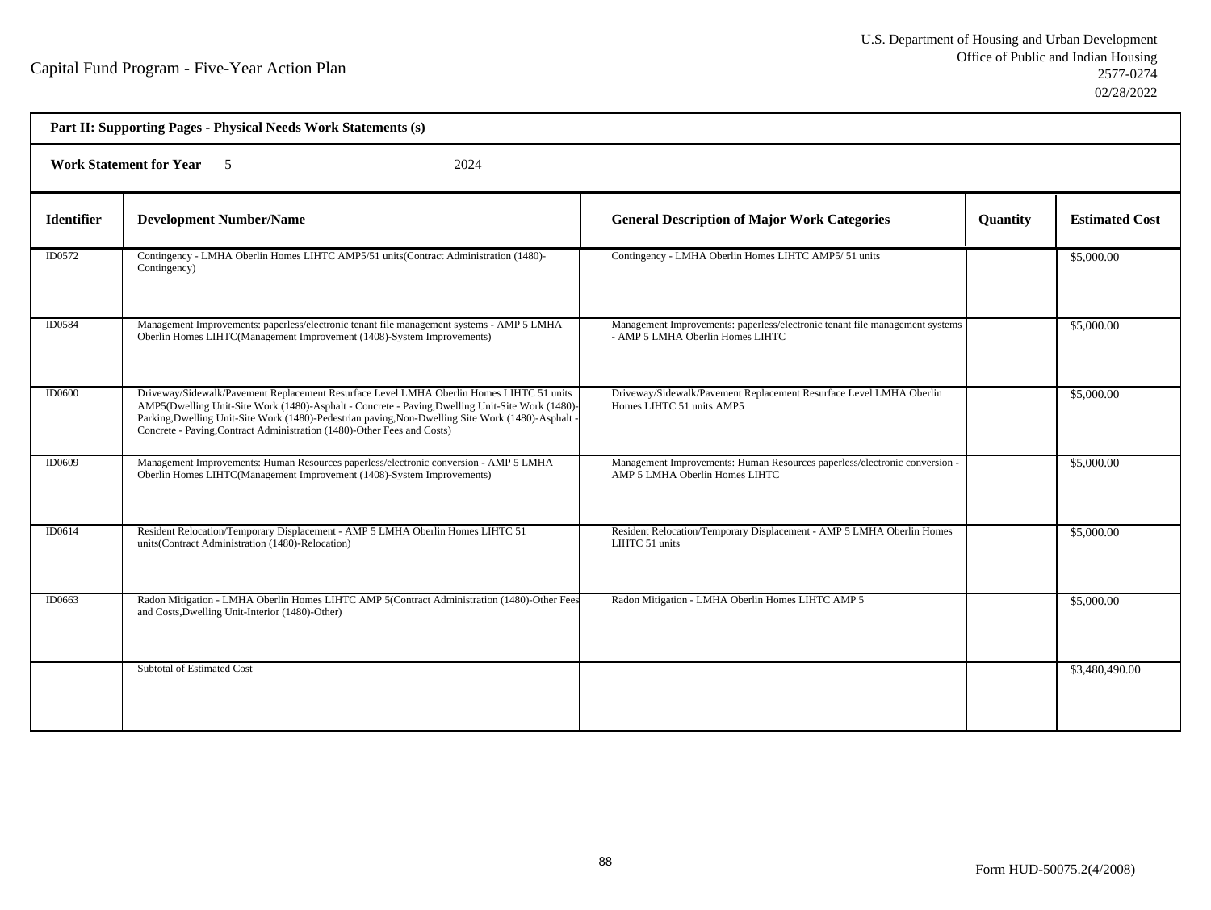Capital Fund Program - Five-Year Action Plan

U.S. Department of Housing and Urban Development
Office of Public and Indian Housing
2577-0274
02/28/2022

**Part II: Supporting Pages - Physical Needs Work Statements (s)**

**Work Statement for Year** 5 2024

| Identifier | Development Number/Name | General Description of Major Work Categories | Quantity | Estimated Cost |
|---|---|---|---|---|
| ID0572 | Contingency - LMHA Oberlin Homes LIHTC AMP5/51 units(Contract Administration (1480)-Contingency) | Contingency - LMHA Oberlin Homes LIHTC AMP5/ 51 units | | $5,000.00 |
| ID0584 | Management Improvements: paperless/electronic tenant file management systems - AMP 5 LMHA Oberlin Homes LIHTC(Management Improvement (1408)-System Improvements) | Management Improvements: paperless/electronic tenant file management systems - AMP 5 LMHA Oberlin Homes LIHTC | | $5,000.00 |
| ID0600 | Driveway/Sidewalk/Pavement Replacement Resurface Level LMHA Oberlin Homes LIHTC 51 units AMP5(Dwelling Unit-Site Work (1480)-Asphalt - Concrete - Paving,Dwelling Unit-Site Work (1480)-Parking,Dwelling Unit-Site Work (1480)-Pedestrian paving,Non-Dwelling Site Work (1480)-Asphalt - Concrete - Paving,Contract Administration (1480)-Other Fees and Costs) | Driveway/Sidewalk/Pavement Replacement Resurface Level LMHA Oberlin Homes LIHTC 51 units AMP5 | | $5,000.00 |
| ID0609 | Management Improvements: Human Resources paperless/electronic conversion - AMP 5 LMHA Oberlin Homes LIHTC(Management Improvement (1408)-System Improvements) | Management Improvements: Human Resources paperless/electronic conversion - AMP 5 LMHA Oberlin Homes LIHTC | | $5,000.00 |
| ID0614 | Resident Relocation/Temporary Displacement - AMP 5 LMHA Oberlin Homes LIHTC 51 units(Contract Administration (1480)-Relocation) | Resident Relocation/Temporary Displacement - AMP 5 LMHA Oberlin Homes LIHTC 51 units | | $5,000.00 |
| ID0663 | Radon Mitigation - LMHA Oberlin Homes LIHTC AMP 5(Contract Administration (1480)-Other Fees and Costs,Dwelling Unit-Interior (1480)-Other) | Radon Mitigation - LMHA Oberlin Homes LIHTC AMP 5 | | $5,000.00 |
| | Subtotal of Estimated Cost | | | $3,480,490.00 |

Form HUD-50075.2(4/2008)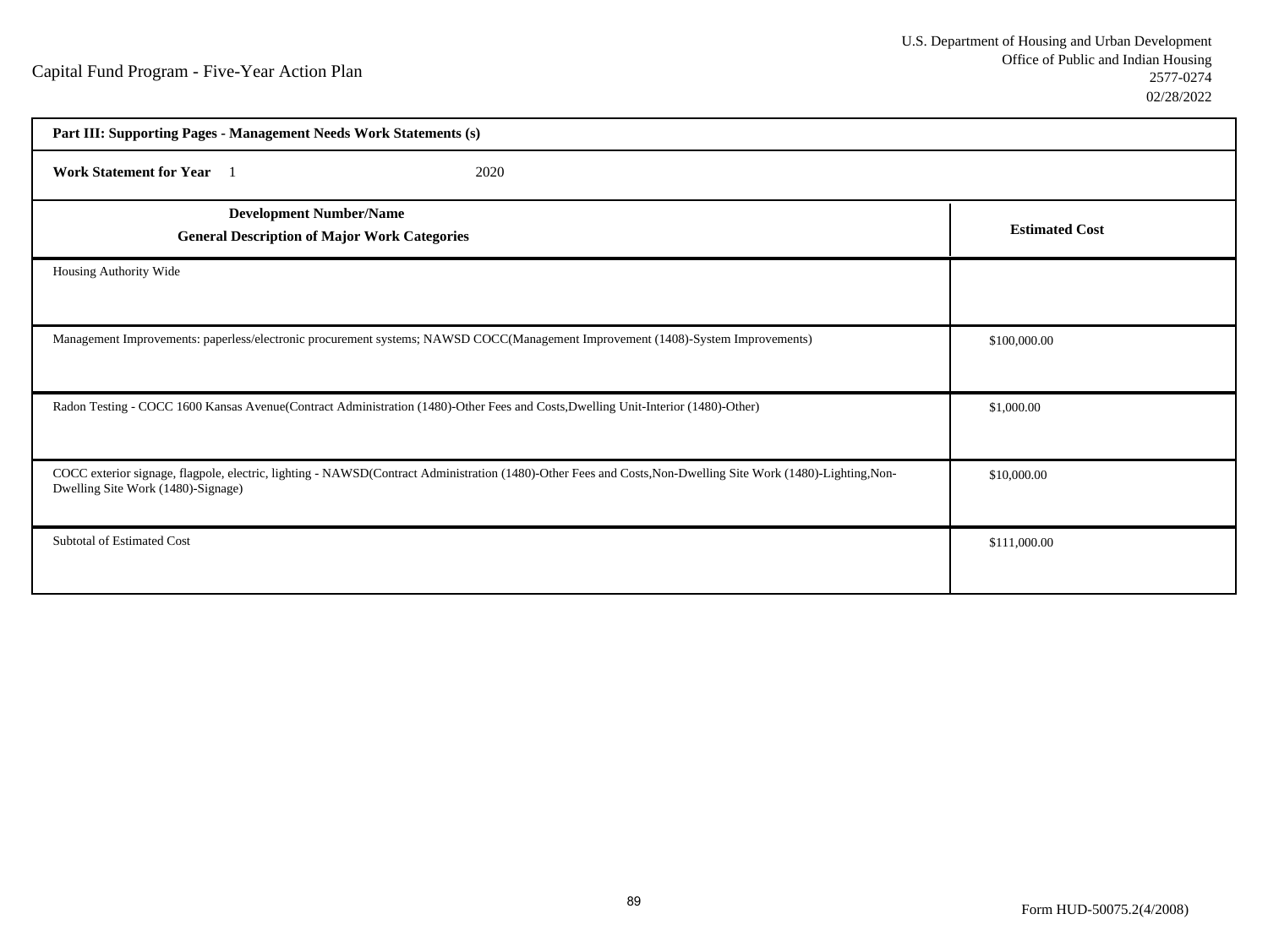Capital Fund Program - Five-Year Action Plan

U.S. Department of Housing and Urban Development
Office of Public and Indian Housing
2577-0274
02/28/2022

| **Part III: Supporting Pages - Management Needs Work Statements (s)** | |
|---|---|
| **Work Statement for Year** 1 &nbsp;&nbsp;&nbsp;&nbsp; 2020 | |
| **Development Number/Name**<br>**General Description of Major Work Categories** | **Estimated Cost** |
| Housing Authority Wide | |
| Management Improvements: paperless/electronic procurement systems; NAWSD COCC(Management Improvement (1408)-System Improvements) | $100,000.00 |
| Radon Testing - COCC 1600 Kansas Avenue(Contract Administration (1480)-Other Fees and Costs,Dwelling Unit-Interior (1480)-Other) | $1,000.00 |
| COCC exterior signage, flagpole, electric, lighting - NAWSD(Contract Administration (1480)-Other Fees and Costs,Non-Dwelling Site Work (1480)-Lighting,Non-Dwelling Site Work (1480)-Signage) | $10,000.00 |
| Subtotal of Estimated Cost | $111,000.00 |

Form HUD-50075.2(4/2008)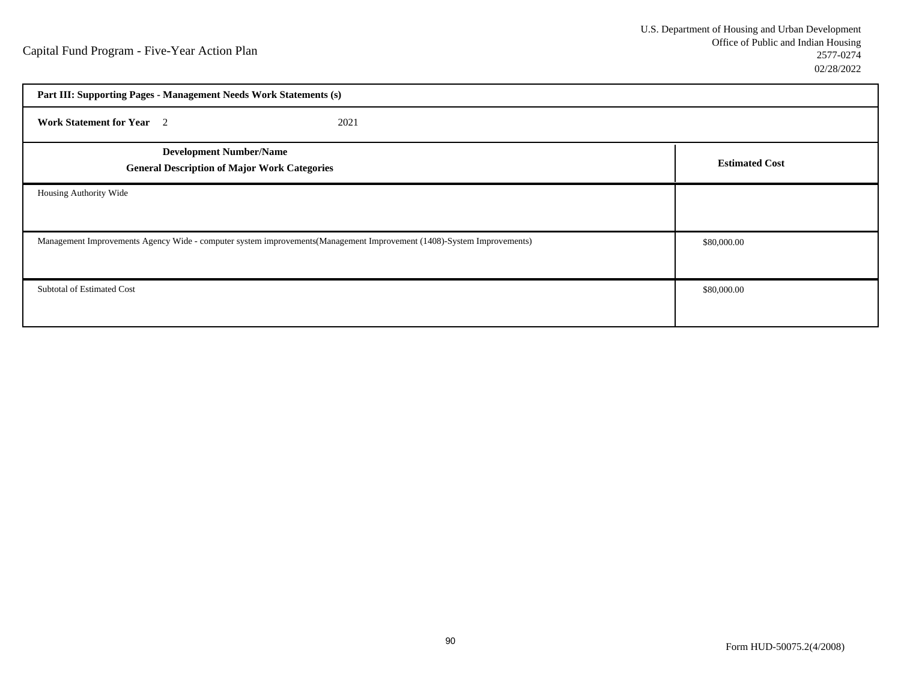Capital Fund Program - Five-Year Action Plan

U.S. Department of Housing and Urban Development
Office of Public and Indian Housing
2577-0274
02/28/2022

**Part III: Supporting Pages - Management Needs Work Statements (s)**

**Work Statement for Year** 2 2021

| Development Number/Name<br>General Description of Major Work Categories | Estimated Cost |
|---|---|
| Housing Authority Wide | |
| Management Improvements Agency Wide - computer system improvements(Management Improvement (1408)-System Improvements) | $80,000.00 |
| Subtotal of Estimated Cost | $80,000.00 |

Form HUD-50075.2(4/2008)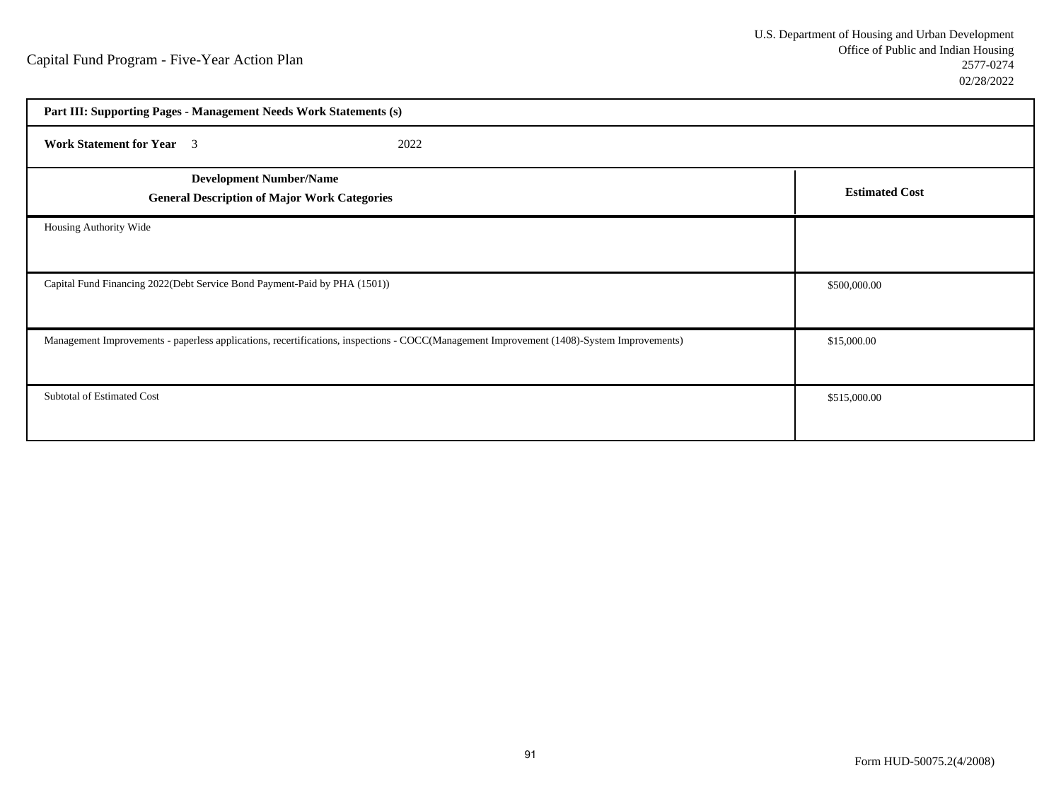Capital Fund Program - Five-Year Action Plan

U.S. Department of Housing and Urban Development
Office of Public and Indian Housing
2577-0274
02/28/2022

| **Part III: Supporting Pages - Management Needs Work Statements (s)** | |
|---|---|
| **Work Statement for Year** 3 2022 | |
| **Development Number/Name**<br>**General Description of Major Work Categories** | **Estimated Cost** |
| Housing Authority Wide | |
| Capital Fund Financing 2022(Debt Service Bond Payment-Paid by PHA (1501)) | $500,000.00 |
| Management Improvements - paperless applications, recertifications, inspections - COCC(Management Improvement (1408)-System Improvements) | $15,000.00 |
| Subtotal of Estimated Cost | $515,000.00 |

Form HUD-50075.2(4/2008)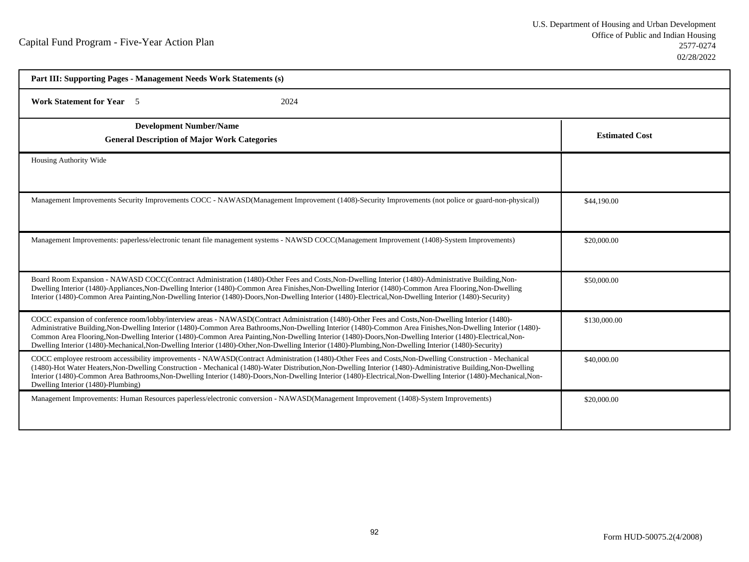Capital Fund Program - Five-Year Action Plan

U.S. Department of Housing and Urban Development
Office of Public and Indian Housing
2577-0274
02/28/2022

**Part III: Supporting Pages - Management Needs Work Statements (s)**

**Work Statement for Year** 5 2024

| **Development Number/Name**<br>**General Description of Major Work Categories** | **Estimated Cost** |
|---|---|
| Housing Authority Wide | |
| Management Improvements Security Improvements COCC - NAWASD(Management Improvement (1408)-Security Improvements (not police or guard-non-physical)) | $44,190.00 |
| Management Improvements: paperless/electronic tenant file management systems - NAWSD COCC(Management Improvement (1408)-System Improvements) | $20,000.00 |
| Board Room Expansion - NAWASD COCC(Contract Administration (1480)-Other Fees and Costs,Non-Dwelling Interior (1480)-Administrative Building,Non-Dwelling Interior (1480)-Appliances,Non-Dwelling Interior (1480)-Common Area Finishes,Non-Dwelling Interior (1480)-Common Area Flooring,Non-Dwelling Interior (1480)-Common Area Painting,Non-Dwelling Interior (1480)-Doors,Non-Dwelling Interior (1480)-Electrical,Non-Dwelling Interior (1480)-Security) | $50,000.00 |
| COCC expansion of conference room/lobby/interview areas - NAWASD(Contract Administration (1480)-Other Fees and Costs,Non-Dwelling Interior (1480)-Administrative Building,Non-Dwelling Interior (1480)-Common Area Bathrooms,Non-Dwelling Interior (1480)-Common Area Finishes,Non-Dwelling Interior (1480)-Common Area Flooring,Non-Dwelling Interior (1480)-Common Area Painting,Non-Dwelling Interior (1480)-Doors,Non-Dwelling Interior (1480)-Electrical,Non-Dwelling Interior (1480)-Mechanical,Non-Dwelling Interior (1480)-Other,Non-Dwelling Interior (1480)-Plumbing,Non-Dwelling Interior (1480)-Security) | $130,000.00 |
| COCC employee restroom accessibility improvements - NAWASD(Contract Administration (1480)-Other Fees and Costs,Non-Dwelling Construction - Mechanical (1480)-Hot Water Heaters,Non-Dwelling Construction - Mechanical (1480)-Water Distribution,Non-Dwelling Interior (1480)-Administrative Building,Non-Dwelling Interior (1480)-Common Area Bathrooms,Non-Dwelling Interior (1480)-Doors,Non-Dwelling Interior (1480)-Electrical,Non-Dwelling Interior (1480)-Mechanical,Non-Dwelling Interior (1480)-Plumbing) | $40,000.00 |
| Management Improvements: Human Resources paperless/electronic conversion - NAWASD(Management Improvement (1408)-System Improvements) | $20,000.00 |

Form HUD-50075.2(4/2008)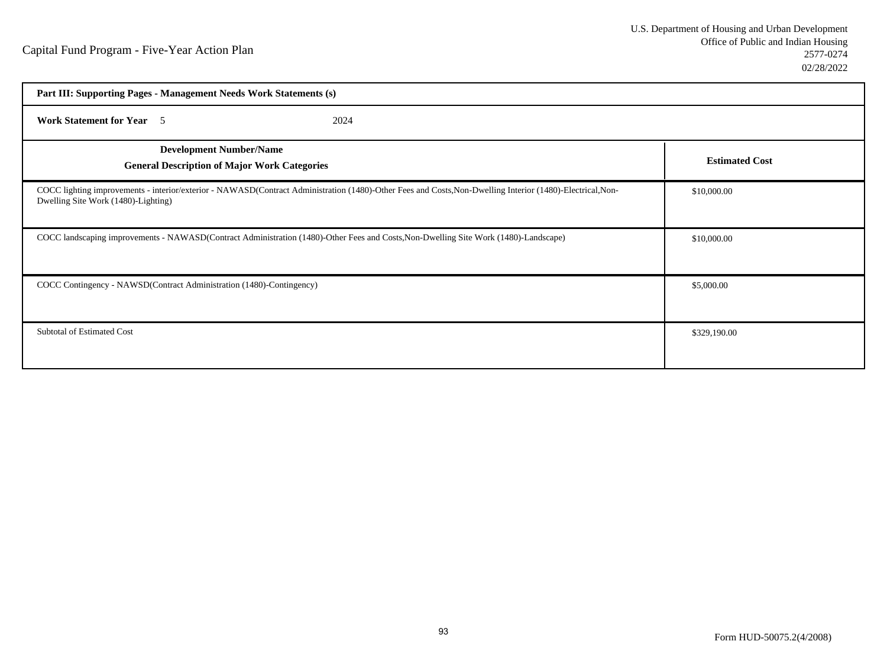Capital Fund Program - Five-Year Action Plan

U.S. Department of Housing and Urban Development
Office of Public and Indian Housing
2577-0274
02/28/2022

**Part III: Supporting Pages - Management Needs Work Statements (s)**

**Work Statement for Year** 5 2024

| Development Number/Name<br>General Description of Major Work Categories | Estimated Cost |
|---|---|
| COCC lighting improvements - interior/exterior - NAWASD(Contract Administration (1480)-Other Fees and Costs,Non-Dwelling Interior (1480)-Electrical,Non-Dwelling Site Work (1480)-Lighting) | $10,000.00 |
| COCC landscaping improvements - NAWASD(Contract Administration (1480)-Other Fees and Costs,Non-Dwelling Site Work (1480)-Landscape) | $10,000.00 |
| COCC Contingency - NAWSD(Contract Administration (1480)-Contingency) | $5,000.00 |
| Subtotal of Estimated Cost | $329,190.00 |

Form HUD-50075.2(4/2008)